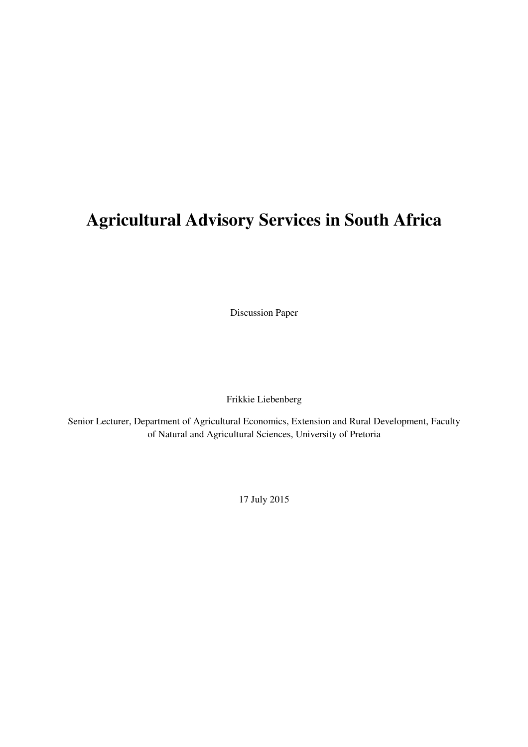# Agricultural Advisory Services in South Africa

Discussion Paper

Frikkie Liebenberg

Senior Lecturer, Department of Agricultural Economics, Extension and Rural Development, Faculty of Natural and Agricultural Sciences, University of Pretoria

17 July 2015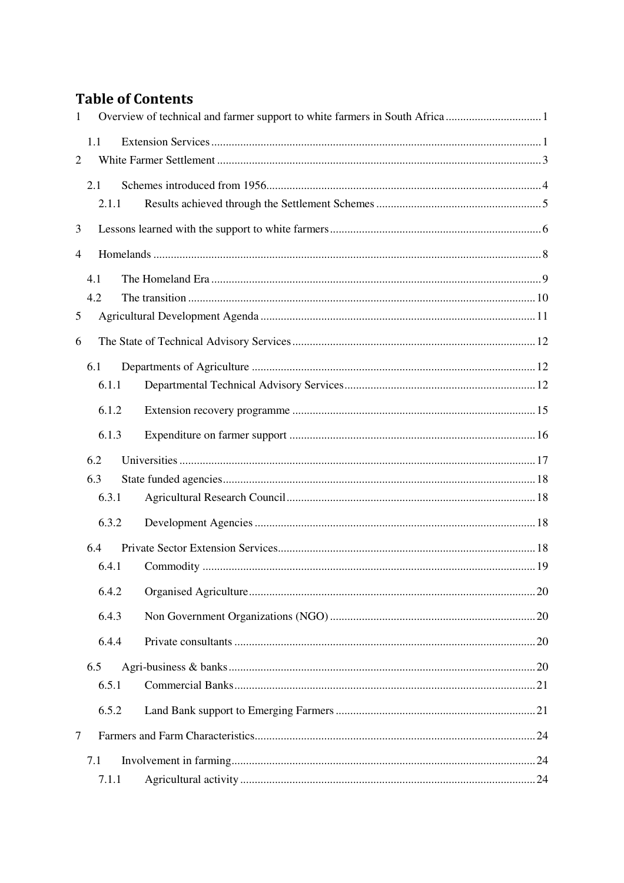## Table of Contents

1 Overview of technical and farmer support to white farmers in South Africa ..... 1

- 1.1 Extension Services ..... 1

2 White Farmer Settlement ..... 3

- 2.1 Schemes introduced from 1956 ..... 4
  - 2.1.1 Results achieved through the Settlement Schemes ..... 5

3 Lessons learned with the support to white farmers ..... 6

4 Homelands ..... 8

- 4.1 The Homeland Era ..... 9
- 4.2 The transition ..... 10

5 Agricultural Development Agenda ..... 11

6 The State of Technical Advisory Services ..... 12

- 6.1 Departments of Agriculture ..... 12
  - 6.1.1 Departmental Technical Advisory Services ..... 12
  - 6.1.2 Extension recovery programme ..... 15
  - 6.1.3 Expenditure on farmer support ..... 16
- 6.2 Universities ..... 17
- 6.3 State funded agencies ..... 18
  - 6.3.1 Agricultural Research Council ..... 18
  - 6.3.2 Development Agencies ..... 18
- 6.4 Private Sector Extension Services ..... 18
  - 6.4.1 Commodity ..... 19
  - 6.4.2 Organised Agriculture ..... 20
  - 6.4.3 Non Government Organizations (NGO) ..... 20
  - 6.4.4 Private consultants ..... 20
- 6.5 Agri-business & banks ..... 20
  - 6.5.1 Commercial Banks ..... 21
  - 6.5.2 Land Bank support to Emerging Farmers ..... 21

7 Farmers and Farm Characteristics ..... 24

- 7.1 Involvement in farming ..... 24
  - 7.1.1 Agricultural activity ..... 24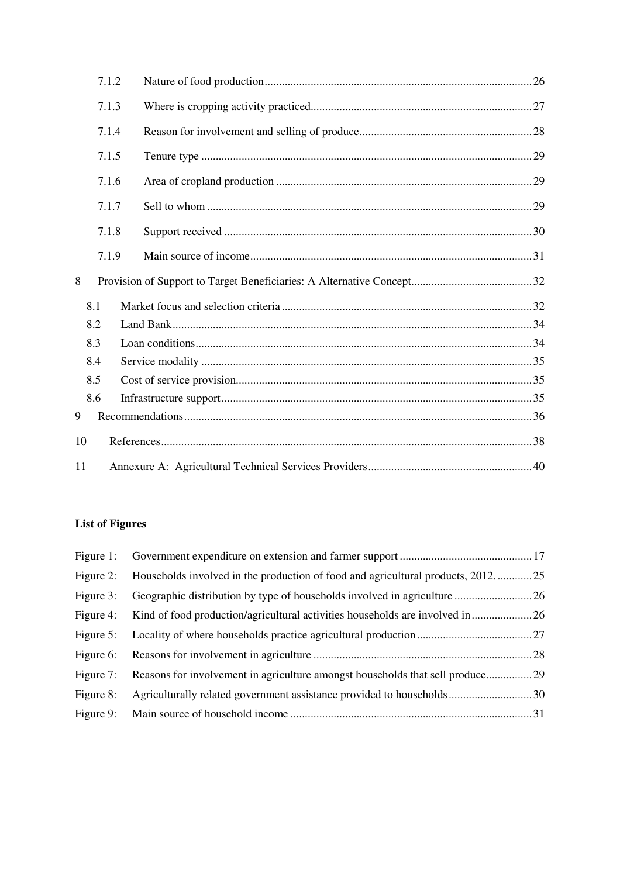7.1.2 Nature of food production ........ 26

7.1.3 Where is cropping activity practiced ........ 27

7.1.4 Reason for involvement and selling of produce ........ 28

7.1.5 Tenure type ........ 29

7.1.6 Area of cropland production ........ 29

7.1.7 Sell to whom ........ 29

7.1.8 Support received ........ 30

7.1.9 Main source of income ........ 31

8 Provision of Support to Target Beneficiaries: A Alternative Concept ........ 32

8.1 Market focus and selection criteria ........ 32

8.2 Land Bank ........ 34

8.3 Loan conditions ........ 34

8.4 Service modality ........ 35

8.5 Cost of service provision ........ 35

8.6 Infrastructure support ........ 35

9 Recommendations ........ 36

10 References ........ 38

11 Annexure A: Agricultural Technical Services Providers ........ 40

**List of Figures**

Figure 1: Government expenditure on extension and farmer support ........ 17

Figure 2: Households involved in the production of food and agricultural products, 2012. ........ 25

Figure 3: Geographic distribution by type of households involved in agriculture ........ 26

Figure 4: Kind of food production/agricultural activities households are involved in ........ 26

Figure 5: Locality of where households practice agricultural production ........ 27

Figure 6: Reasons for involvement in agriculture ........ 28

Figure 7: Reasons for involvement in agriculture amongst households that sell produce ........ 29

Figure 8: Agriculturally related government assistance provided to households ........ 30

Figure 9: Main source of household income ........ 31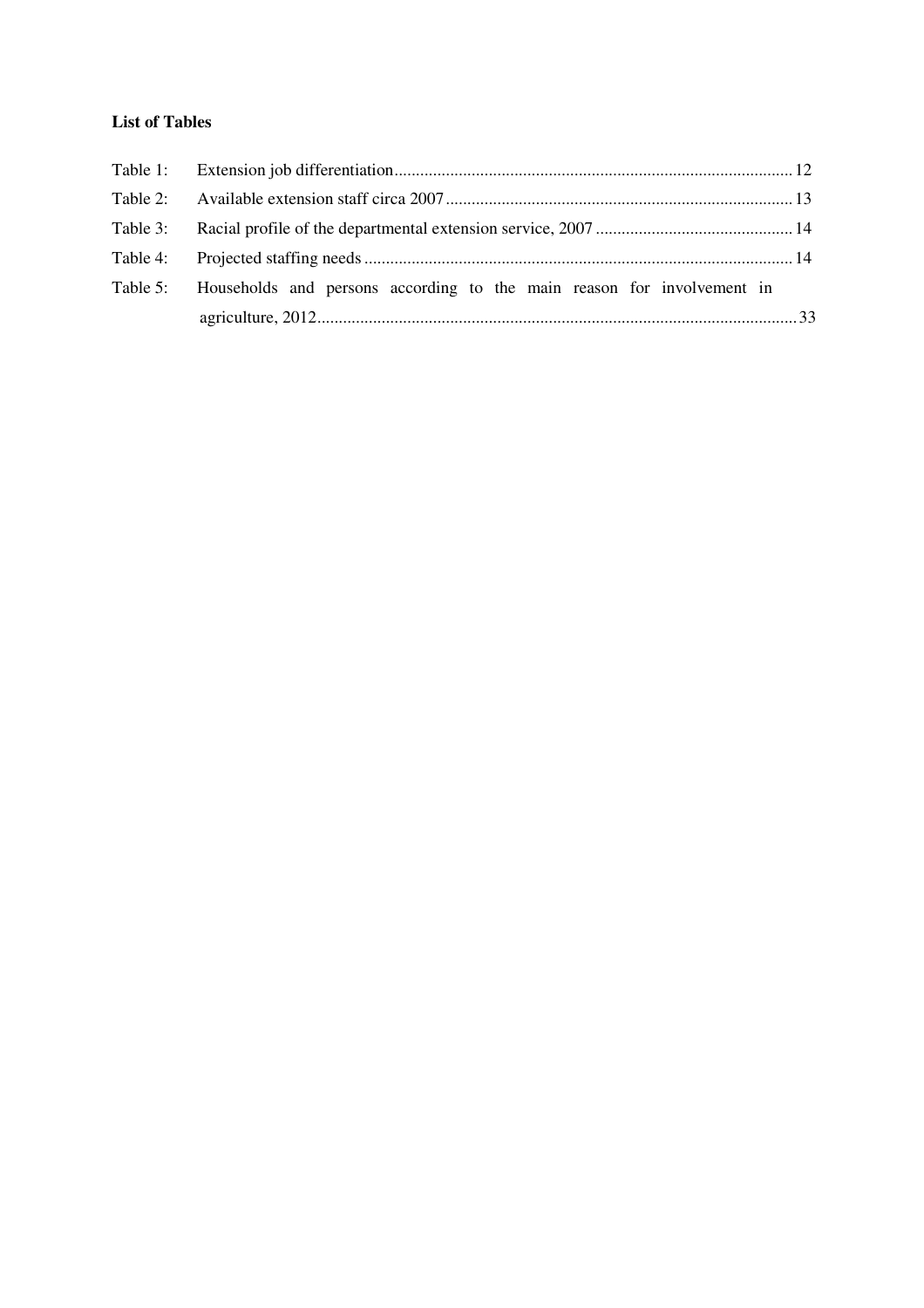**List of Tables**

Table 1: Extension job differentiation ........................................................................................... 12

Table 2: Available extension staff circa 2007 ................................................................................ 13

Table 3: Racial profile of the departmental extension service, 2007 ............................................. 14

Table 4: Projected staffing needs .................................................................................................. 14

Table 5: Households and persons according to the main reason for involvement in agriculture, 2012 .............................................................................................................. 33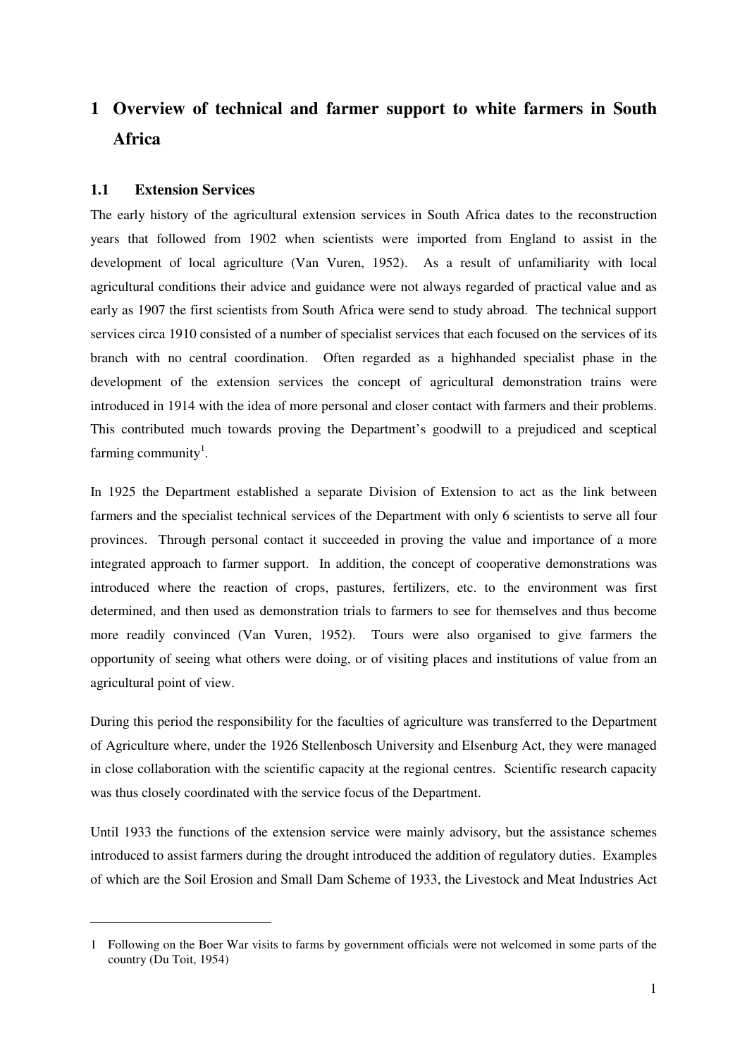# 1 Overview of technical and farmer support to white farmers in South Africa

## 1.1 Extension Services

The early history of the agricultural extension services in South Africa dates to the reconstruction years that followed from 1902 when scientists were imported from England to assist in the development of local agriculture (Van Vuren, 1952). As a result of unfamiliarity with local agricultural conditions their advice and guidance were not always regarded of practical value and as early as 1907 the first scientists from South Africa were send to study abroad. The technical support services circa 1910 consisted of a number of specialist services that each focused on the services of its branch with no central coordination. Often regarded as a highhanded specialist phase in the development of the extension services the concept of agricultural demonstration trains were introduced in 1914 with the idea of more personal and closer contact with farmers and their problems. This contributed much towards proving the Department's goodwill to a prejudiced and sceptical farming community[1].

In 1925 the Department established a separate Division of Extension to act as the link between farmers and the specialist technical services of the Department with only 6 scientists to serve all four provinces. Through personal contact it succeeded in proving the value and importance of a more integrated approach to farmer support. In addition, the concept of cooperative demonstrations was introduced where the reaction of crops, pastures, fertilizers, etc. to the environment was first determined, and then used as demonstration trials to farmers to see for themselves and thus become more readily convinced (Van Vuren, 1952). Tours were also organised to give farmers the opportunity of seeing what others were doing, or of visiting places and institutions of value from an agricultural point of view.

During this period the responsibility for the faculties of agriculture was transferred to the Department of Agriculture where, under the 1926 Stellenbosch University and Elsenburg Act, they were managed in close collaboration with the scientific capacity at the regional centres. Scientific research capacity was thus closely coordinated with the service focus of the Department.

Until 1933 the functions of the extension service were mainly advisory, but the assistance schemes introduced to assist farmers during the drought introduced the addition of regulatory duties. Examples of which are the Soil Erosion and Small Dam Scheme of 1933, the Livestock and Meat Industries Act

---

1 Following on the Boer War visits to farms by government officials were not welcomed in some parts of the country (Du Toit, 1954)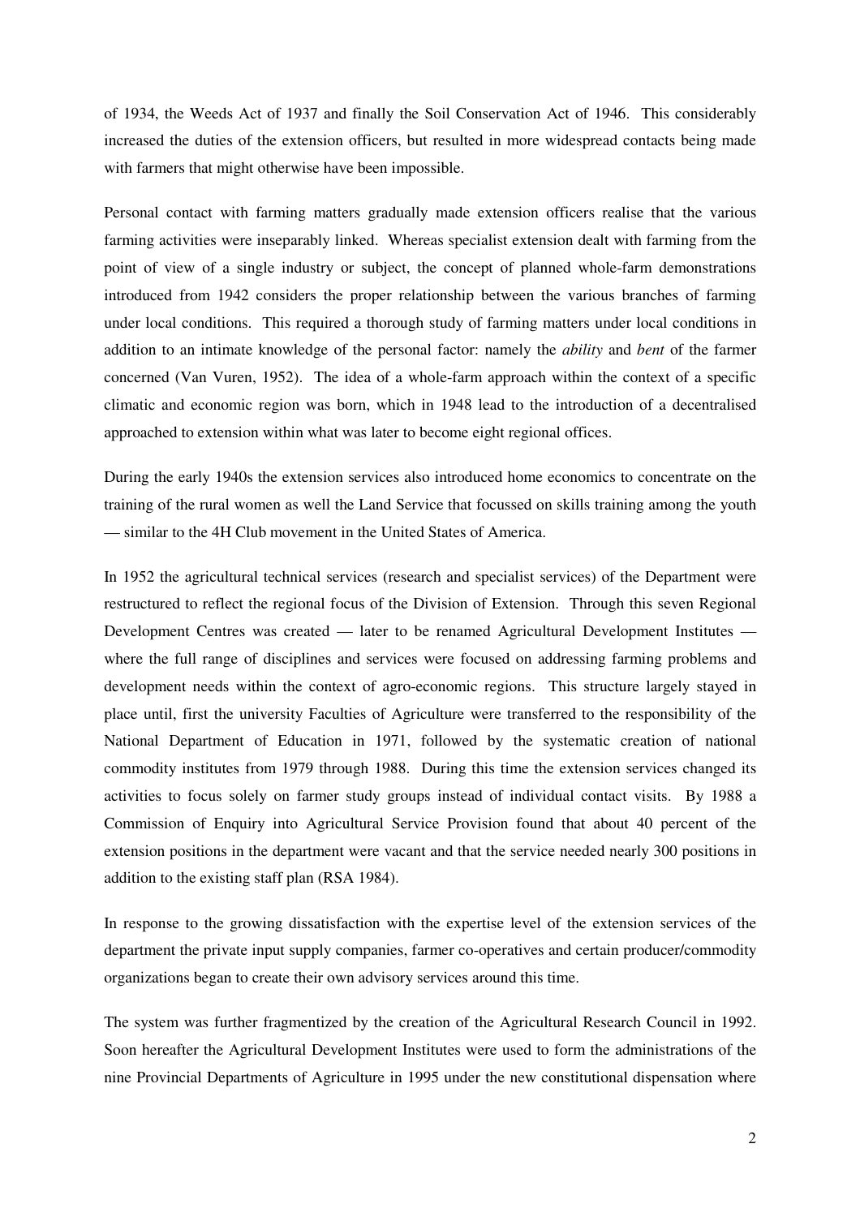of 1934, the Weeds Act of 1937 and finally the Soil Conservation Act of 1946. This considerably increased the duties of the extension officers, but resulted in more widespread contacts being made with farmers that might otherwise have been impossible.

Personal contact with farming matters gradually made extension officers realise that the various farming activities were inseparably linked. Whereas specialist extension dealt with farming from the point of view of a single industry or subject, the concept of planned whole-farm demonstrations introduced from 1942 considers the proper relationship between the various branches of farming under local conditions. This required a thorough study of farming matters under local conditions in addition to an intimate knowledge of the personal factor: namely the *ability* and *bent* of the farmer concerned (Van Vuren, 1952). The idea of a whole-farm approach within the context of a specific climatic and economic region was born, which in 1948 lead to the introduction of a decentralised approached to extension within what was later to become eight regional offices.

During the early 1940s the extension services also introduced home economics to concentrate on the training of the rural women as well the Land Service that focussed on skills training among the youth — similar to the 4H Club movement in the United States of America.

In 1952 the agricultural technical services (research and specialist services) of the Department were restructured to reflect the regional focus of the Division of Extension. Through this seven Regional Development Centres was created — later to be renamed Agricultural Development Institutes — where the full range of disciplines and services were focused on addressing farming problems and development needs within the context of agro-economic regions. This structure largely stayed in place until, first the university Faculties of Agriculture were transferred to the responsibility of the National Department of Education in 1971, followed by the systematic creation of national commodity institutes from 1979 through 1988. During this time the extension services changed its activities to focus solely on farmer study groups instead of individual contact visits. By 1988 a Commission of Enquiry into Agricultural Service Provision found that about 40 percent of the extension positions in the department were vacant and that the service needed nearly 300 positions in addition to the existing staff plan (RSA 1984).

In response to the growing dissatisfaction with the expertise level of the extension services of the department the private input supply companies, farmer co-operatives and certain producer/commodity organizations began to create their own advisory services around this time.

The system was further fragmentized by the creation of the Agricultural Research Council in 1992. Soon hereafter the Agricultural Development Institutes were used to form the administrations of the nine Provincial Departments of Agriculture in 1995 under the new constitutional dispensation where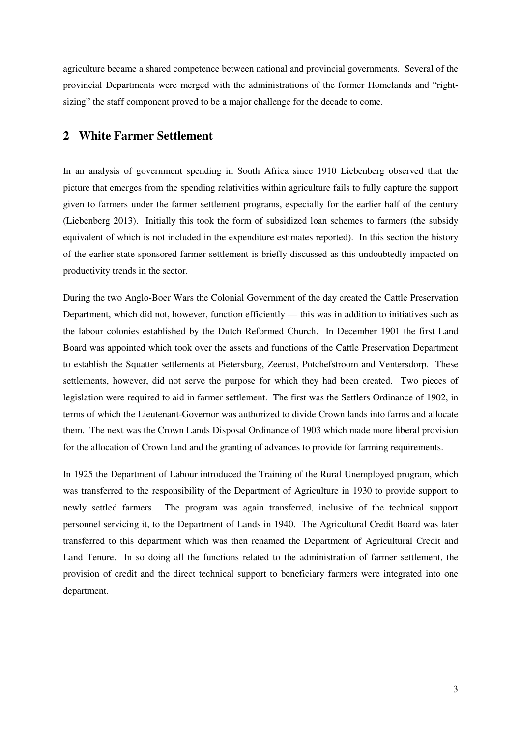agriculture became a shared competence between national and provincial governments. Several of the provincial Departments were merged with the administrations of the former Homelands and "right-sizing" the staff component proved to be a major challenge for the decade to come.

## 2 White Farmer Settlement

In an analysis of government spending in South Africa since 1910 Liebenberg observed that the picture that emerges from the spending relativities within agriculture fails to fully capture the support given to farmers under the farmer settlement programs, especially for the earlier half of the century (Liebenberg 2013). Initially this took the form of subsidized loan schemes to farmers (the subsidy equivalent of which is not included in the expenditure estimates reported). In this section the history of the earlier state sponsored farmer settlement is briefly discussed as this undoubtedly impacted on productivity trends in the sector.

During the two Anglo-Boer Wars the Colonial Government of the day created the Cattle Preservation Department, which did not, however, function efficiently — this was in addition to initiatives such as the labour colonies established by the Dutch Reformed Church. In December 1901 the first Land Board was appointed which took over the assets and functions of the Cattle Preservation Department to establish the Squatter settlements at Pietersburg, Zeerust, Potchefstroom and Ventersdorp. These settlements, however, did not serve the purpose for which they had been created. Two pieces of legislation were required to aid in farmer settlement. The first was the Settlers Ordinance of 1902, in terms of which the Lieutenant-Governor was authorized to divide Crown lands into farms and allocate them. The next was the Crown Lands Disposal Ordinance of 1903 which made more liberal provision for the allocation of Crown land and the granting of advances to provide for farming requirements.

In 1925 the Department of Labour introduced the Training of the Rural Unemployed program, which was transferred to the responsibility of the Department of Agriculture in 1930 to provide support to newly settled farmers. The program was again transferred, inclusive of the technical support personnel servicing it, to the Department of Lands in 1940. The Agricultural Credit Board was later transferred to this department which was then renamed the Department of Agricultural Credit and Land Tenure. In so doing all the functions related to the administration of farmer settlement, the provision of credit and the direct technical support to beneficiary farmers were integrated into one department.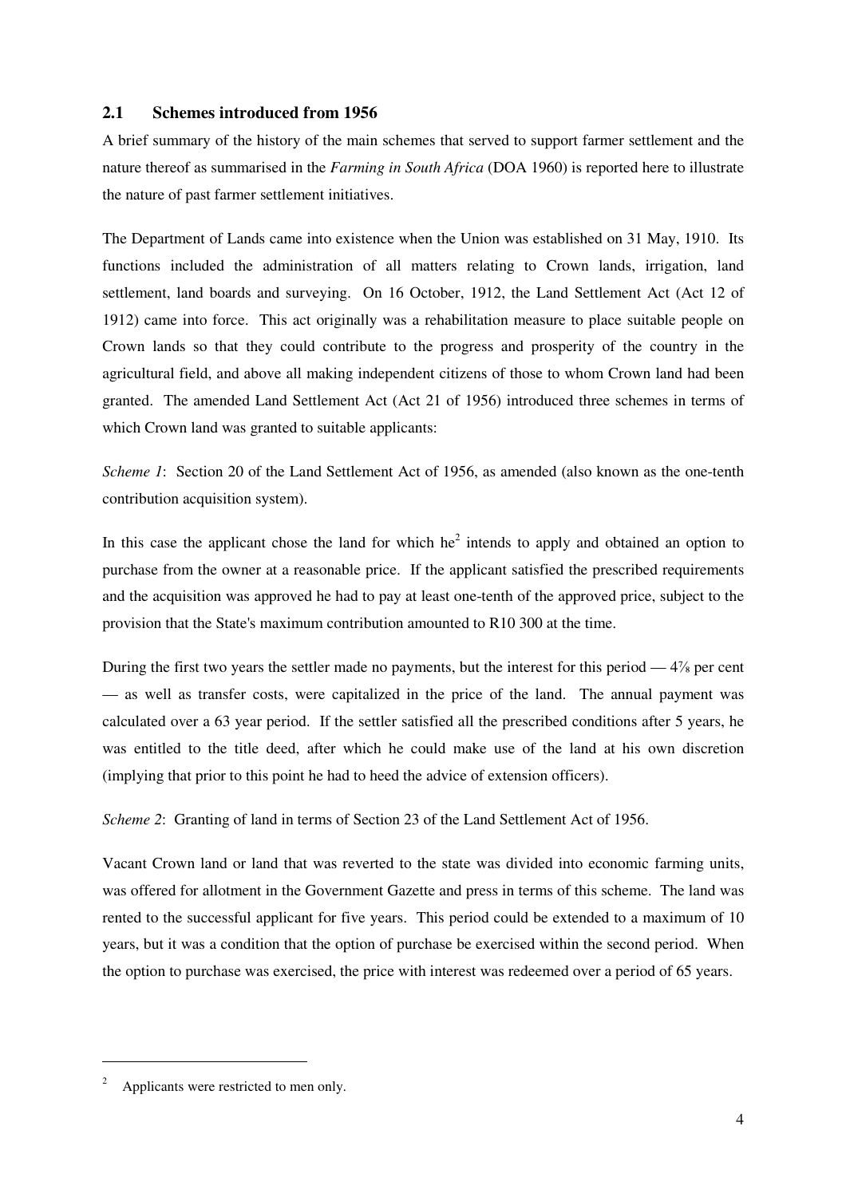## 2.1 Schemes introduced from 1956

A brief summary of the history of the main schemes that served to support farmer settlement and the nature thereof as summarised in the *Farming in South Africa* (DOA 1960) is reported here to illustrate the nature of past farmer settlement initiatives.

The Department of Lands came into existence when the Union was established on 31 May, 1910. Its functions included the administration of all matters relating to Crown lands, irrigation, land settlement, land boards and surveying. On 16 October, 1912, the Land Settlement Act (Act 12 of 1912) came into force. This act originally was a rehabilitation measure to place suitable people on Crown lands so that they could contribute to the progress and prosperity of the country in the agricultural field, and above all making independent citizens of those to whom Crown land had been granted. The amended Land Settlement Act (Act 21 of 1956) introduced three schemes in terms of which Crown land was granted to suitable applicants:

*Scheme 1*: Section 20 of the Land Settlement Act of 1956, as amended (also known as the one-tenth contribution acquisition system).

In this case the applicant chose the land for which he[2] intends to apply and obtained an option to purchase from the owner at a reasonable price. If the applicant satisfied the prescribed requirements and the acquisition was approved he had to pay at least one-tenth of the approved price, subject to the provision that the State's maximum contribution amounted to R10 300 at the time.

During the first two years the settler made no payments, but the interest for this period — 4⅞ per cent — as well as transfer costs, were capitalized in the price of the land. The annual payment was calculated over a 63 year period. If the settler satisfied all the prescribed conditions after 5 years, he was entitled to the title deed, after which he could make use of the land at his own discretion (implying that prior to this point he had to heed the advice of extension officers).

*Scheme 2*: Granting of land in terms of Section 23 of the Land Settlement Act of 1956.

Vacant Crown land or land that was reverted to the state was divided into economic farming units, was offered for allotment in the Government Gazette and press in terms of this scheme. The land was rented to the successful applicant for five years. This period could be extended to a maximum of 10 years, but it was a condition that the option of purchase be exercised within the second period. When the option to purchase was exercised, the price with interest was redeemed over a period of 65 years.

---

[2] Applicants were restricted to men only.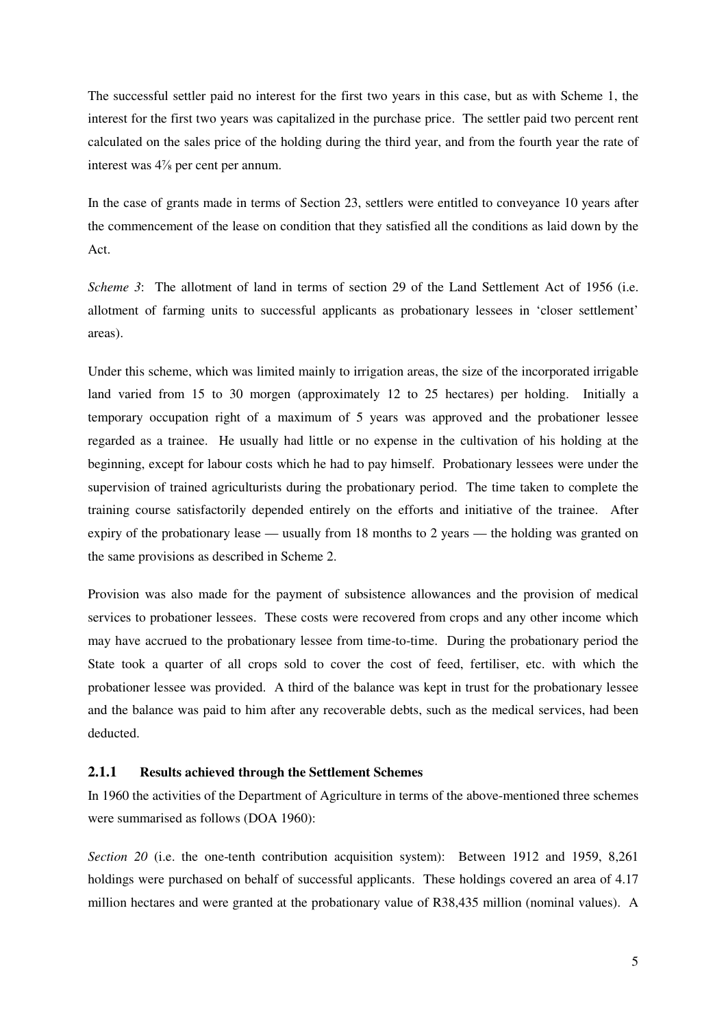The successful settler paid no interest for the first two years in this case, but as with Scheme 1, the interest for the first two years was capitalized in the purchase price. The settler paid two percent rent calculated on the sales price of the holding during the third year, and from the fourth year the rate of interest was 4⅞ per cent per annum.

In the case of grants made in terms of Section 23, settlers were entitled to conveyance 10 years after the commencement of the lease on condition that they satisfied all the conditions as laid down by the Act.

*Scheme 3*: The allotment of land in terms of section 29 of the Land Settlement Act of 1956 (i.e. allotment of farming units to successful applicants as probationary lessees in 'closer settlement' areas).

Under this scheme, which was limited mainly to irrigation areas, the size of the incorporated irrigable land varied from 15 to 30 morgen (approximately 12 to 25 hectares) per holding. Initially a temporary occupation right of a maximum of 5 years was approved and the probationer lessee regarded as a trainee. He usually had little or no expense in the cultivation of his holding at the beginning, except for labour costs which he had to pay himself. Probationary lessees were under the supervision of trained agriculturists during the probationary period. The time taken to complete the training course satisfactorily depended entirely on the efforts and initiative of the trainee. After expiry of the probationary lease — usually from 18 months to 2 years — the holding was granted on the same provisions as described in Scheme 2.

Provision was also made for the payment of subsistence allowances and the provision of medical services to probationer lessees. These costs were recovered from crops and any other income which may have accrued to the probationary lessee from time-to-time. During the probationary period the State took a quarter of all crops sold to cover the cost of feed, fertiliser, etc. with which the probationer lessee was provided. A third of the balance was kept in trust for the probationary lessee and the balance was paid to him after any recoverable debts, such as the medical services, had been deducted.

### 2.1.1 Results achieved through the Settlement Schemes

In 1960 the activities of the Department of Agriculture in terms of the above-mentioned three schemes were summarised as follows (DOA 1960):

*Section 20* (i.e. the one-tenth contribution acquisition system): Between 1912 and 1959, 8,261 holdings were purchased on behalf of successful applicants. These holdings covered an area of 4.17 million hectares and were granted at the probationary value of R38,435 million (nominal values). A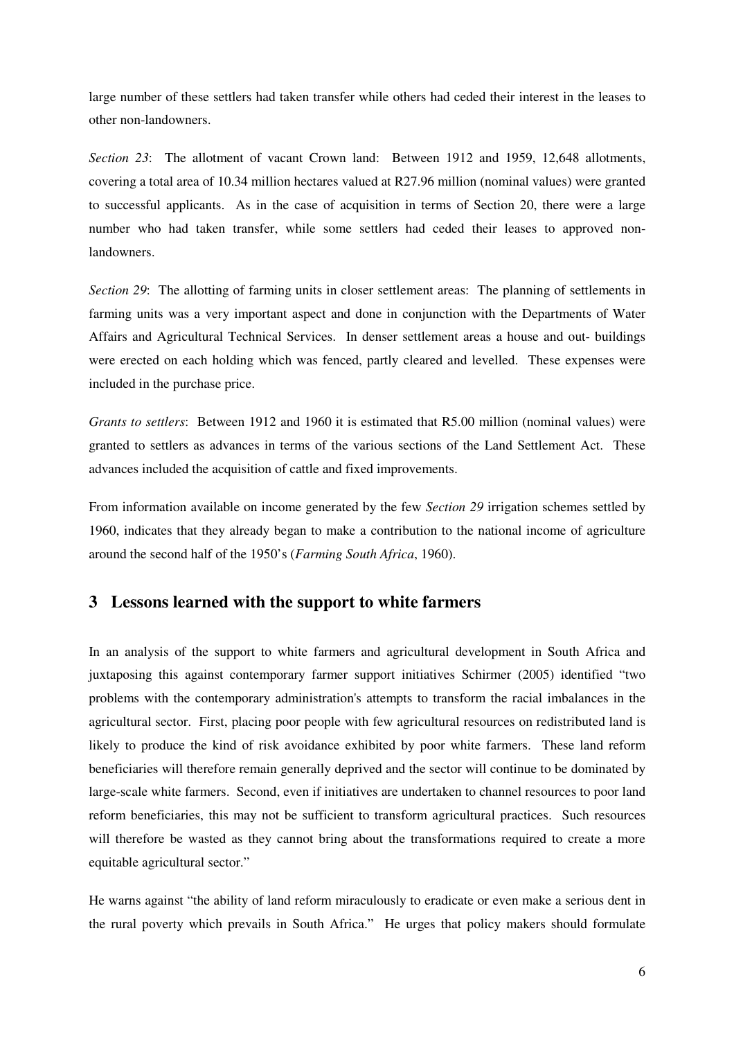large number of these settlers had taken transfer while others had ceded their interest in the leases to other non-landowners.

*Section 23*: The allotment of vacant Crown land: Between 1912 and 1959, 12,648 allotments, covering a total area of 10.34 million hectares valued at R27.96 million (nominal values) were granted to successful applicants. As in the case of acquisition in terms of Section 20, there were a large number who had taken transfer, while some settlers had ceded their leases to approved non-landowners.

*Section 29*: The allotting of farming units in closer settlement areas: The planning of settlements in farming units was a very important aspect and done in conjunction with the Departments of Water Affairs and Agricultural Technical Services. In denser settlement areas a house and out- buildings were erected on each holding which was fenced, partly cleared and levelled. These expenses were included in the purchase price.

*Grants to settlers*: Between 1912 and 1960 it is estimated that R5.00 million (nominal values) were granted to settlers as advances in terms of the various sections of the Land Settlement Act. These advances included the acquisition of cattle and fixed improvements.

From information available on income generated by the few *Section 29* irrigation schemes settled by 1960, indicates that they already began to make a contribution to the national income of agriculture around the second half of the 1950's (*Farming South Africa*, 1960).

## 3 Lessons learned with the support to white farmers

In an analysis of the support to white farmers and agricultural development in South Africa and juxtaposing this against contemporary farmer support initiatives Schirmer (2005) identified "two problems with the contemporary administration's attempts to transform the racial imbalances in the agricultural sector. First, placing poor people with few agricultural resources on redistributed land is likely to produce the kind of risk avoidance exhibited by poor white farmers. These land reform beneficiaries will therefore remain generally deprived and the sector will continue to be dominated by large-scale white farmers. Second, even if initiatives are undertaken to channel resources to poor land reform beneficiaries, this may not be sufficient to transform agricultural practices. Such resources will therefore be wasted as they cannot bring about the transformations required to create a more equitable agricultural sector."

He warns against "the ability of land reform miraculously to eradicate or even make a serious dent in the rural poverty which prevails in South Africa." He urges that policy makers should formulate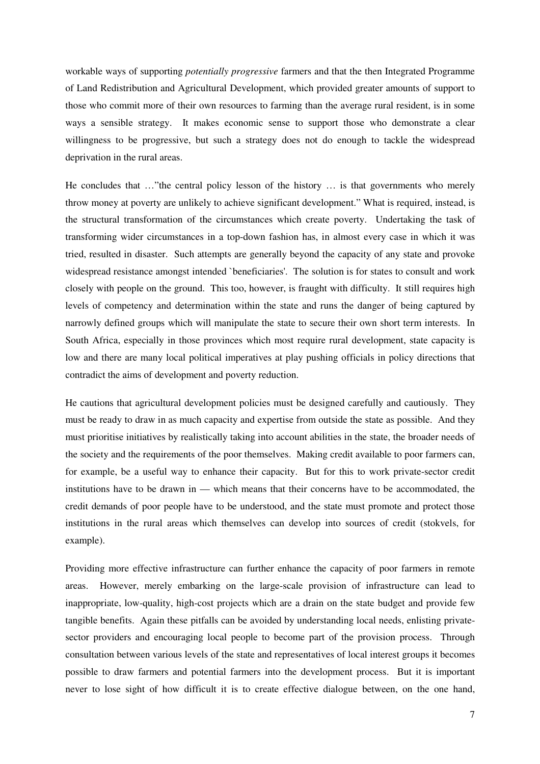workable ways of supporting *potentially progressive* farmers and that the then Integrated Programme of Land Redistribution and Agricultural Development, which provided greater amounts of support to those who commit more of their own resources to farming than the average rural resident, is in some ways a sensible strategy. It makes economic sense to support those who demonstrate a clear willingness to be progressive, but such a strategy does not do enough to tackle the widespread deprivation in the rural areas.

He concludes that …"the central policy lesson of the history … is that governments who merely throw money at poverty are unlikely to achieve significant development." What is required, instead, is the structural transformation of the circumstances which create poverty. Undertaking the task of transforming wider circumstances in a top-down fashion has, in almost every case in which it was tried, resulted in disaster. Such attempts are generally beyond the capacity of any state and provoke widespread resistance amongst intended `beneficiaries'. The solution is for states to consult and work closely with people on the ground. This too, however, is fraught with difficulty. It still requires high levels of competency and determination within the state and runs the danger of being captured by narrowly defined groups which will manipulate the state to secure their own short term interests. In South Africa, especially in those provinces which most require rural development, state capacity is low and there are many local political imperatives at play pushing officials in policy directions that contradict the aims of development and poverty reduction.

He cautions that agricultural development policies must be designed carefully and cautiously. They must be ready to draw in as much capacity and expertise from outside the state as possible. And they must prioritise initiatives by realistically taking into account abilities in the state, the broader needs of the society and the requirements of the poor themselves. Making credit available to poor farmers can, for example, be a useful way to enhance their capacity. But for this to work private-sector credit institutions have to be drawn in — which means that their concerns have to be accommodated, the credit demands of poor people have to be understood, and the state must promote and protect those institutions in the rural areas which themselves can develop into sources of credit (stokvels, for example).

Providing more effective infrastructure can further enhance the capacity of poor farmers in remote areas. However, merely embarking on the large-scale provision of infrastructure can lead to inappropriate, low-quality, high-cost projects which are a drain on the state budget and provide few tangible benefits. Again these pitfalls can be avoided by understanding local needs, enlisting private-sector providers and encouraging local people to become part of the provision process. Through consultation between various levels of the state and representatives of local interest groups it becomes possible to draw farmers and potential farmers into the development process. But it is important never to lose sight of how difficult it is to create effective dialogue between, on the one hand,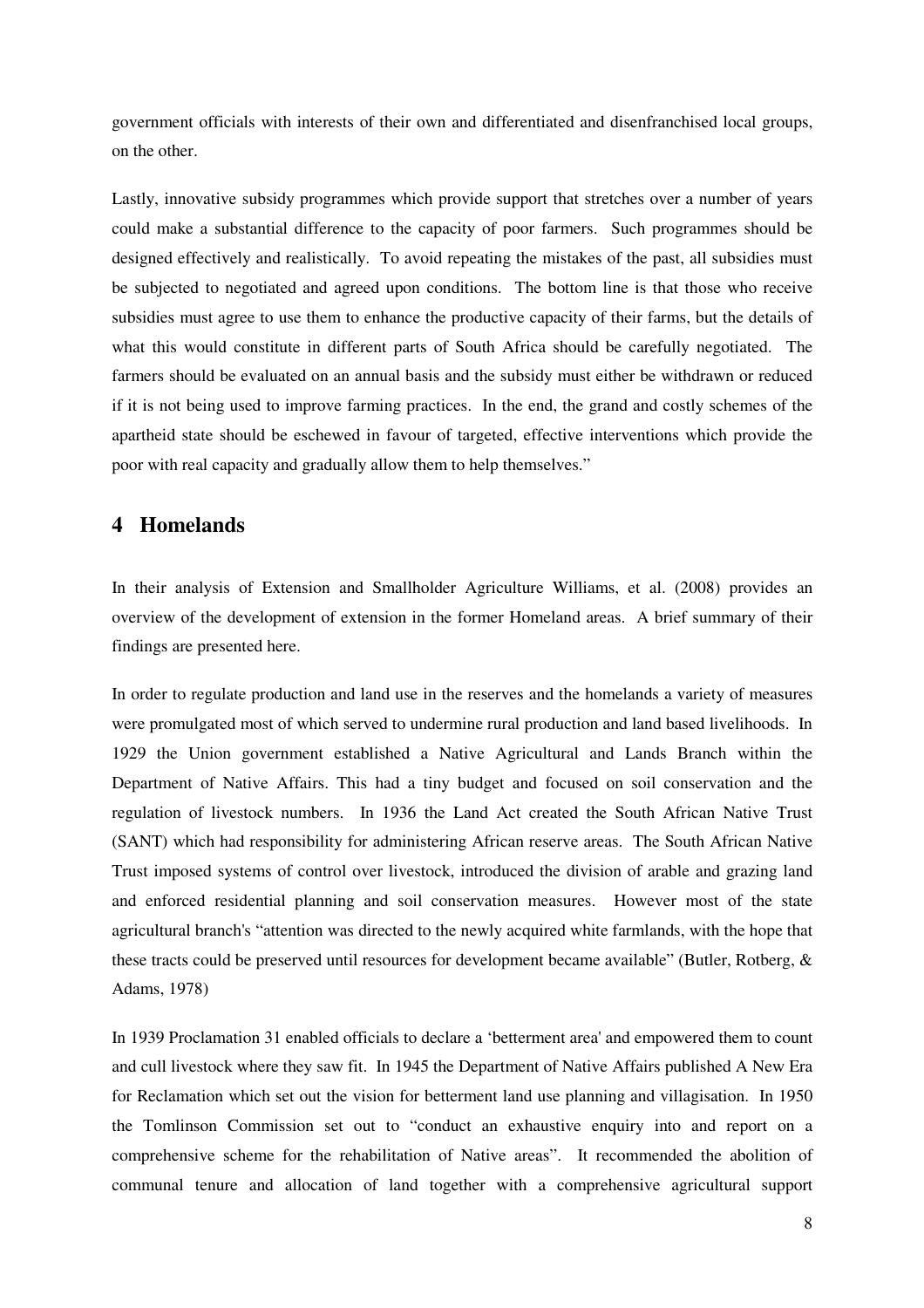government officials with interests of their own and differentiated and disenfranchised local groups, on the other.

Lastly, innovative subsidy programmes which provide support that stretches over a number of years could make a substantial difference to the capacity of poor farmers. Such programmes should be designed effectively and realistically. To avoid repeating the mistakes of the past, all subsidies must be subjected to negotiated and agreed upon conditions. The bottom line is that those who receive subsidies must agree to use them to enhance the productive capacity of their farms, but the details of what this would constitute in different parts of South Africa should be carefully negotiated. The farmers should be evaluated on an annual basis and the subsidy must either be withdrawn or reduced if it is not being used to improve farming practices. In the end, the grand and costly schemes of the apartheid state should be eschewed in favour of targeted, effective interventions which provide the poor with real capacity and gradually allow them to help themselves."

# 4 Homelands

In their analysis of Extension and Smallholder Agriculture Williams, et al. (2008) provides an overview of the development of extension in the former Homeland areas. A brief summary of their findings are presented here.

In order to regulate production and land use in the reserves and the homelands a variety of measures were promulgated most of which served to undermine rural production and land based livelihoods. In 1929 the Union government established a Native Agricultural and Lands Branch within the Department of Native Affairs. This had a tiny budget and focused on soil conservation and the regulation of livestock numbers. In 1936 the Land Act created the South African Native Trust (SANT) which had responsibility for administering African reserve areas. The South African Native Trust imposed systems of control over livestock, introduced the division of arable and grazing land and enforced residential planning and soil conservation measures. However most of the state agricultural branch's "attention was directed to the newly acquired white farmlands, with the hope that these tracts could be preserved until resources for development became available" (Butler, Rotberg, & Adams, 1978)

In 1939 Proclamation 31 enabled officials to declare a 'betterment area' and empowered them to count and cull livestock where they saw fit. In 1945 the Department of Native Affairs published A New Era for Reclamation which set out the vision for betterment land use planning and villagisation. In 1950 the Tomlinson Commission set out to "conduct an exhaustive enquiry into and report on a comprehensive scheme for the rehabilitation of Native areas". It recommended the abolition of communal tenure and allocation of land together with a comprehensive agricultural support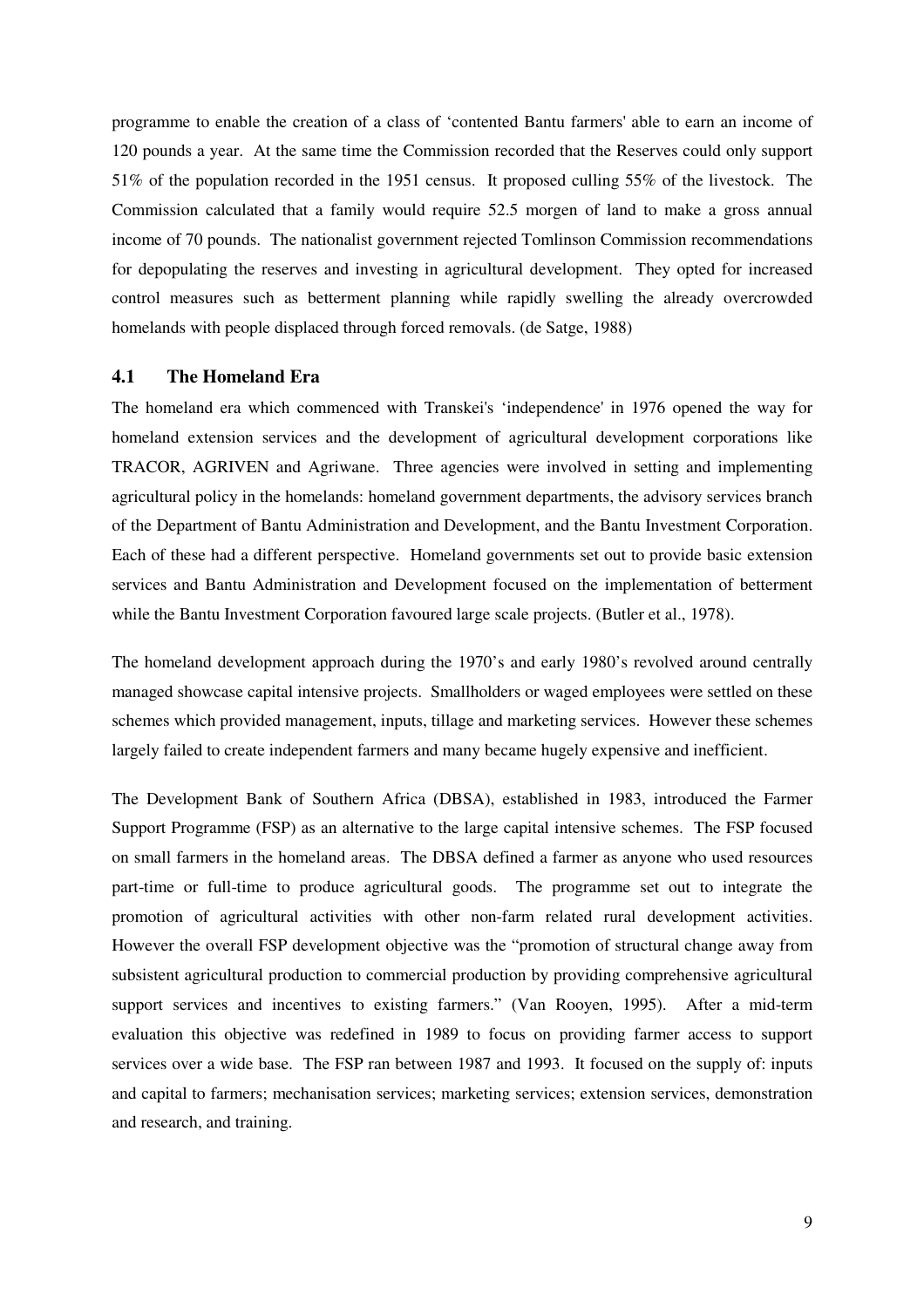programme to enable the creation of a class of 'contented Bantu farmers' able to earn an income of 120 pounds a year. At the same time the Commission recorded that the Reserves could only support 51% of the population recorded in the 1951 census. It proposed culling 55% of the livestock. The Commission calculated that a family would require 52.5 morgen of land to make a gross annual income of 70 pounds. The nationalist government rejected Tomlinson Commission recommendations for depopulating the reserves and investing in agricultural development. They opted for increased control measures such as betterment planning while rapidly swelling the already overcrowded homelands with people displaced through forced removals. (de Satge, 1988)

### 4.1 The Homeland Era

The homeland era which commenced with Transkei's 'independence' in 1976 opened the way for homeland extension services and the development of agricultural development corporations like TRACOR, AGRIVEN and Agriwane. Three agencies were involved in setting and implementing agricultural policy in the homelands: homeland government departments, the advisory services branch of the Department of Bantu Administration and Development, and the Bantu Investment Corporation. Each of these had a different perspective. Homeland governments set out to provide basic extension services and Bantu Administration and Development focused on the implementation of betterment while the Bantu Investment Corporation favoured large scale projects. (Butler et al., 1978).

The homeland development approach during the 1970's and early 1980's revolved around centrally managed showcase capital intensive projects. Smallholders or waged employees were settled on these schemes which provided management, inputs, tillage and marketing services. However these schemes largely failed to create independent farmers and many became hugely expensive and inefficient.

The Development Bank of Southern Africa (DBSA), established in 1983, introduced the Farmer Support Programme (FSP) as an alternative to the large capital intensive schemes. The FSP focused on small farmers in the homeland areas. The DBSA defined a farmer as anyone who used resources part-time or full-time to produce agricultural goods. The programme set out to integrate the promotion of agricultural activities with other non-farm related rural development activities. However the overall FSP development objective was the "promotion of structural change away from subsistent agricultural production to commercial production by providing comprehensive agricultural support services and incentives to existing farmers." (Van Rooyen, 1995). After a mid-term evaluation this objective was redefined in 1989 to focus on providing farmer access to support services over a wide base. The FSP ran between 1987 and 1993. It focused on the supply of: inputs and capital to farmers; mechanisation services; marketing services; extension services, demonstration and research, and training.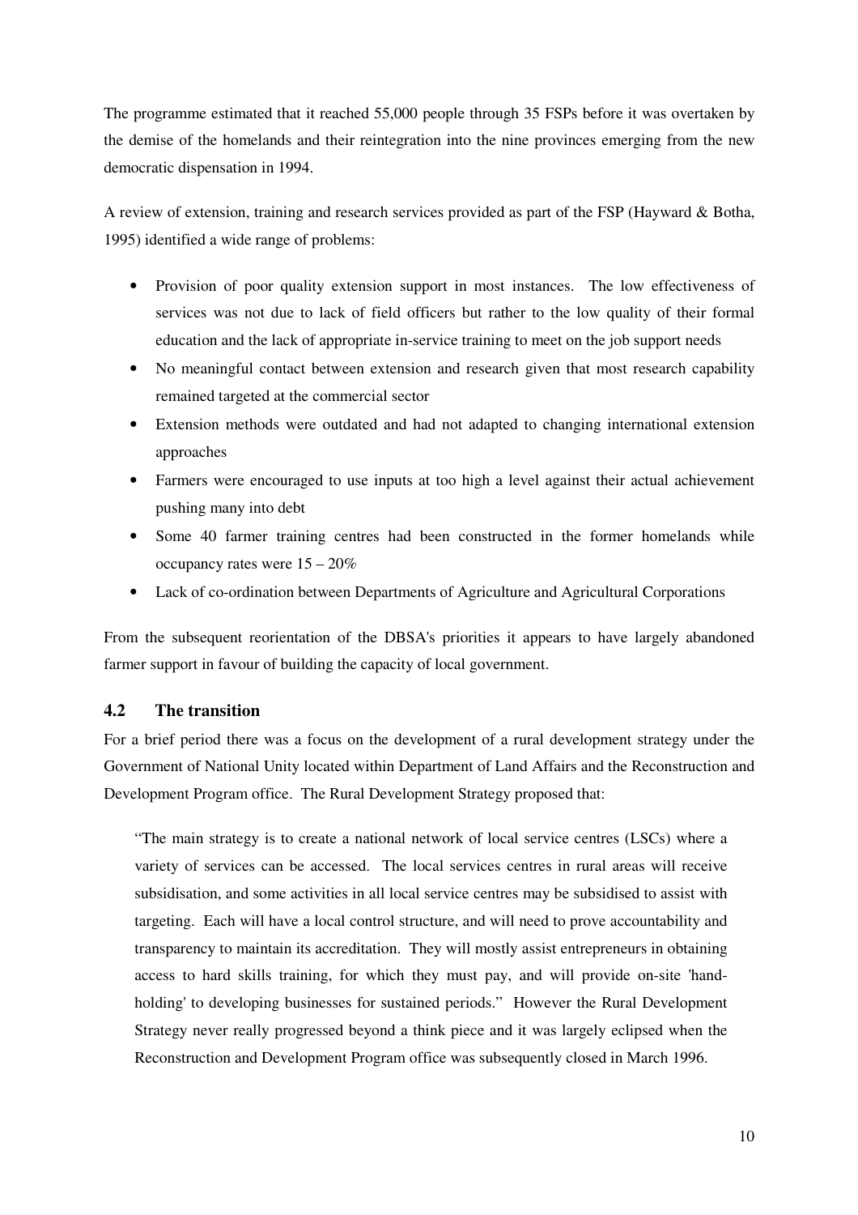The programme estimated that it reached 55,000 people through 35 FSPs before it was overtaken by the demise of the homelands and their reintegration into the nine provinces emerging from the new democratic dispensation in 1994.

A review of extension, training and research services provided as part of the FSP (Hayward & Botha, 1995) identified a wide range of problems:

- Provision of poor quality extension support in most instances. The low effectiveness of services was not due to lack of field officers but rather to the low quality of their formal education and the lack of appropriate in-service training to meet on the job support needs
- No meaningful contact between extension and research given that most research capability remained targeted at the commercial sector
- Extension methods were outdated and had not adapted to changing international extension approaches
- Farmers were encouraged to use inputs at too high a level against their actual achievement pushing many into debt
- Some 40 farmer training centres had been constructed in the former homelands while occupancy rates were 15 – 20%
- Lack of co-ordination between Departments of Agriculture and Agricultural Corporations

From the subsequent reorientation of the DBSA's priorities it appears to have largely abandoned farmer support in favour of building the capacity of local government.

### 4.2 The transition

For a brief period there was a focus on the development of a rural development strategy under the Government of National Unity located within Department of Land Affairs and the Reconstruction and Development Program office. The Rural Development Strategy proposed that:

> "The main strategy is to create a national network of local service centres (LSCs) where a variety of services can be accessed. The local services centres in rural areas will receive subsidisation, and some activities in all local service centres may be subsidised to assist with targeting. Each will have a local control structure, and will need to prove accountability and transparency to maintain its accreditation. They will mostly assist entrepreneurs in obtaining access to hard skills training, for which they must pay, and will provide on-site 'hand-holding' to developing businesses for sustained periods." However the Rural Development Strategy never really progressed beyond a think piece and it was largely eclipsed when the Reconstruction and Development Program office was subsequently closed in March 1996.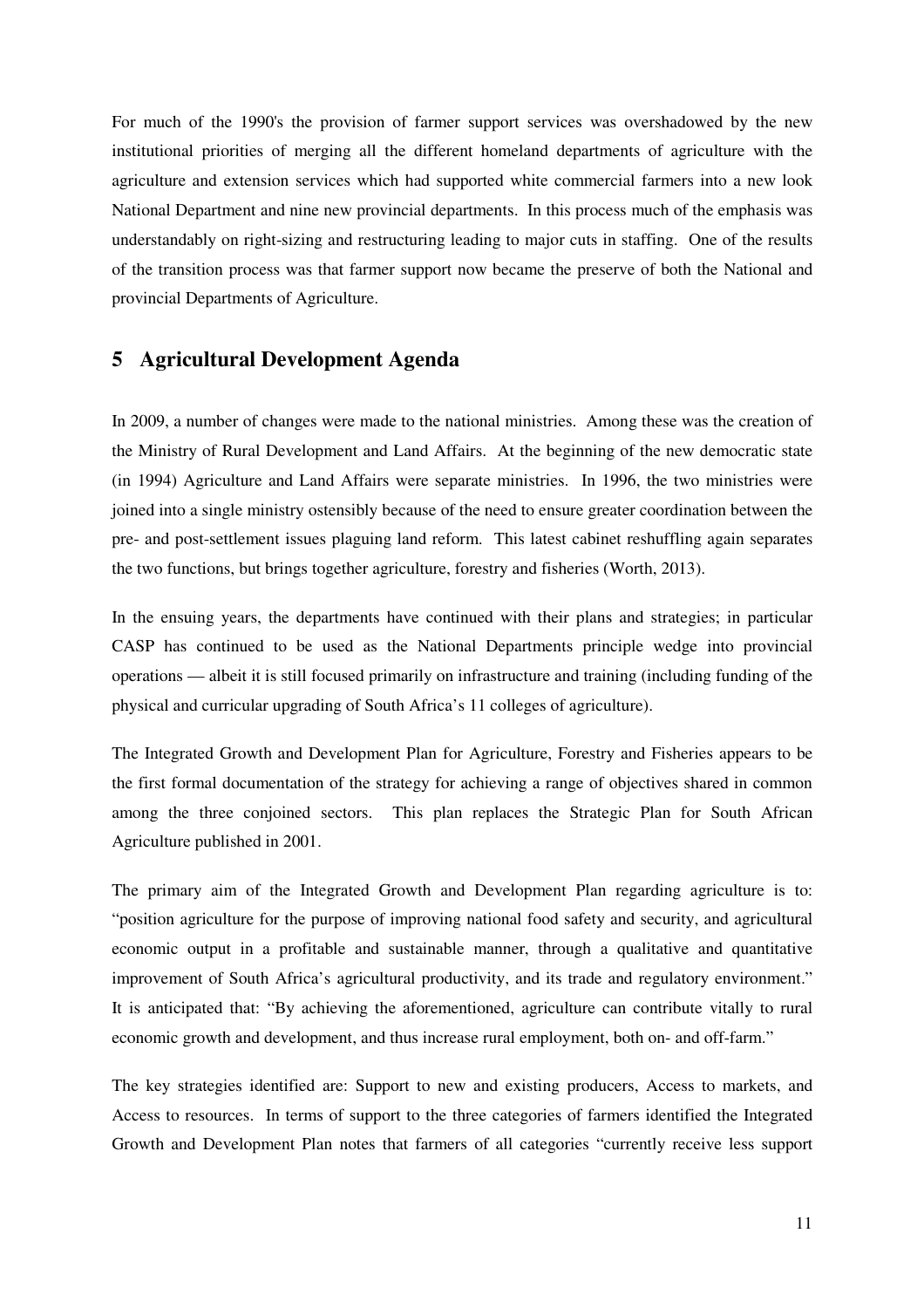For much of the 1990's the provision of farmer support services was overshadowed by the new institutional priorities of merging all the different homeland departments of agriculture with the agriculture and extension services which had supported white commercial farmers into a new look National Department and nine new provincial departments. In this process much of the emphasis was understandably on right-sizing and restructuring leading to major cuts in staffing. One of the results of the transition process was that farmer support now became the preserve of both the National and provincial Departments of Agriculture.

## 5 Agricultural Development Agenda

In 2009, a number of changes were made to the national ministries. Among these was the creation of the Ministry of Rural Development and Land Affairs. At the beginning of the new democratic state (in 1994) Agriculture and Land Affairs were separate ministries. In 1996, the two ministries were joined into a single ministry ostensibly because of the need to ensure greater coordination between the pre- and post-settlement issues plaguing land reform. This latest cabinet reshuffling again separates the two functions, but brings together agriculture, forestry and fisheries (Worth, 2013).

In the ensuing years, the departments have continued with their plans and strategies; in particular CASP has continued to be used as the National Departments principle wedge into provincial operations — albeit it is still focused primarily on infrastructure and training (including funding of the physical and curricular upgrading of South Africa's 11 colleges of agriculture).

The Integrated Growth and Development Plan for Agriculture, Forestry and Fisheries appears to be the first formal documentation of the strategy for achieving a range of objectives shared in common among the three conjoined sectors. This plan replaces the Strategic Plan for South African Agriculture published in 2001.

The primary aim of the Integrated Growth and Development Plan regarding agriculture is to: "position agriculture for the purpose of improving national food safety and security, and agricultural economic output in a profitable and sustainable manner, through a qualitative and quantitative improvement of South Africa's agricultural productivity, and its trade and regulatory environment." It is anticipated that: "By achieving the aforementioned, agriculture can contribute vitally to rural economic growth and development, and thus increase rural employment, both on- and off-farm."

The key strategies identified are: Support to new and existing producers, Access to markets, and Access to resources. In terms of support to the three categories of farmers identified the Integrated Growth and Development Plan notes that farmers of all categories "currently receive less support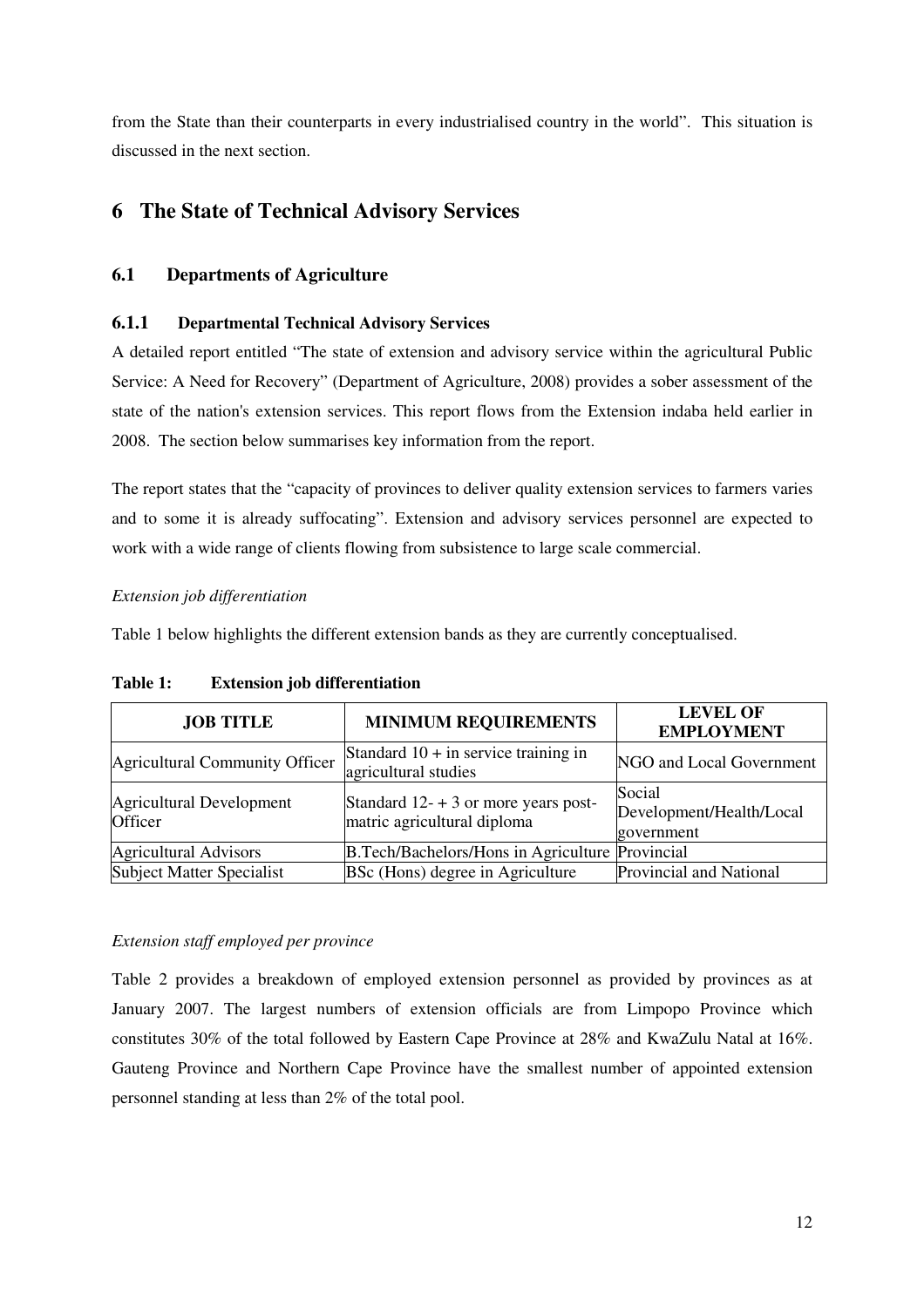from the State than their counterparts in every industrialised country in the world". This situation is discussed in the next section.

# 6 The State of Technical Advisory Services

## 6.1 Departments of Agriculture

### 6.1.1 Departmental Technical Advisory Services

A detailed report entitled "The state of extension and advisory service within the agricultural Public Service: A Need for Recovery" (Department of Agriculture, 2008) provides a sober assessment of the state of the nation's extension services. This report flows from the Extension indaba held earlier in 2008. The section below summarises key information from the report.

The report states that the "capacity of provinces to deliver quality extension services to farmers varies and to some it is already suffocating". Extension and advisory services personnel are expected to work with a wide range of clients flowing from subsistence to large scale commercial.

*Extension job differentiation*

Table 1 below highlights the different extension bands as they are currently conceptualised.

**Table 1: Extension job differentiation**

| JOB TITLE | MINIMUM REQUIREMENTS | LEVEL OF EMPLOYMENT |
|---|---|---|
| Agricultural Community Officer | Standard 10 + in service training in agricultural studies | NGO and Local Government |
| Agricultural Development Officer | Standard 12- + 3 or more years post-matric agricultural diploma | Social Development/Health/Local government |
| Agricultural Advisors | B.Tech/Bachelors/Hons in Agriculture | Provincial |
| Subject Matter Specialist | BSc (Hons) degree in Agriculture | Provincial and National |

*Extension staff employed per province*

Table 2 provides a breakdown of employed extension personnel as provided by provinces as at January 2007. The largest numbers of extension officials are from Limpopo Province which constitutes 30% of the total followed by Eastern Cape Province at 28% and KwaZulu Natal at 16%. Gauteng Province and Northern Cape Province have the smallest number of appointed extension personnel standing at less than 2% of the total pool.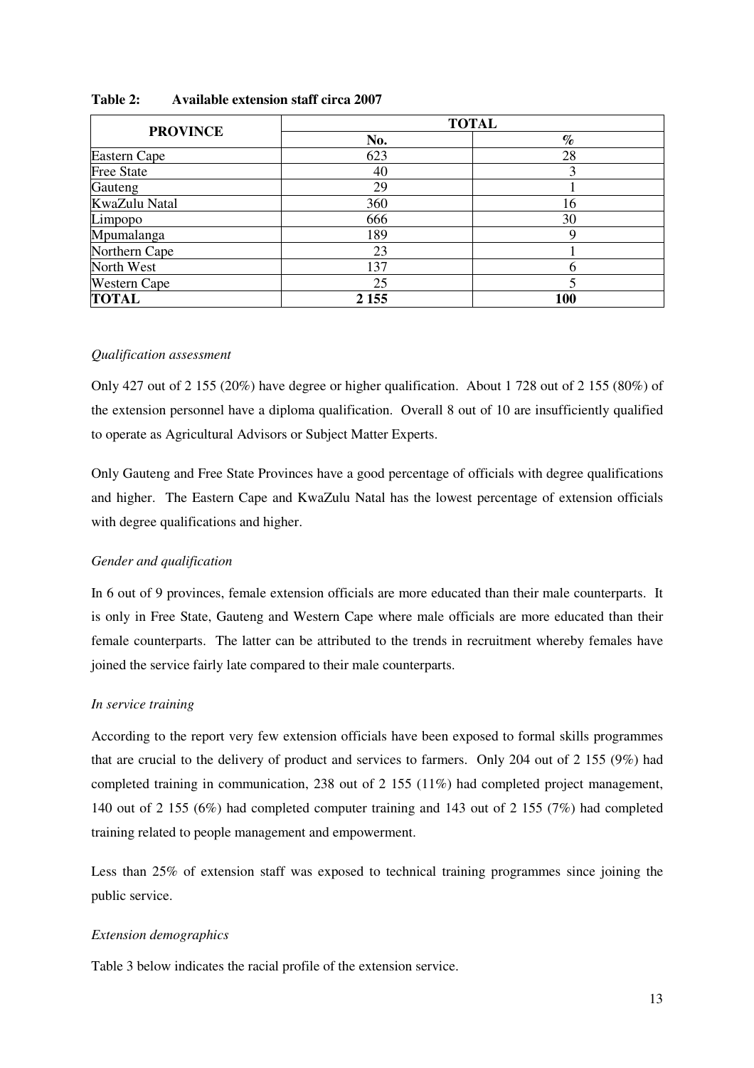**Table 2: Available extension staff circa 2007**

| PROVINCE | TOTAL | |
|---|---|---|
| | No. | % |
| Eastern Cape | 623 | 28 |
| Free State | 40 | 3 |
| Gauteng | 29 | 1 |
| KwaZulu Natal | 360 | 16 |
| Limpopo | 666 | 30 |
| Mpumalanga | 189 | 9 |
| Northern Cape | 23 | 1 |
| North West | 137 | 6 |
| Western Cape | 25 | 5 |
| **TOTAL** | **2 155** | **100** |

*Qualification assessment*

Only 427 out of 2 155 (20%) have degree or higher qualification. About 1 728 out of 2 155 (80%) of the extension personnel have a diploma qualification. Overall 8 out of 10 are insufficiently qualified to operate as Agricultural Advisors or Subject Matter Experts.

Only Gauteng and Free State Provinces have a good percentage of officials with degree qualifications and higher. The Eastern Cape and KwaZulu Natal has the lowest percentage of extension officials with degree qualifications and higher.

*Gender and qualification*

In 6 out of 9 provinces, female extension officials are more educated than their male counterparts. It is only in Free State, Gauteng and Western Cape where male officials are more educated than their female counterparts. The latter can be attributed to the trends in recruitment whereby females have joined the service fairly late compared to their male counterparts.

*In service training*

According to the report very few extension officials have been exposed to formal skills programmes that are crucial to the delivery of product and services to farmers. Only 204 out of 2 155 (9%) had completed training in communication, 238 out of 2 155 (11%) had completed project management, 140 out of 2 155 (6%) had completed computer training and 143 out of 2 155 (7%) had completed training related to people management and empowerment.

Less than 25% of extension staff was exposed to technical training programmes since joining the public service.

*Extension demographics*

Table 3 below indicates the racial profile of the extension service.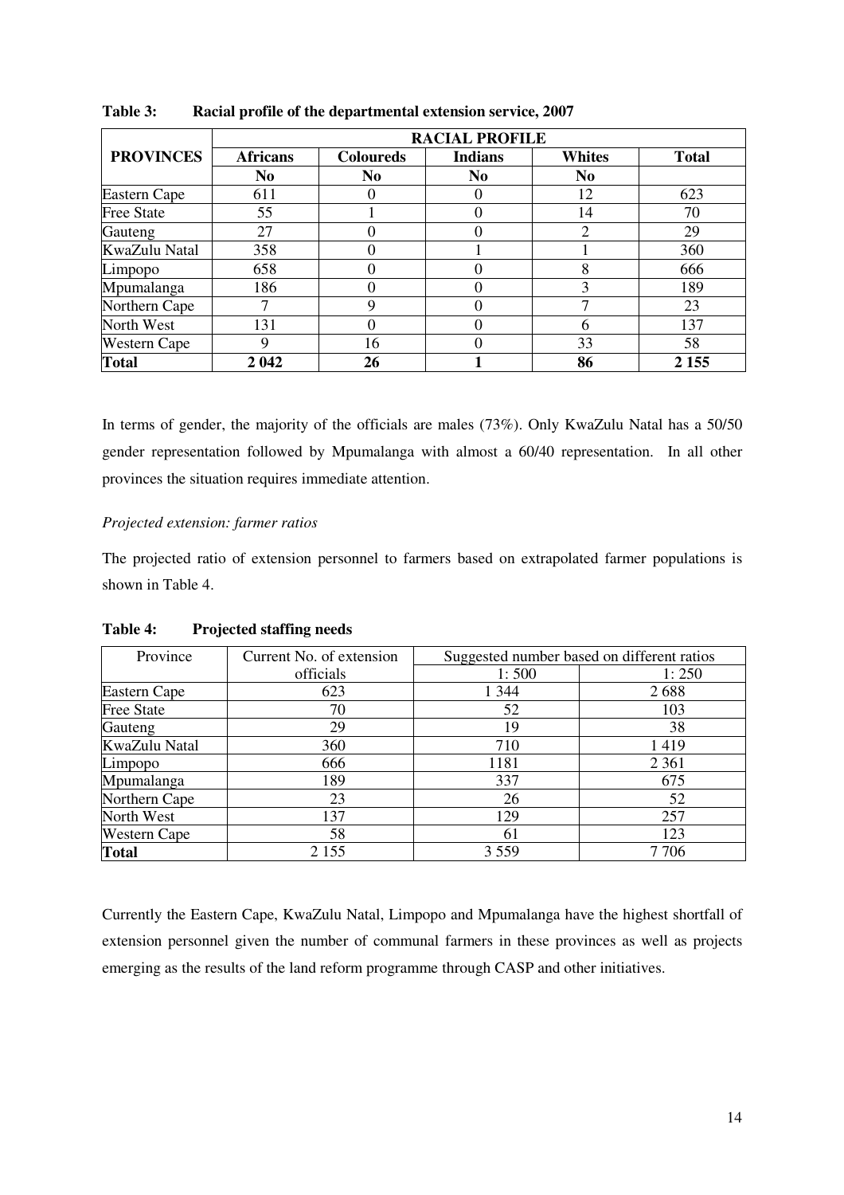**Table 3: Racial profile of the departmental extension service, 2007**

| PROVINCES | RACIAL PROFILE | | | | |
|---|---|---|---|---|---|
| | **Africans** | **Coloureds** | **Indians** | **Whites** | **Total** |
| | **No** | **No** | **No** | **No** | |
| Eastern Cape | 611 | 0 | 0 | 12 | 623 |
| Free State | 55 | 1 | 0 | 14 | 70 |
| Gauteng | 27 | 0 | 0 | 2 | 29 |
| KwaZulu Natal | 358 | 0 | 1 | 1 | 360 |
| Limpopo | 658 | 0 | 0 | 8 | 666 |
| Mpumalanga | 186 | 0 | 0 | 3 | 189 |
| Northern Cape | 7 | 9 | 0 | 7 | 23 |
| North West | 131 | 0 | 0 | 6 | 137 |
| Western Cape | 9 | 16 | 0 | 33 | 58 |
| **Total** | **2 042** | **26** | **1** | **86** | **2 155** |

In terms of gender, the majority of the officials are males (73%). Only KwaZulu Natal has a 50/50 gender representation followed by Mpumalanga with almost a 60/40 representation. In all other provinces the situation requires immediate attention.

*Projected extension: farmer ratios*

The projected ratio of extension personnel to farmers based on extrapolated farmer populations is shown in Table 4.

**Table 4: Projected staffing needs**

| Province | Current No. of extension officials | Suggested number based on different ratios | |
|---|---|---|---|
| | | 1: 500 | 1: 250 |
| Eastern Cape | 623 | 1 344 | 2 688 |
| Free State | 70 | 52 | 103 |
| Gauteng | 29 | 19 | 38 |
| KwaZulu Natal | 360 | 710 | 1 419 |
| Limpopo | 666 | 1181 | 2 361 |
| Mpumalanga | 189 | 337 | 675 |
| Northern Cape | 23 | 26 | 52 |
| North West | 137 | 129 | 257 |
| Western Cape | 58 | 61 | 123 |
| **Total** | 2 155 | 3 559 | 7 706 |

Currently the Eastern Cape, KwaZulu Natal, Limpopo and Mpumalanga have the highest shortfall of extension personnel given the number of communal farmers in these provinces as well as projects emerging as the results of the land reform programme through CASP and other initiatives.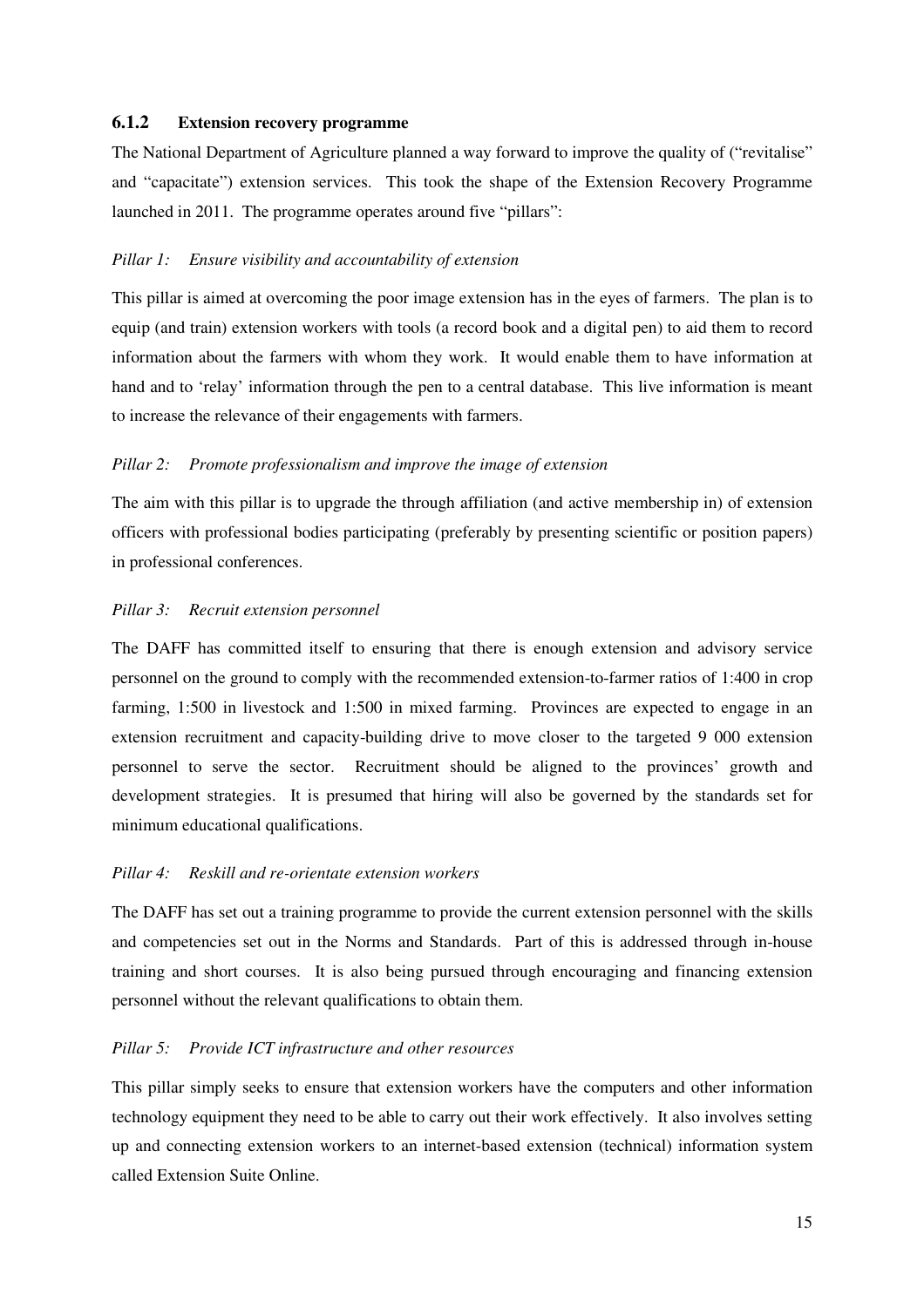### 6.1.2 Extension recovery programme

The National Department of Agriculture planned a way forward to improve the quality of ("revitalise" and "capacitate") extension services. This took the shape of the Extension Recovery Programme launched in 2011. The programme operates around five "pillars":

*Pillar 1: Ensure visibility and accountability of extension*

This pillar is aimed at overcoming the poor image extension has in the eyes of farmers. The plan is to equip (and train) extension workers with tools (a record book and a digital pen) to aid them to record information about the farmers with whom they work. It would enable them to have information at hand and to 'relay' information through the pen to a central database. This live information is meant to increase the relevance of their engagements with farmers.

*Pillar 2: Promote professionalism and improve the image of extension*

The aim with this pillar is to upgrade the through affiliation (and active membership in) of extension officers with professional bodies participating (preferably by presenting scientific or position papers) in professional conferences.

*Pillar 3: Recruit extension personnel*

The DAFF has committed itself to ensuring that there is enough extension and advisory service personnel on the ground to comply with the recommended extension-to-farmer ratios of 1:400 in crop farming, 1:500 in livestock and 1:500 in mixed farming. Provinces are expected to engage in an extension recruitment and capacity-building drive to move closer to the targeted 9 000 extension personnel to serve the sector. Recruitment should be aligned to the provinces' growth and development strategies. It is presumed that hiring will also be governed by the standards set for minimum educational qualifications.

*Pillar 4: Reskill and re-orientate extension workers*

The DAFF has set out a training programme to provide the current extension personnel with the skills and competencies set out in the Norms and Standards. Part of this is addressed through in-house training and short courses. It is also being pursued through encouraging and financing extension personnel without the relevant qualifications to obtain them.

*Pillar 5: Provide ICT infrastructure and other resources*

This pillar simply seeks to ensure that extension workers have the computers and other information technology equipment they need to be able to carry out their work effectively. It also involves setting up and connecting extension workers to an internet-based extension (technical) information system called Extension Suite Online.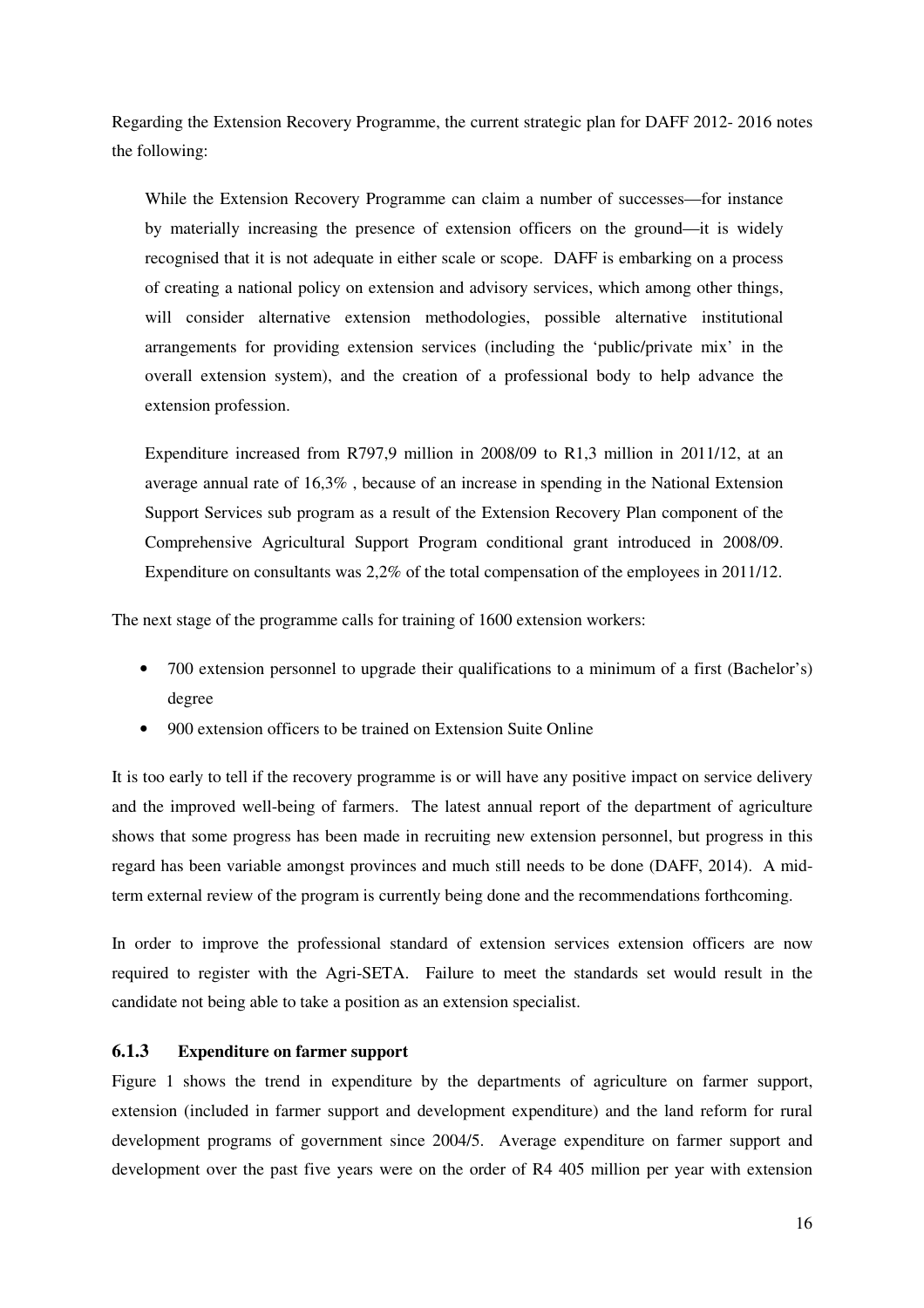Regarding the Extension Recovery Programme, the current strategic plan for DAFF 2012- 2016 notes the following:

> While the Extension Recovery Programme can claim a number of successes—for instance by materially increasing the presence of extension officers on the ground—it is widely recognised that it is not adequate in either scale or scope. DAFF is embarking on a process of creating a national policy on extension and advisory services, which among other things, will consider alternative extension methodologies, possible alternative institutional arrangements for providing extension services (including the 'public/private mix' in the overall extension system), and the creation of a professional body to help advance the extension profession.
>
> Expenditure increased from R797,9 million in 2008/09 to R1,3 million in 2011/12, at an average annual rate of 16,3% , because of an increase in spending in the National Extension Support Services sub program as a result of the Extension Recovery Plan component of the Comprehensive Agricultural Support Program conditional grant introduced in 2008/09. Expenditure on consultants was 2,2% of the total compensation of the employees in 2011/12.

The next stage of the programme calls for training of 1600 extension workers:

- 700 extension personnel to upgrade their qualifications to a minimum of a first (Bachelor's) degree
- 900 extension officers to be trained on Extension Suite Online

It is too early to tell if the recovery programme is or will have any positive impact on service delivery and the improved well-being of farmers. The latest annual report of the department of agriculture shows that some progress has been made in recruiting new extension personnel, but progress in this regard has been variable amongst provinces and much still needs to be done (DAFF, 2014). A mid-term external review of the program is currently being done and the recommendations forthcoming.

In order to improve the professional standard of extension services extension officers are now required to register with the Agri-SETA. Failure to meet the standards set would result in the candidate not being able to take a position as an extension specialist.

### 6.1.3 Expenditure on farmer support

Figure 1 shows the trend in expenditure by the departments of agriculture on farmer support, extension (included in farmer support and development expenditure) and the land reform for rural development programs of government since 2004/5. Average expenditure on farmer support and development over the past five years were on the order of R4 405 million per year with extension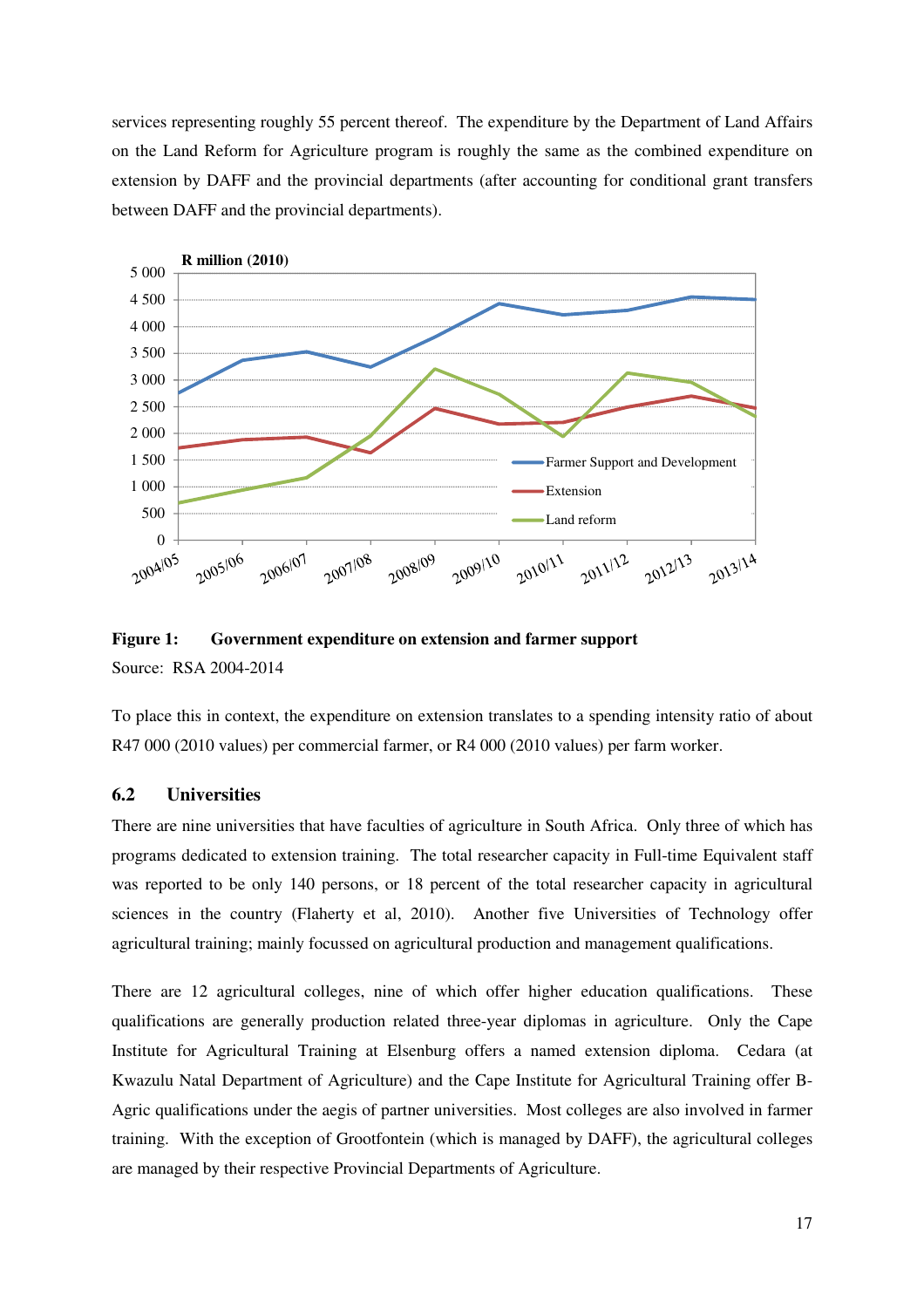services representing roughly 55 percent thereof. The expenditure by the Department of Land Affairs on the Land Reform for Agriculture program is roughly the same as the combined expenditure on extension by DAFF and the provincial departments (after accounting for conditional grant transfers between DAFF and the provincial departments).

R million (2010)

5 000
4 500
4 000
3 500
3 000
2 500
2 000
1 500
1 000
500
0

2004/05 2005/06 2006/07 2007/08 2008/09 2009/10 2010/11 2011/12 2012/13 2013/14

Farmer Support and Development
Extension
Land reform

**Figure 1: Government expenditure on extension and farmer support**

Source: RSA 2004-2014

To place this in context, the expenditure on extension translates to a spending intensity ratio of about R47 000 (2010 values) per commercial farmer, or R4 000 (2010 values) per farm worker.

### 6.2 Universities

There are nine universities that have faculties of agriculture in South Africa. Only three of which has programs dedicated to extension training. The total researcher capacity in Full-time Equivalent staff was reported to be only 140 persons, or 18 percent of the total researcher capacity in agricultural sciences in the country (Flaherty et al, 2010). Another five Universities of Technology offer agricultural training; mainly focussed on agricultural production and management qualifications.

There are 12 agricultural colleges, nine of which offer higher education qualifications. These qualifications are generally production related three-year diplomas in agriculture. Only the Cape Institute for Agricultural Training at Elsenburg offers a named extension diploma. Cedara (at Kwazulu Natal Department of Agriculture) and the Cape Institute for Agricultural Training offer B-Agric qualifications under the aegis of partner universities. Most colleges are also involved in farmer training. With the exception of Grootfontein (which is managed by DAFF), the agricultural colleges are managed by their respective Provincial Departments of Agriculture.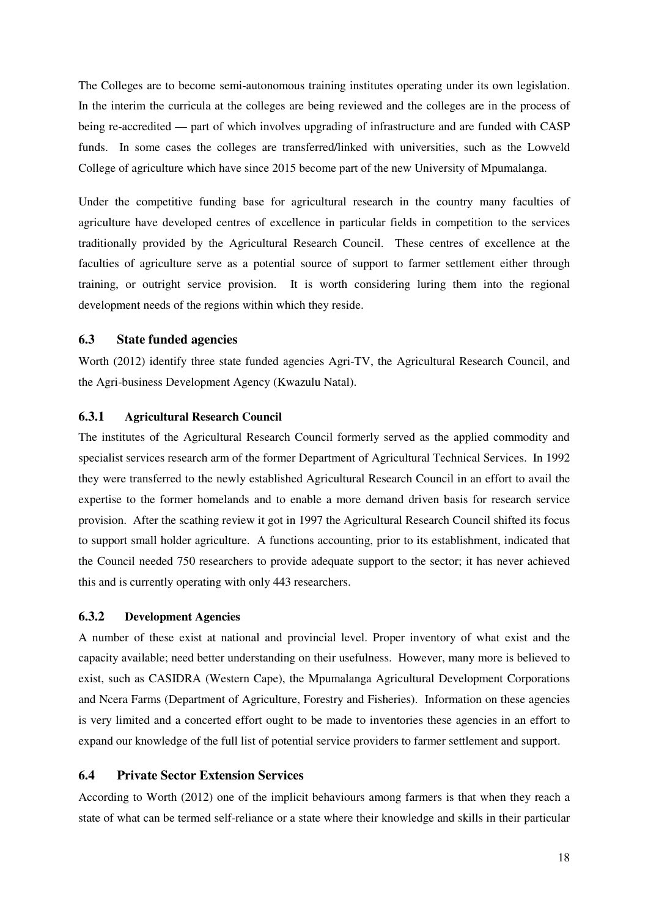The Colleges are to become semi-autonomous training institutes operating under its own legislation. In the interim the curricula at the colleges are being reviewed and the colleges are in the process of being re-accredited — part of which involves upgrading of infrastructure and are funded with CASP funds. In some cases the colleges are transferred/linked with universities, such as the Lowveld College of agriculture which have since 2015 become part of the new University of Mpumalanga.

Under the competitive funding base for agricultural research in the country many faculties of agriculture have developed centres of excellence in particular fields in competition to the services traditionally provided by the Agricultural Research Council. These centres of excellence at the faculties of agriculture serve as a potential source of support to farmer settlement either through training, or outright service provision. It is worth considering luring them into the regional development needs of the regions within which they reside.

## 6.3 State funded agencies

Worth (2012) identify three state funded agencies Agri-TV, the Agricultural Research Council, and the Agri-business Development Agency (Kwazulu Natal).

### 6.3.1 Agricultural Research Council

The institutes of the Agricultural Research Council formerly served as the applied commodity and specialist services research arm of the former Department of Agricultural Technical Services. In 1992 they were transferred to the newly established Agricultural Research Council in an effort to avail the expertise to the former homelands and to enable a more demand driven basis for research service provision. After the scathing review it got in 1997 the Agricultural Research Council shifted its focus to support small holder agriculture. A functions accounting, prior to its establishment, indicated that the Council needed 750 researchers to provide adequate support to the sector; it has never achieved this and is currently operating with only 443 researchers.

### 6.3.2 Development Agencies

A number of these exist at national and provincial level. Proper inventory of what exist and the capacity available; need better understanding on their usefulness. However, many more is believed to exist, such as CASIDRA (Western Cape), the Mpumalanga Agricultural Development Corporations and Ncera Farms (Department of Agriculture, Forestry and Fisheries). Information on these agencies is very limited and a concerted effort ought to be made to inventories these agencies in an effort to expand our knowledge of the full list of potential service providers to farmer settlement and support.

## 6.4 Private Sector Extension Services

According to Worth (2012) one of the implicit behaviours among farmers is that when they reach a state of what can be termed self-reliance or a state where their knowledge and skills in their particular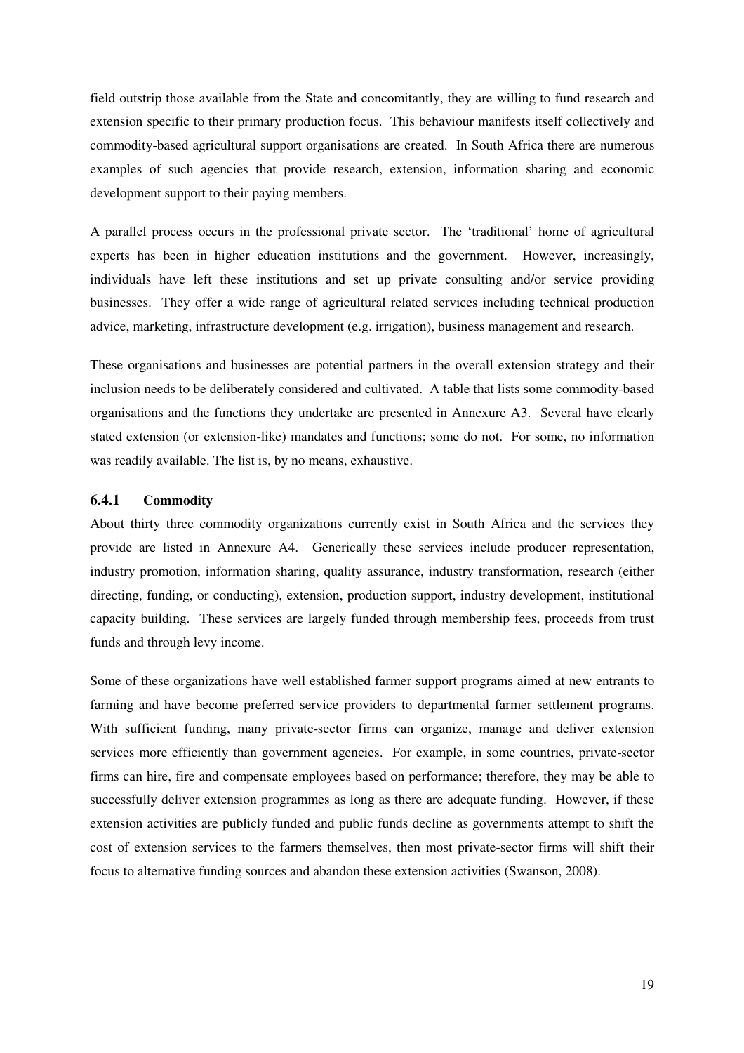field outstrip those available from the State and concomitantly, they are willing to fund research and extension specific to their primary production focus. This behaviour manifests itself collectively and commodity-based agricultural support organisations are created. In South Africa there are numerous examples of such agencies that provide research, extension, information sharing and economic development support to their paying members.

A parallel process occurs in the professional private sector. The 'traditional' home of agricultural experts has been in higher education institutions and the government. However, increasingly, individuals have left these institutions and set up private consulting and/or service providing businesses. They offer a wide range of agricultural related services including technical production advice, marketing, infrastructure development (e.g. irrigation), business management and research.

These organisations and businesses are potential partners in the overall extension strategy and their inclusion needs to be deliberately considered and cultivated. A table that lists some commodity-based organisations and the functions they undertake are presented in Annexure A3. Several have clearly stated extension (or extension-like) mandates and functions; some do not. For some, no information was readily available. The list is, by no means, exhaustive.

### 6.4.1 Commodity

About thirty three commodity organizations currently exist in South Africa and the services they provide are listed in Annexure A4. Generically these services include producer representation, industry promotion, information sharing, quality assurance, industry transformation, research (either directing, funding, or conducting), extension, production support, industry development, institutional capacity building. These services are largely funded through membership fees, proceeds from trust funds and through levy income.

Some of these organizations have well established farmer support programs aimed at new entrants to farming and have become preferred service providers to departmental farmer settlement programs. With sufficient funding, many private-sector firms can organize, manage and deliver extension services more efficiently than government agencies. For example, in some countries, private-sector firms can hire, fire and compensate employees based on performance; therefore, they may be able to successfully deliver extension programmes as long as there are adequate funding. However, if these extension activities are publicly funded and public funds decline as governments attempt to shift the cost of extension services to the farmers themselves, then most private-sector firms will shift their focus to alternative funding sources and abandon these extension activities (Swanson, 2008).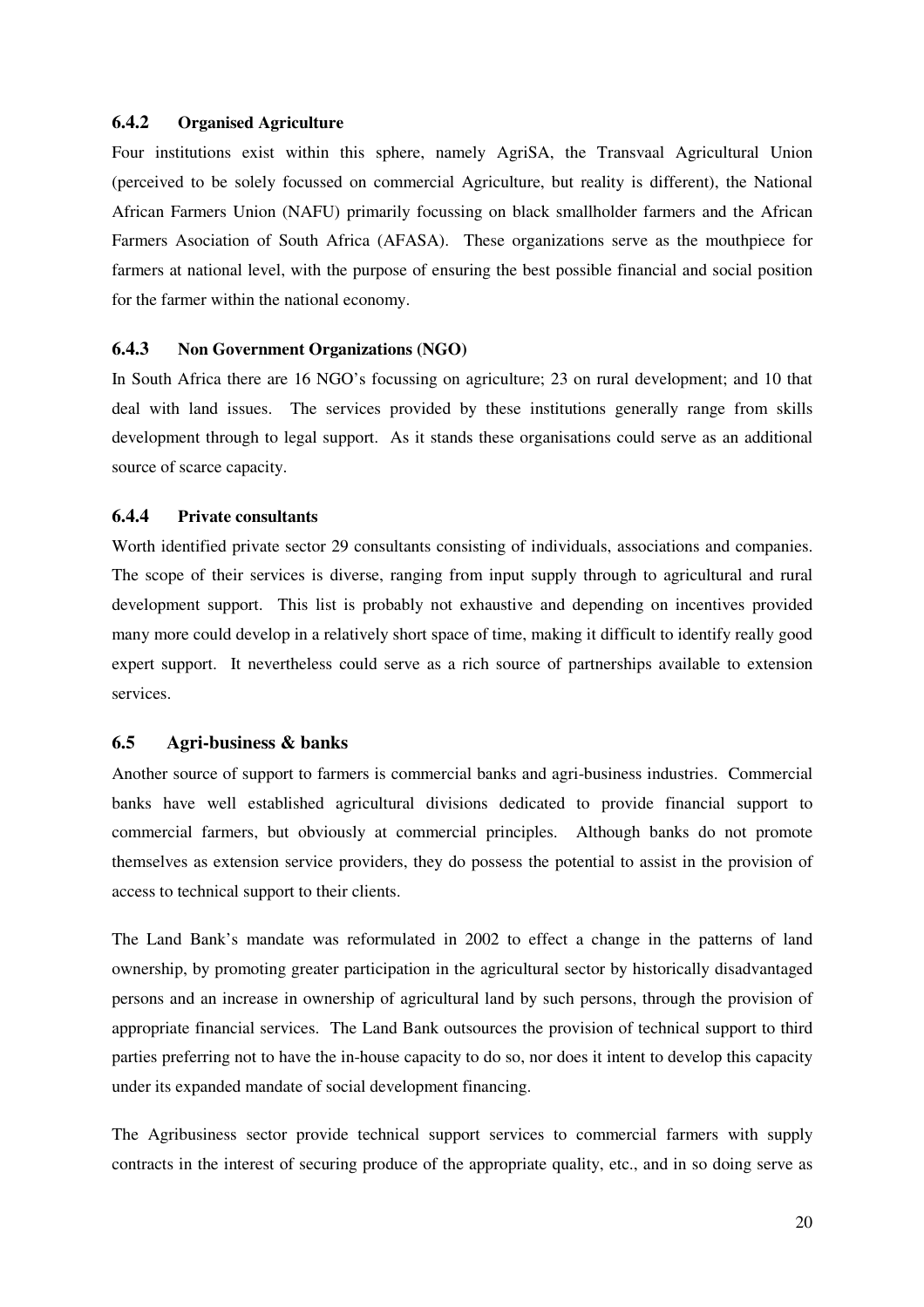### 6.4.2 Organised Agriculture

Four institutions exist within this sphere, namely AgriSA, the Transvaal Agricultural Union (perceived to be solely focussed on commercial Agriculture, but reality is different), the National African Farmers Union (NAFU) primarily focussing on black smallholder farmers and the African Farmers Asociation of South Africa (AFASA). These organizations serve as the mouthpiece for farmers at national level, with the purpose of ensuring the best possible financial and social position for the farmer within the national economy.

### 6.4.3 Non Government Organizations (NGO)

In South Africa there are 16 NGO's focussing on agriculture; 23 on rural development; and 10 that deal with land issues. The services provided by these institutions generally range from skills development through to legal support. As it stands these organisations could serve as an additional source of scarce capacity.

### 6.4.4 Private consultants

Worth identified private sector 29 consultants consisting of individuals, associations and companies. The scope of their services is diverse, ranging from input supply through to agricultural and rural development support. This list is probably not exhaustive and depending on incentives provided many more could develop in a relatively short space of time, making it difficult to identify really good expert support. It nevertheless could serve as a rich source of partnerships available to extension services.

## 6.5 Agri-business & banks

Another source of support to farmers is commercial banks and agri-business industries. Commercial banks have well established agricultural divisions dedicated to provide financial support to commercial farmers, but obviously at commercial principles. Although banks do not promote themselves as extension service providers, they do possess the potential to assist in the provision of access to technical support to their clients.

The Land Bank's mandate was reformulated in 2002 to effect a change in the patterns of land ownership, by promoting greater participation in the agricultural sector by historically disadvantaged persons and an increase in ownership of agricultural land by such persons, through the provision of appropriate financial services. The Land Bank outsources the provision of technical support to third parties preferring not to have the in-house capacity to do so, nor does it intent to develop this capacity under its expanded mandate of social development financing.

The Agribusiness sector provide technical support services to commercial farmers with supply contracts in the interest of securing produce of the appropriate quality, etc., and in so doing serve as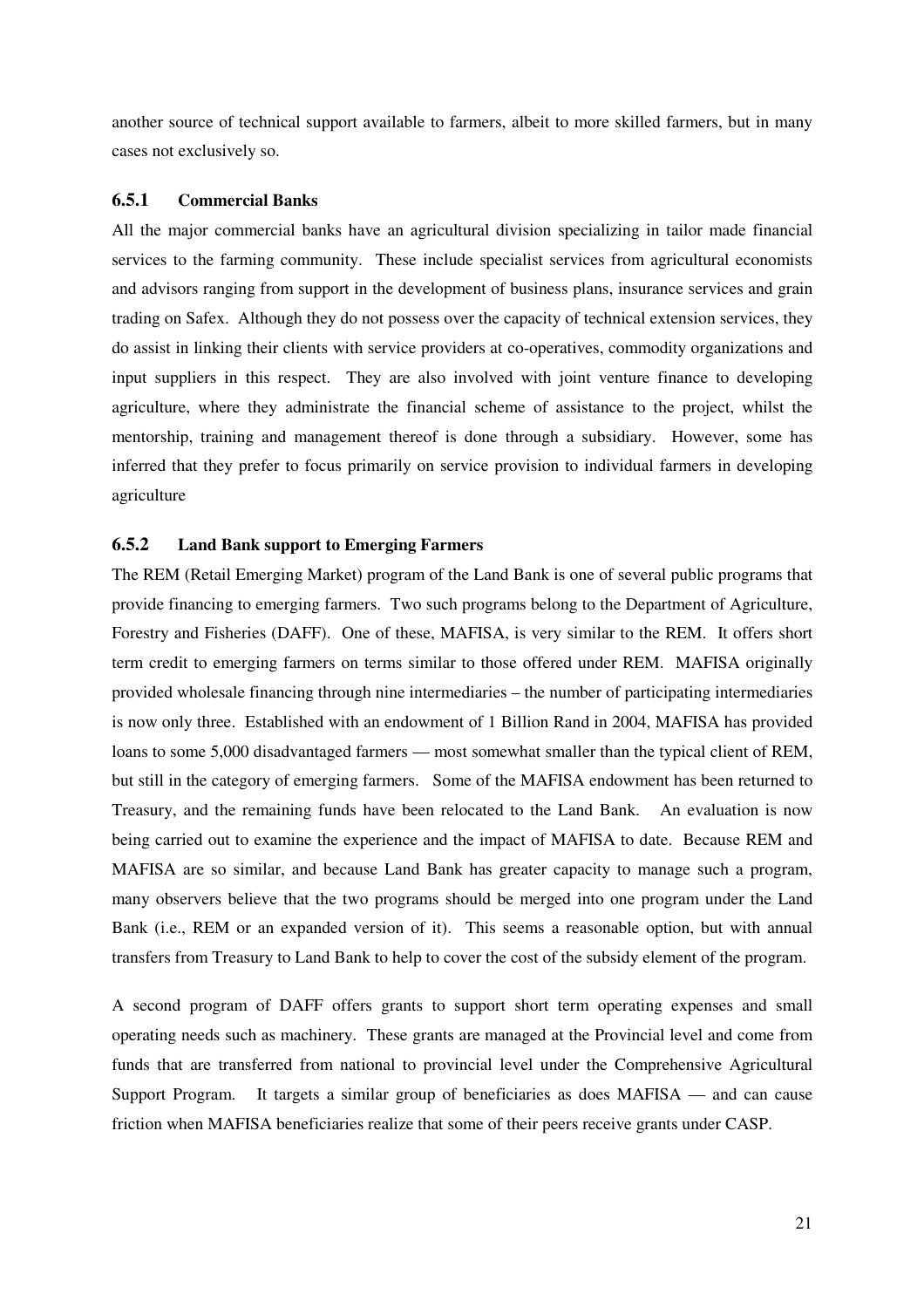another source of technical support available to farmers, albeit to more skilled farmers, but in many cases not exclusively so.

### 6.5.1 Commercial Banks

All the major commercial banks have an agricultural division specializing in tailor made financial services to the farming community. These include specialist services from agricultural economists and advisors ranging from support in the development of business plans, insurance services and grain trading on Safex. Although they do not possess over the capacity of technical extension services, they do assist in linking their clients with service providers at co-operatives, commodity organizations and input suppliers in this respect. They are also involved with joint venture finance to developing agriculture, where they administrate the financial scheme of assistance to the project, whilst the mentorship, training and management thereof is done through a subsidiary. However, some has inferred that they prefer to focus primarily on service provision to individual farmers in developing agriculture

### 6.5.2 Land Bank support to Emerging Farmers

The REM (Retail Emerging Market) program of the Land Bank is one of several public programs that provide financing to emerging farmers. Two such programs belong to the Department of Agriculture, Forestry and Fisheries (DAFF). One of these, MAFISA, is very similar to the REM. It offers short term credit to emerging farmers on terms similar to those offered under REM. MAFISA originally provided wholesale financing through nine intermediaries – the number of participating intermediaries is now only three. Established with an endowment of 1 Billion Rand in 2004, MAFISA has provided loans to some 5,000 disadvantaged farmers — most somewhat smaller than the typical client of REM, but still in the category of emerging farmers. Some of the MAFISA endowment has been returned to Treasury, and the remaining funds have been relocated to the Land Bank. An evaluation is now being carried out to examine the experience and the impact of MAFISA to date. Because REM and MAFISA are so similar, and because Land Bank has greater capacity to manage such a program, many observers believe that the two programs should be merged into one program under the Land Bank (i.e., REM or an expanded version of it). This seems a reasonable option, but with annual transfers from Treasury to Land Bank to help to cover the cost of the subsidy element of the program.

A second program of DAFF offers grants to support short term operating expenses and small operating needs such as machinery. These grants are managed at the Provincial level and come from funds that are transferred from national to provincial level under the Comprehensive Agricultural Support Program. It targets a similar group of beneficiaries as does MAFISA — and can cause friction when MAFISA beneficiaries realize that some of their peers receive grants under CASP.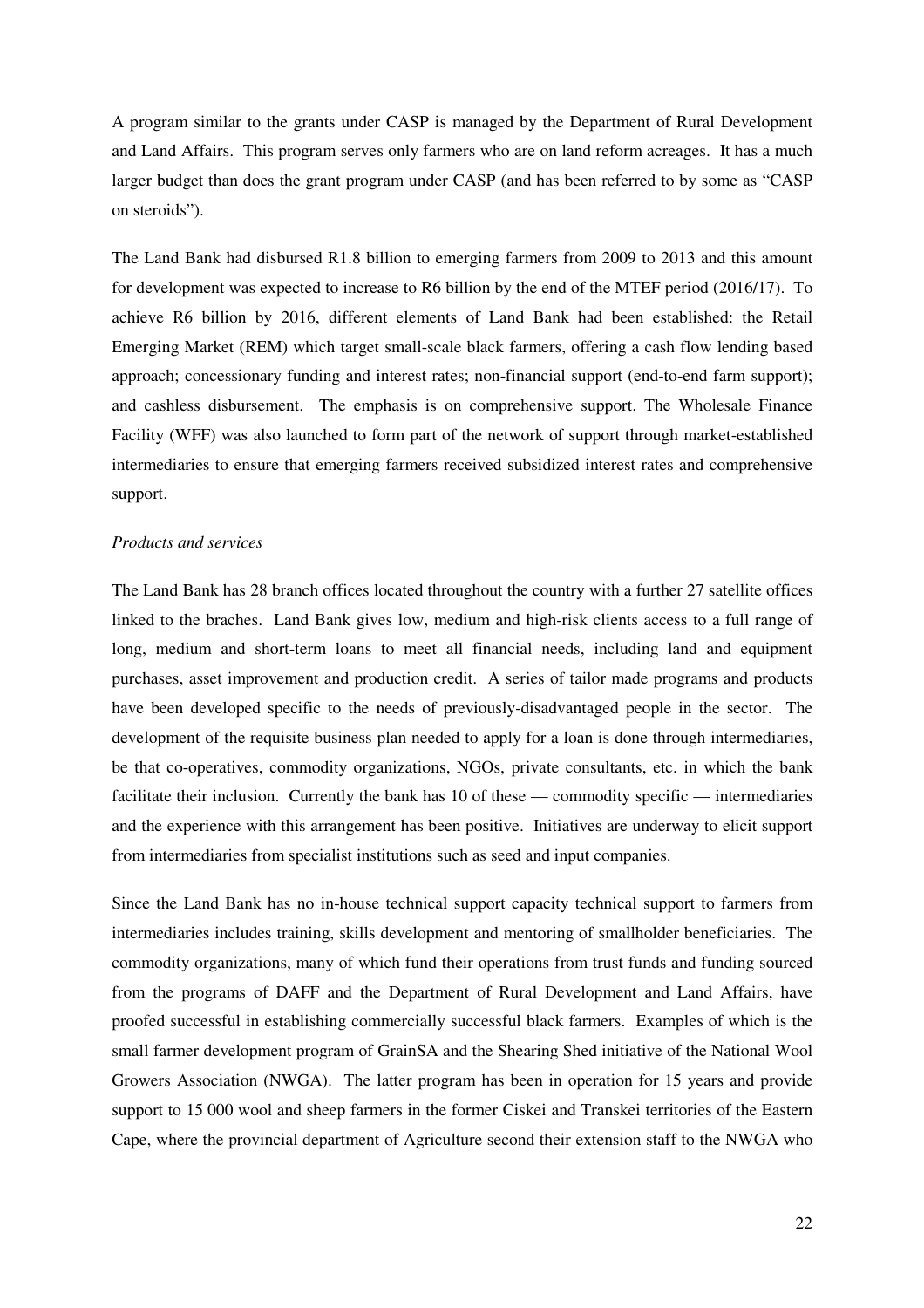A program similar to the grants under CASP is managed by the Department of Rural Development and Land Affairs. This program serves only farmers who are on land reform acreages. It has a much larger budget than does the grant program under CASP (and has been referred to by some as "CASP on steroids").

The Land Bank had disbursed R1.8 billion to emerging farmers from 2009 to 2013 and this amount for development was expected to increase to R6 billion by the end of the MTEF period (2016/17). To achieve R6 billion by 2016, different elements of Land Bank had been established: the Retail Emerging Market (REM) which target small-scale black farmers, offering a cash flow lending based approach; concessionary funding and interest rates; non-financial support (end-to-end farm support); and cashless disbursement. The emphasis is on comprehensive support. The Wholesale Finance Facility (WFF) was also launched to form part of the network of support through market-established intermediaries to ensure that emerging farmers received subsidized interest rates and comprehensive support.

*Products and services*

The Land Bank has 28 branch offices located throughout the country with a further 27 satellite offices linked to the braches. Land Bank gives low, medium and high-risk clients access to a full range of long, medium and short-term loans to meet all financial needs, including land and equipment purchases, asset improvement and production credit. A series of tailor made programs and products have been developed specific to the needs of previously-disadvantaged people in the sector. The development of the requisite business plan needed to apply for a loan is done through intermediaries, be that co-operatives, commodity organizations, NGOs, private consultants, etc. in which the bank facilitate their inclusion. Currently the bank has 10 of these — commodity specific — intermediaries and the experience with this arrangement has been positive. Initiatives are underway to elicit support from intermediaries from specialist institutions such as seed and input companies.

Since the Land Bank has no in-house technical support capacity technical support to farmers from intermediaries includes training, skills development and mentoring of smallholder beneficiaries. The commodity organizations, many of which fund their operations from trust funds and funding sourced from the programs of DAFF and the Department of Rural Development and Land Affairs, have proofed successful in establishing commercially successful black farmers. Examples of which is the small farmer development program of GrainSA and the Shearing Shed initiative of the National Wool Growers Association (NWGA). The latter program has been in operation for 15 years and provide support to 15 000 wool and sheep farmers in the former Ciskei and Transkei territories of the Eastern Cape, where the provincial department of Agriculture second their extension staff to the NWGA who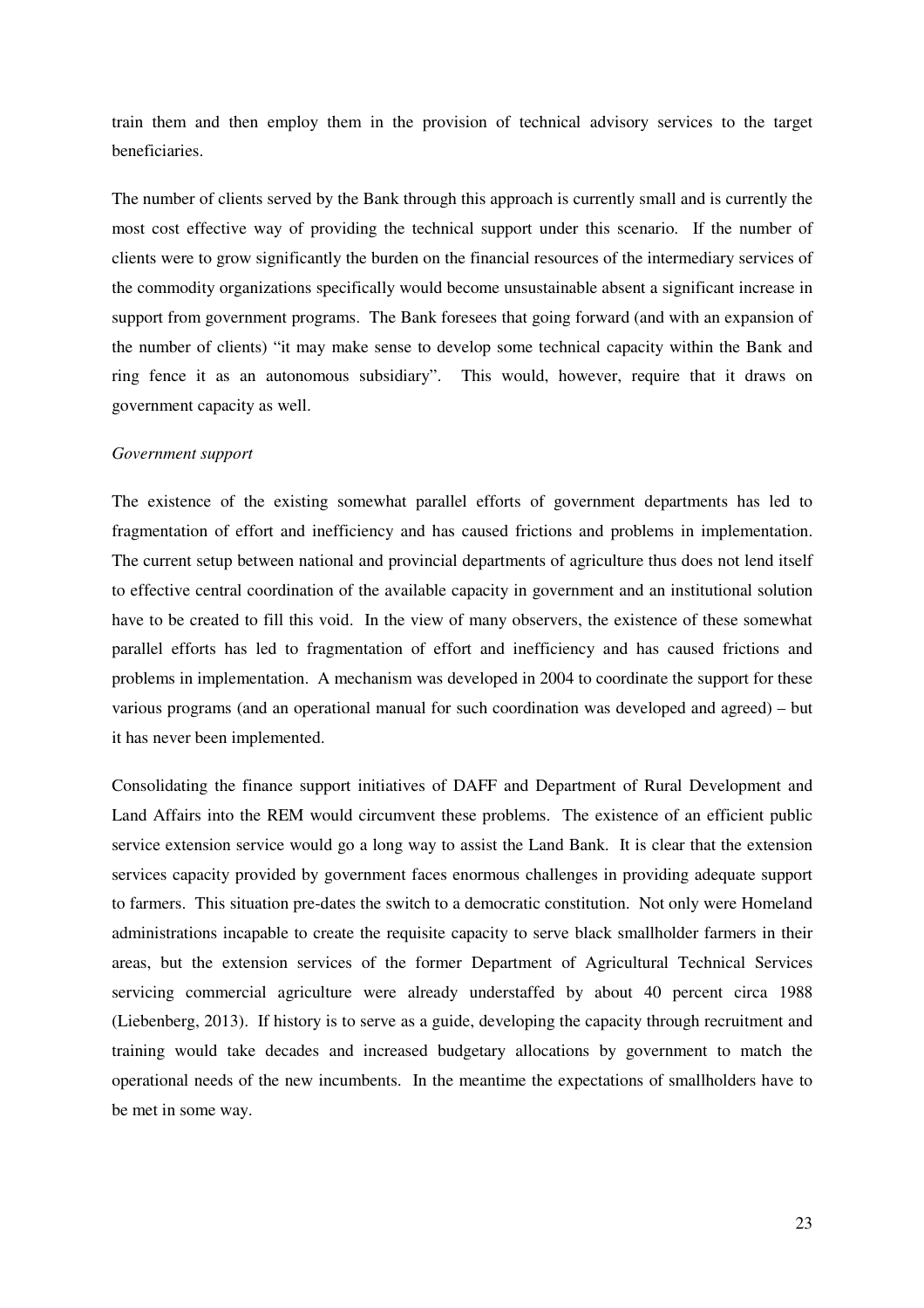train them and then employ them in the provision of technical advisory services to the target beneficiaries.

The number of clients served by the Bank through this approach is currently small and is currently the most cost effective way of providing the technical support under this scenario. If the number of clients were to grow significantly the burden on the financial resources of the intermediary services of the commodity organizations specifically would become unsustainable absent a significant increase in support from government programs. The Bank foresees that going forward (and with an expansion of the number of clients) "it may make sense to develop some technical capacity within the Bank and ring fence it as an autonomous subsidiary". This would, however, require that it draws on government capacity as well.

*Government support*

The existence of the existing somewhat parallel efforts of government departments has led to fragmentation of effort and inefficiency and has caused frictions and problems in implementation. The current setup between national and provincial departments of agriculture thus does not lend itself to effective central coordination of the available capacity in government and an institutional solution have to be created to fill this void. In the view of many observers, the existence of these somewhat parallel efforts has led to fragmentation of effort and inefficiency and has caused frictions and problems in implementation. A mechanism was developed in 2004 to coordinate the support for these various programs (and an operational manual for such coordination was developed and agreed) – but it has never been implemented.

Consolidating the finance support initiatives of DAFF and Department of Rural Development and Land Affairs into the REM would circumvent these problems. The existence of an efficient public service extension service would go a long way to assist the Land Bank. It is clear that the extension services capacity provided by government faces enormous challenges in providing adequate support to farmers. This situation pre-dates the switch to a democratic constitution. Not only were Homeland administrations incapable to create the requisite capacity to serve black smallholder farmers in their areas, but the extension services of the former Department of Agricultural Technical Services servicing commercial agriculture were already understaffed by about 40 percent circa 1988 (Liebenberg, 2013). If history is to serve as a guide, developing the capacity through recruitment and training would take decades and increased budgetary allocations by government to match the operational needs of the new incumbents. In the meantime the expectations of smallholders have to be met in some way.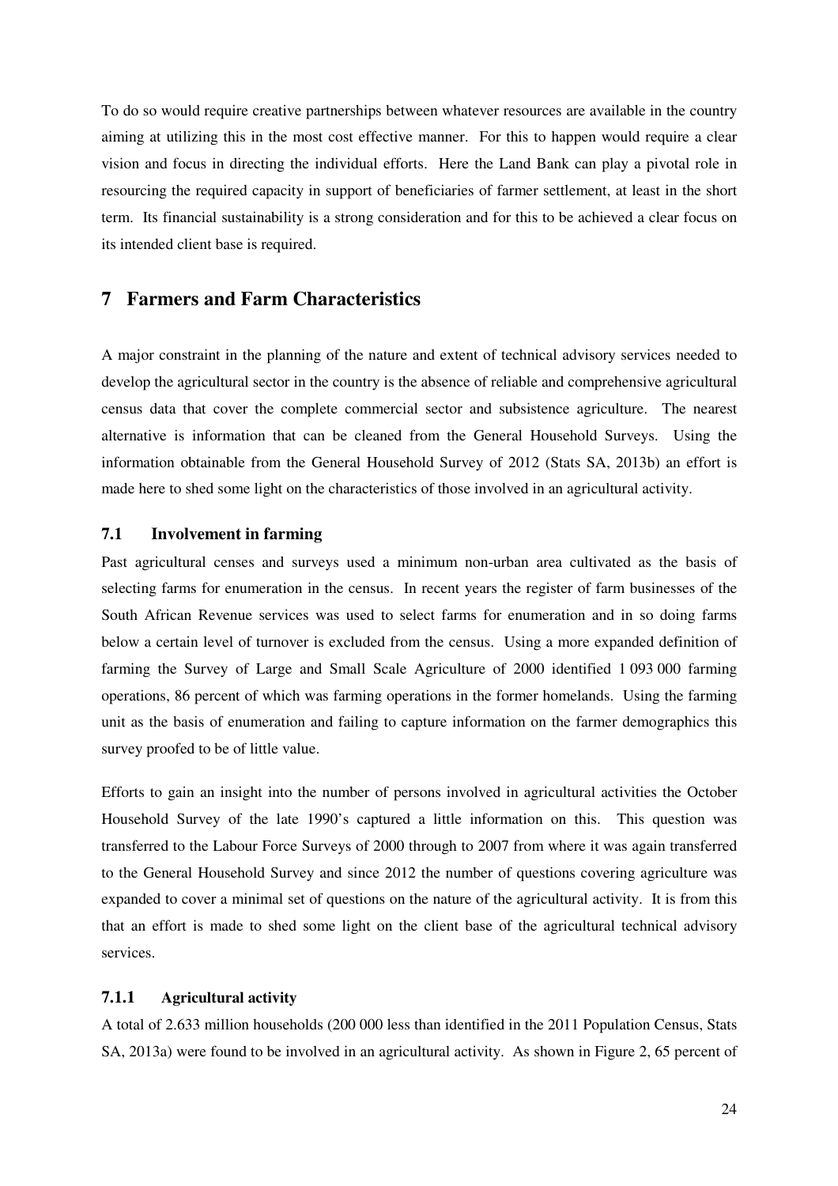To do so would require creative partnerships between whatever resources are available in the country aiming at utilizing this in the most cost effective manner. For this to happen would require a clear vision and focus in directing the individual efforts. Here the Land Bank can play a pivotal role in resourcing the required capacity in support of beneficiaries of farmer settlement, at least in the short term. Its financial sustainability is a strong consideration and for this to be achieved a clear focus on its intended client base is required.

# 7 Farmers and Farm Characteristics

A major constraint in the planning of the nature and extent of technical advisory services needed to develop the agricultural sector in the country is the absence of reliable and comprehensive agricultural census data that cover the complete commercial sector and subsistence agriculture. The nearest alternative is information that can be cleaned from the General Household Surveys. Using the information obtainable from the General Household Survey of 2012 (Stats SA, 2013b) an effort is made here to shed some light on the characteristics of those involved in an agricultural activity.

## 7.1 Involvement in farming

Past agricultural censes and surveys used a minimum non-urban area cultivated as the basis of selecting farms for enumeration in the census. In recent years the register of farm businesses of the South African Revenue services was used to select farms for enumeration and in so doing farms below a certain level of turnover is excluded from the census. Using a more expanded definition of farming the Survey of Large and Small Scale Agriculture of 2000 identified 1 093 000 farming operations, 86 percent of which was farming operations in the former homelands. Using the farming unit as the basis of enumeration and failing to capture information on the farmer demographics this survey proofed to be of little value.

Efforts to gain an insight into the number of persons involved in agricultural activities the October Household Survey of the late 1990's captured a little information on this. This question was transferred to the Labour Force Surveys of 2000 through to 2007 from where it was again transferred to the General Household Survey and since 2012 the number of questions covering agriculture was expanded to cover a minimal set of questions on the nature of the agricultural activity. It is from this that an effort is made to shed some light on the client base of the agricultural technical advisory services.

### 7.1.1 Agricultural activity

A total of 2.633 million households (200 000 less than identified in the 2011 Population Census, Stats SA, 2013a) were found to be involved in an agricultural activity. As shown in Figure 2, 65 percent of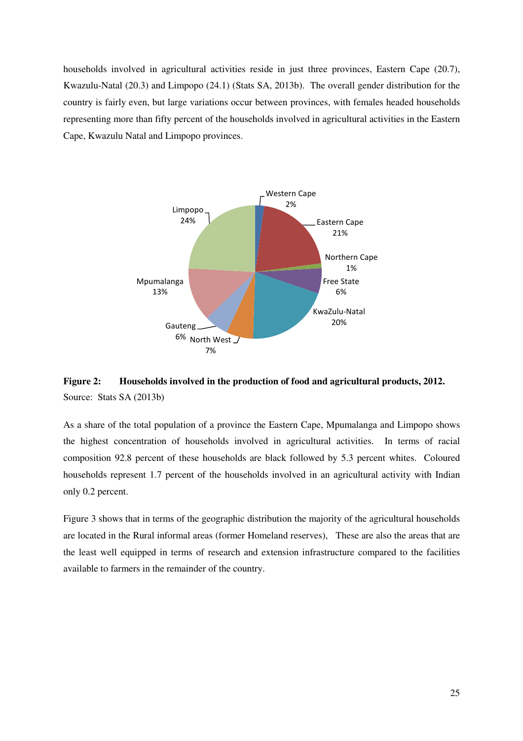households involved in agricultural activities reside in just three provinces, Eastern Cape (20.7), Kwazulu-Natal (20.3) and Limpopo (24.1) (Stats SA, 2013b). The overall gender distribution for the country is fairly even, but large variations occur between provinces, with females headed households representing more than fifty percent of the households involved in agricultural activities in the Eastern Cape, Kwazulu Natal and Limpopo provinces.

Western Cape
2%
Eastern Cape
21%
Northern Cape
1%
Free State
6%
KwaZulu-Natal
20%
North West
7%
Gauteng
6%
Mpumalanga
13%
Limpopo
24%

**Figure 2: Households involved in the production of food and agricultural products, 2012.**
Source: Stats SA (2013b)

As a share of the total population of a province the Eastern Cape, Mpumalanga and Limpopo shows the highest concentration of households involved in agricultural activities. In terms of racial composition 92.8 percent of these households are black followed by 5.3 percent whites. Coloured households represent 1.7 percent of the households involved in an agricultural activity with Indian only 0.2 percent.

Figure 3 shows that in terms of the geographic distribution the majority of the agricultural households are located in the Rural informal areas (former Homeland reserves), These are also the areas that are the least well equipped in terms of research and extension infrastructure compared to the facilities available to farmers in the remainder of the country.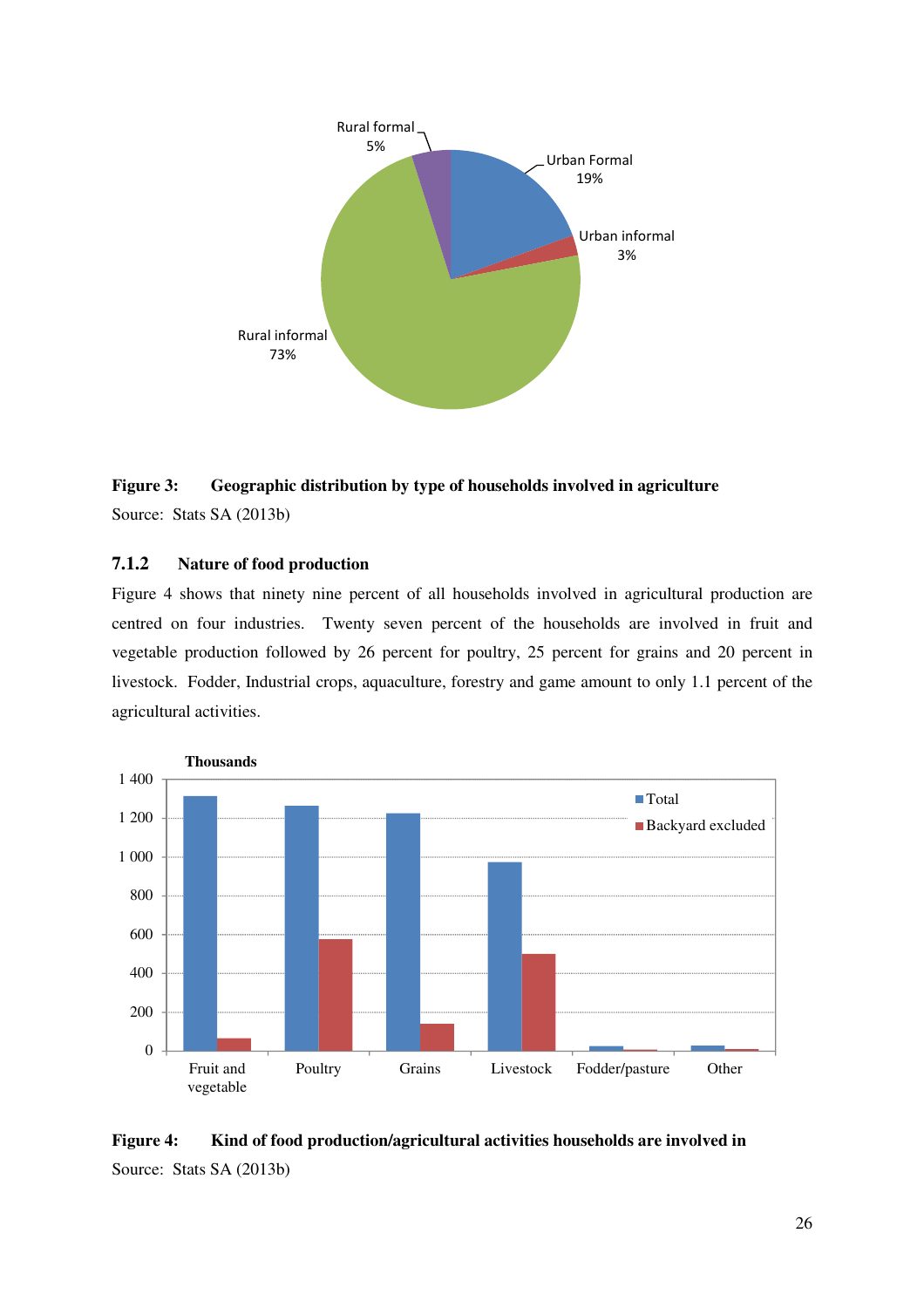Rural formal
5%

Urban Formal
19%

Urban informal
3%

Rural informal
73%

**Figure 3: Geographic distribution by type of households involved in agriculture**

Source: Stats SA (2013b)

### 7.1.2 Nature of food production

Figure 4 shows that ninety nine percent of all households involved in agricultural production are centred on four industries. Twenty seven percent of the households are involved in fruit and vegetable production followed by 26 percent for poultry, 25 percent for grains and 20 percent in livestock. Fodder, Industrial crops, aquaculture, forestry and game amount to only 1.1 percent of the agricultural activities.

Thousands

1 400
1 200
1 000
800
600
400
200
0

Total
Backyard excluded

Fruit and vegetable
Poultry
Grains
Livestock
Fodder/pasture
Other

**Figure 4: Kind of food production/agricultural activities households are involved in**

Source: Stats SA (2013b)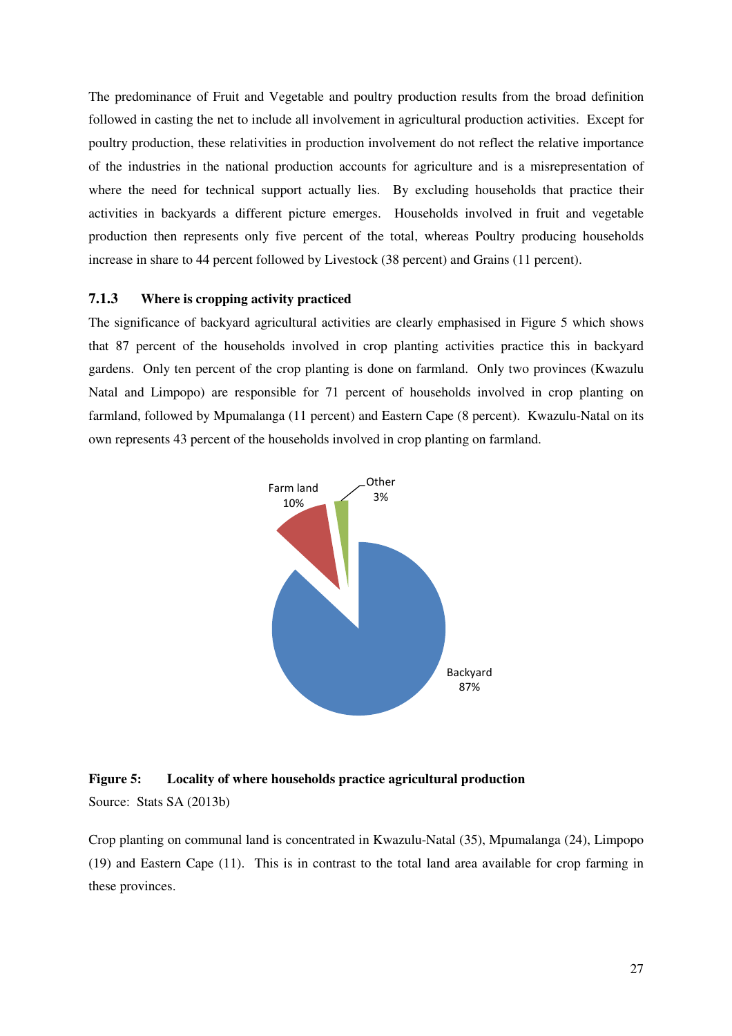The predominance of Fruit and Vegetable and poultry production results from the broad definition followed in casting the net to include all involvement in agricultural production activities. Except for poultry production, these relativities in production involvement do not reflect the relative importance of the industries in the national production accounts for agriculture and is a misrepresentation of where the need for technical support actually lies. By excluding households that practice their activities in backyards a different picture emerges. Households involved in fruit and vegetable production then represents only five percent of the total, whereas Poultry producing households increase in share to 44 percent followed by Livestock (38 percent) and Grains (11 percent).

### 7.1.3 Where is cropping activity practiced

The significance of backyard agricultural activities are clearly emphasised in Figure 5 which shows that 87 percent of the households involved in crop planting activities practice this in backyard gardens. Only ten percent of the crop planting is done on farmland. Only two provinces (Kwazulu Natal and Limpopo) are responsible for 71 percent of households involved in crop planting on farmland, followed by Mpumalanga (11 percent) and Eastern Cape (8 percent). Kwazulu-Natal on its own represents 43 percent of the households involved in crop planting on farmland.

Farm land
10%

Other
3%

Backyard
87%

**Figure 5: Locality of where households practice agricultural production**

Source: Stats SA (2013b)

Crop planting on communal land is concentrated in Kwazulu-Natal (35), Mpumalanga (24), Limpopo (19) and Eastern Cape (11). This is in contrast to the total land area available for crop farming in these provinces.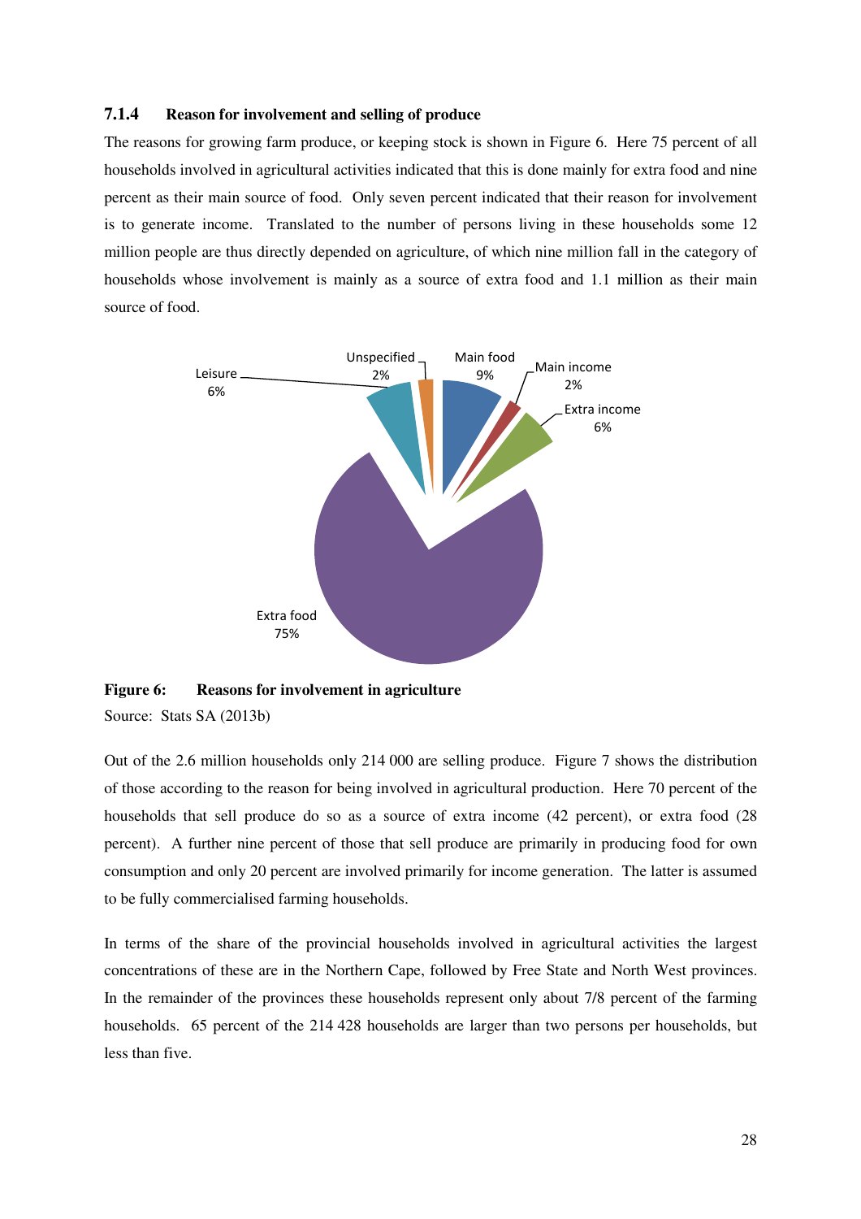### 7.1.4 Reason for involvement and selling of produce

The reasons for growing farm produce, or keeping stock is shown in Figure 6. Here 75 percent of all households involved in agricultural activities indicated that this is done mainly for extra food and nine percent as their main source of food. Only seven percent indicated that their reason for involvement is to generate income. Translated to the number of persons living in these households some 12 million people are thus directly depended on agriculture, of which nine million fall in the category of households whose involvement is mainly as a source of extra food and 1.1 million as their main source of food.

Unspecified
2%
Main food
9%
Main income
2%
Extra income
6%
Leisure
6%
Extra food
75%

**Figure 6: Reasons for involvement in agriculture**

Source: Stats SA (2013b)

Out of the 2.6 million households only 214 000 are selling produce. Figure 7 shows the distribution of those according to the reason for being involved in agricultural production. Here 70 percent of the households that sell produce do so as a source of extra income (42 percent), or extra food (28 percent). A further nine percent of those that sell produce are primarily in producing food for own consumption and only 20 percent are involved primarily for income generation. The latter is assumed to be fully commercialised farming households.

In terms of the share of the provincial households involved in agricultural activities the largest concentrations of these are in the Northern Cape, followed by Free State and North West provinces. In the remainder of the provinces these households represent only about 7/8 percent of the farming households. 65 percent of the 214 428 households are larger than two persons per households, but less than five.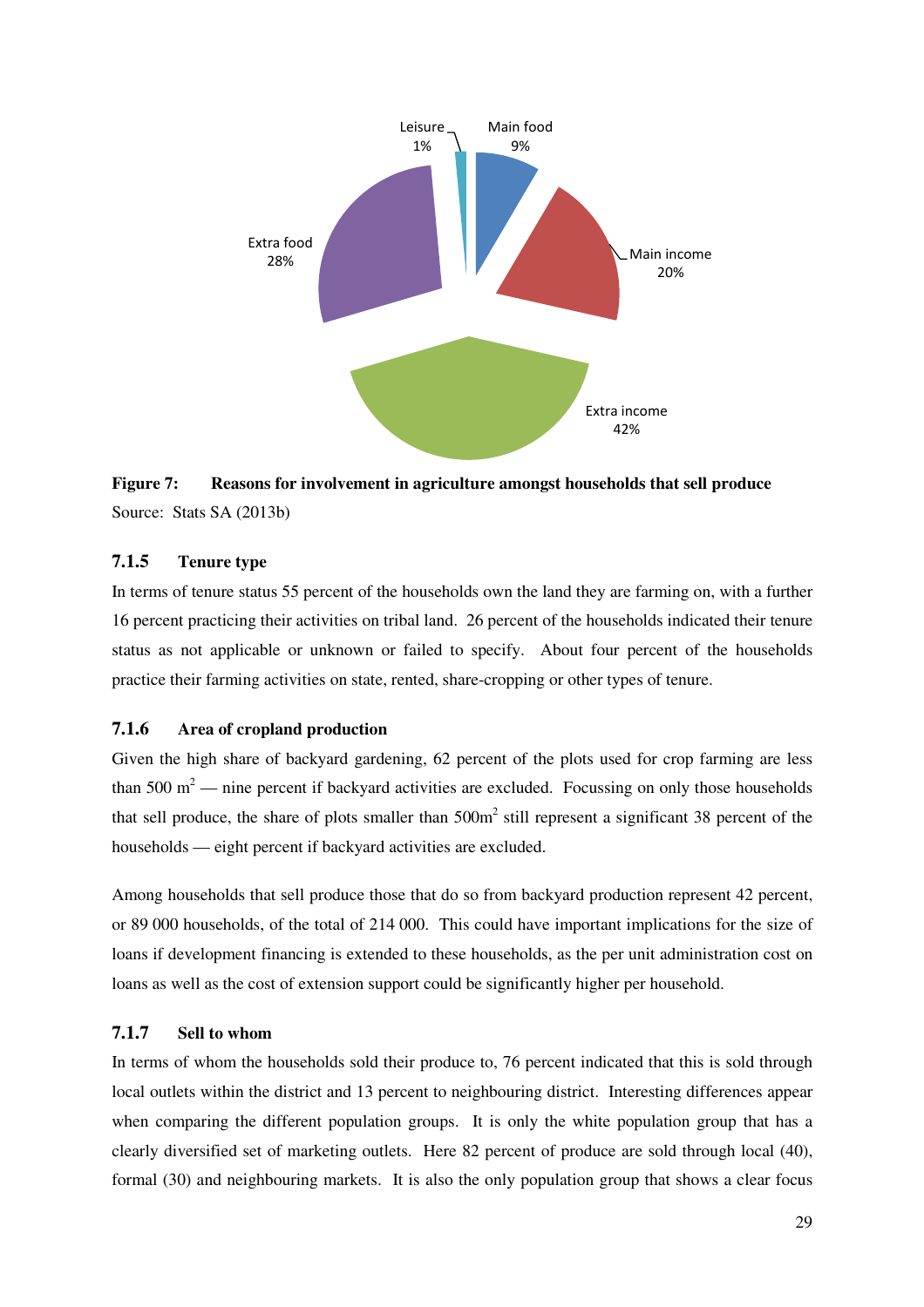Leisure
1%

Main food
9%

Main income
20%

Extra income
42%

Extra food
28%

**Figure 7: Reasons for involvement in agriculture amongst households that sell produce**

Source: Stats SA (2013b)

### 7.1.5 Tenure type

In terms of tenure status 55 percent of the households own the land they are farming on, with a further 16 percent practicing their activities on tribal land. 26 percent of the households indicated their tenure status as not applicable or unknown or failed to specify. About four percent of the households practice their farming activities on state, rented, share-cropping or other types of tenure.

### 7.1.6 Area of cropland production

Given the high share of backyard gardening, 62 percent of the plots used for crop farming are less than 500 $m^2$ — nine percent if backyard activities are excluded. Focussing on only those households that sell produce, the share of plots smaller than 500$m^2$ still represent a significant 38 percent of the households — eight percent if backyard activities are excluded.

Among households that sell produce those that do so from backyard production represent 42 percent, or 89 000 households, of the total of 214 000. This could have important implications for the size of loans if development financing is extended to these households, as the per unit administration cost on loans as well as the cost of extension support could be significantly higher per household.

### 7.1.7 Sell to whom

In terms of whom the households sold their produce to, 76 percent indicated that this is sold through local outlets within the district and 13 percent to neighbouring district. Interesting differences appear when comparing the different population groups. It is only the white population group that has a clearly diversified set of marketing outlets. Here 82 percent of produce are sold through local (40), formal (30) and neighbouring markets. It is also the only population group that shows a clear focus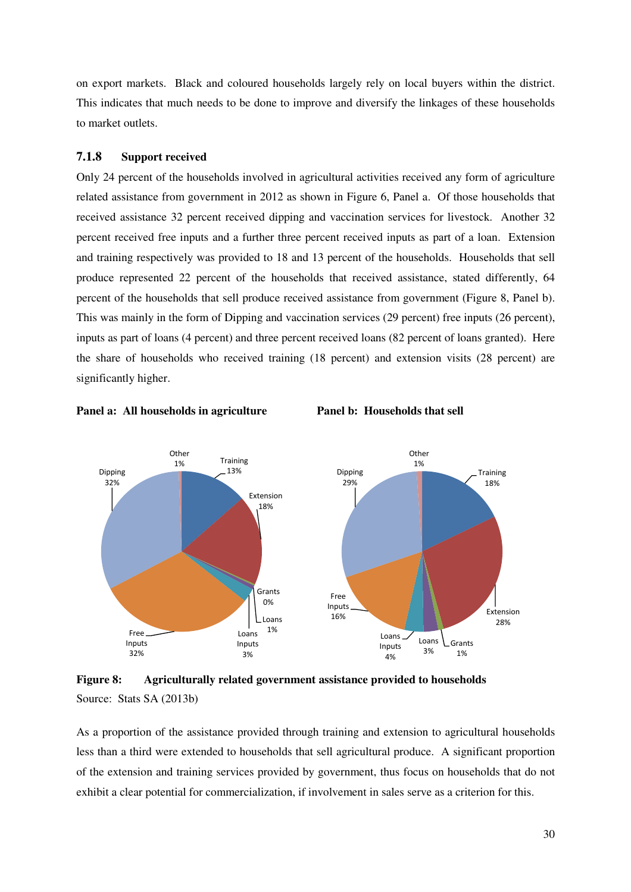on export markets. Black and coloured households largely rely on local buyers within the district. This indicates that much needs to be done to improve and diversify the linkages of these households to market outlets.

### 7.1.8 Support received

Only 24 percent of the households involved in agricultural activities received any form of agriculture related assistance from government in 2012 as shown in Figure 6, Panel a. Of those households that received assistance 32 percent received dipping and vaccination services for livestock. Another 32 percent received free inputs and a further three percent received inputs as part of a loan. Extension and training respectively was provided to 18 and 13 percent of the households. Households that sell produce represented 22 percent of the households that received assistance, stated differently, 64 percent of the households that sell produce received assistance from government (Figure 8, Panel b). This was mainly in the form of Dipping and vaccination services (29 percent) free inputs (26 percent), inputs as part of loans (4 percent) and three percent received loans (82 percent of loans granted). Here the share of households who received training (18 percent) and extension visits (28 percent) are significantly higher.

**Panel a: All households in agriculture**

Other 1%
Training 13%
Extension 18%
Grants 0%
Loans 1%
Loans Inputs 3%
Free Inputs 32%
Dipping 32%

**Panel b: Households that sell**

Other 1%
Training 18%
Extension 28%
Grants 1%
Loans 3%
Loans Inputs 4%
Free Inputs 16%
Dipping 29%

**Figure 8: Agriculturally related government assistance provided to households**
Source: Stats SA (2013b)

As a proportion of the assistance provided through training and extension to agricultural households less than a third were extended to households that sell agricultural produce. A significant proportion of the extension and training services provided by government, thus focus on households that do not exhibit a clear potential for commercialization, if involvement in sales serve as a criterion for this.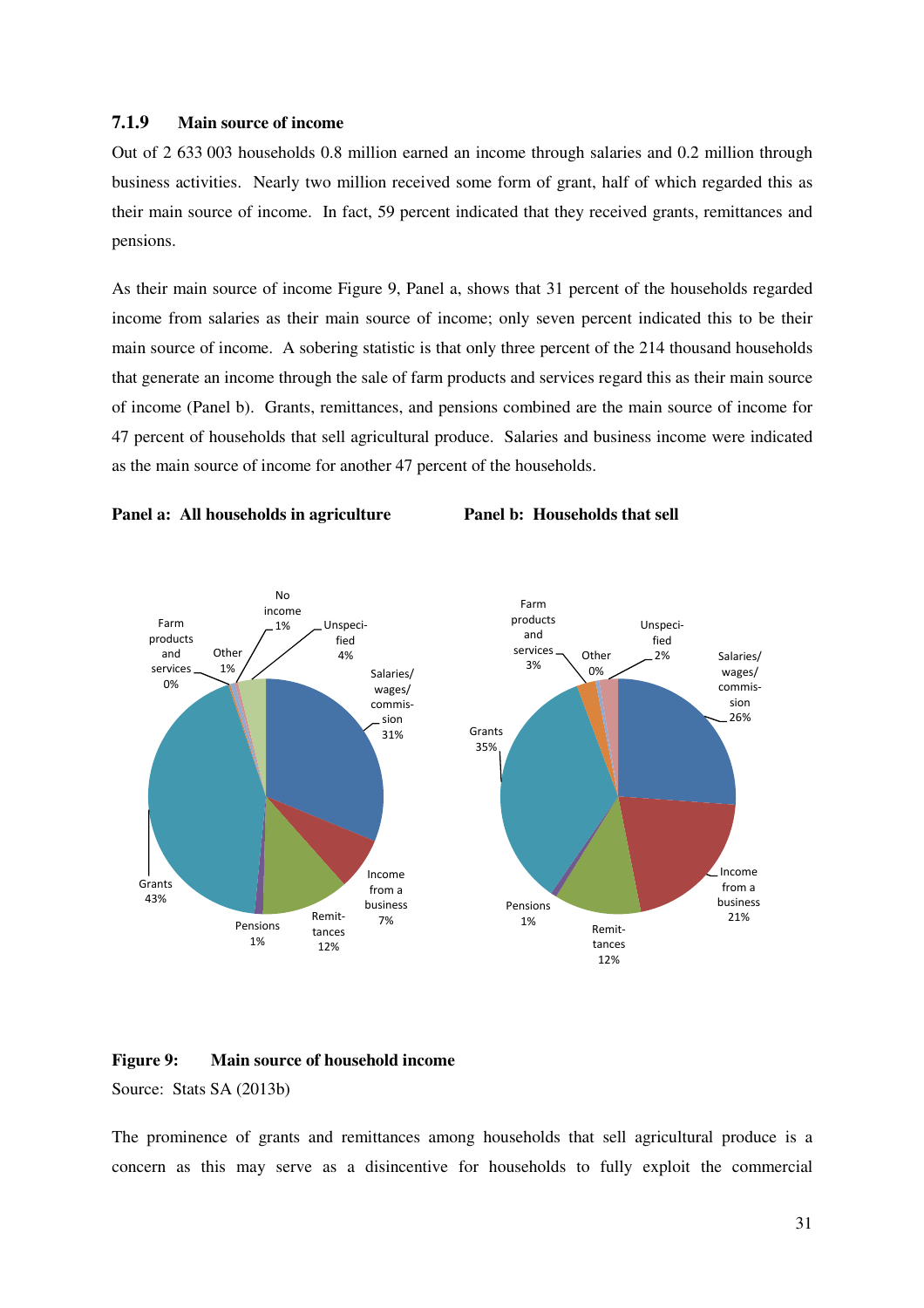### 7.1.9 Main source of income

Out of 2 633 003 households 0.8 million earned an income through salaries and 0.2 million through business activities. Nearly two million received some form of grant, half of which regarded this as their main source of income. In fact, 59 percent indicated that they received grants, remittances and pensions.

As their main source of income Figure 9, Panel a, shows that 31 percent of the households regarded income from salaries as their main source of income; only seven percent indicated this to be their main source of income. A sobering statistic is that only three percent of the 214 thousand households that generate an income through the sale of farm products and services regard this as their main source of income (Panel b). Grants, remittances, and pensions combined are the main source of income for 47 percent of households that sell agricultural produce. Salaries and business income were indicated as the main source of income for another 47 percent of the households.

**Panel a: All households in agriculture**

No income 1%
Unspecified 4%
Other 1%
Farm products and services 0%
Salaries/ wages/ commission 31%
Income from a business 7%
Remittances 12%
Pensions 1%
Grants 43%

**Panel b: Households that sell**

Farm products and services 3%
Other 0%
Unspecified 2%
Salaries/ wages/ commission 26%
Income from a business 21%
Remittances 12%
Pensions 1%
Grants 35%

**Figure 9: Main source of household income**

Source: Stats SA (2013b)

The prominence of grants and remittances among households that sell agricultural produce is a concern as this may serve as a disincentive for households to fully exploit the commercial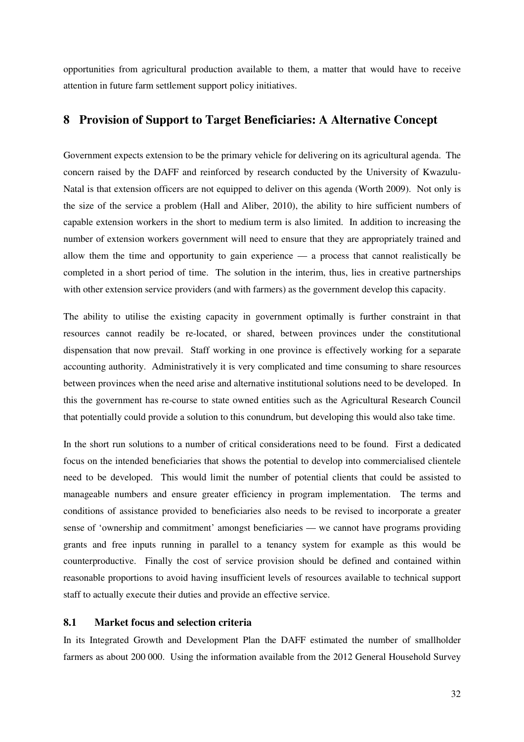opportunities from agricultural production available to them, a matter that would have to receive attention in future farm settlement support policy initiatives.

# 8 Provision of Support to Target Beneficiaries: A Alternative Concept

Government expects extension to be the primary vehicle for delivering on its agricultural agenda. The concern raised by the DAFF and reinforced by research conducted by the University of Kwazulu-Natal is that extension officers are not equipped to deliver on this agenda (Worth 2009). Not only is the size of the service a problem (Hall and Aliber, 2010), the ability to hire sufficient numbers of capable extension workers in the short to medium term is also limited. In addition to increasing the number of extension workers government will need to ensure that they are appropriately trained and allow them the time and opportunity to gain experience — a process that cannot realistically be completed in a short period of time. The solution in the interim, thus, lies in creative partnerships with other extension service providers (and with farmers) as the government develop this capacity.

The ability to utilise the existing capacity in government optimally is further constraint in that resources cannot readily be re-located, or shared, between provinces under the constitutional dispensation that now prevail. Staff working in one province is effectively working for a separate accounting authority. Administratively it is very complicated and time consuming to share resources between provinces when the need arise and alternative institutional solutions need to be developed. In this the government has re-course to state owned entities such as the Agricultural Research Council that potentially could provide a solution to this conundrum, but developing this would also take time.

In the short run solutions to a number of critical considerations need to be found. First a dedicated focus on the intended beneficiaries that shows the potential to develop into commercialised clientele need to be developed. This would limit the number of potential clients that could be assisted to manageable numbers and ensure greater efficiency in program implementation. The terms and conditions of assistance provided to beneficiaries also needs to be revised to incorporate a greater sense of 'ownership and commitment' amongst beneficiaries — we cannot have programs providing grants and free inputs running in parallel to a tenancy system for example as this would be counterproductive. Finally the cost of service provision should be defined and contained within reasonable proportions to avoid having insufficient levels of resources available to technical support staff to actually execute their duties and provide an effective service.

## 8.1 Market focus and selection criteria

In its Integrated Growth and Development Plan the DAFF estimated the number of smallholder farmers as about 200 000. Using the information available from the 2012 General Household Survey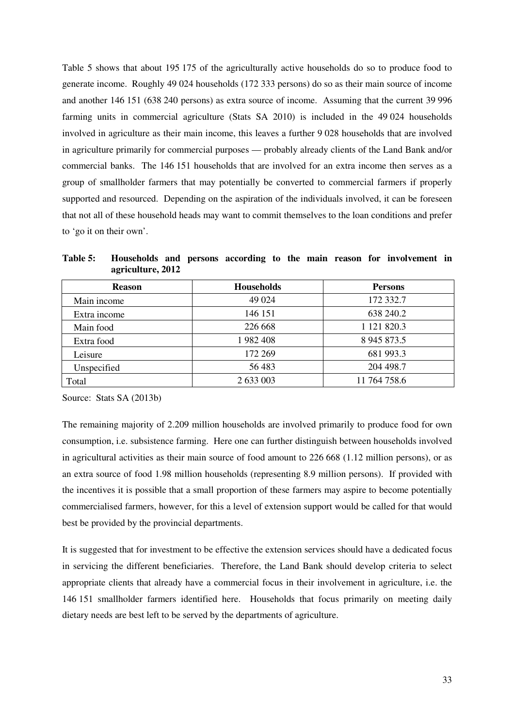Table 5 shows that about 195 175 of the agriculturally active households do so to produce food to generate income. Roughly 49 024 households (172 333 persons) do so as their main source of income and another 146 151 (638 240 persons) as extra source of income. Assuming that the current 39 996 farming units in commercial agriculture (Stats SA 2010) is included in the 49 024 households involved in agriculture as their main income, this leaves a further 9 028 households that are involved in agriculture primarily for commercial purposes — probably already clients of the Land Bank and/or commercial banks. The 146 151 households that are involved for an extra income then serves as a group of smallholder farmers that may potentially be converted to commercial farmers if properly supported and resourced. Depending on the aspiration of the individuals involved, it can be foreseen that not all of these household heads may want to commit themselves to the loan conditions and prefer to 'go it on their own'.

**Table 5: Households and persons according to the main reason for involvement in agriculture, 2012**

| Reason | Households | Persons |
|---|---|---|
| Main income | 49 024 | 172 332.7 |
| Extra income | 146 151 | 638 240.2 |
| Main food | 226 668 | 1 121 820.3 |
| Extra food | 1 982 408 | 8 945 873.5 |
| Leisure | 172 269 | 681 993.3 |
| Unspecified | 56 483 | 204 498.7 |
| Total | 2 633 003 | 11 764 758.6 |

Source: Stats SA (2013b)

The remaining majority of 2.209 million households are involved primarily to produce food for own consumption, i.e. subsistence farming. Here one can further distinguish between households involved in agricultural activities as their main source of food amount to 226 668 (1.12 million persons), or as an extra source of food 1.98 million households (representing 8.9 million persons). If provided with the incentives it is possible that a small proportion of these farmers may aspire to become potentially commercialised farmers, however, for this a level of extension support would be called for that would best be provided by the provincial departments.

It is suggested that for investment to be effective the extension services should have a dedicated focus in servicing the different beneficiaries. Therefore, the Land Bank should develop criteria to select appropriate clients that already have a commercial focus in their involvement in agriculture, i.e. the 146 151 smallholder farmers identified here. Households that focus primarily on meeting daily dietary needs are best left to be served by the departments of agriculture.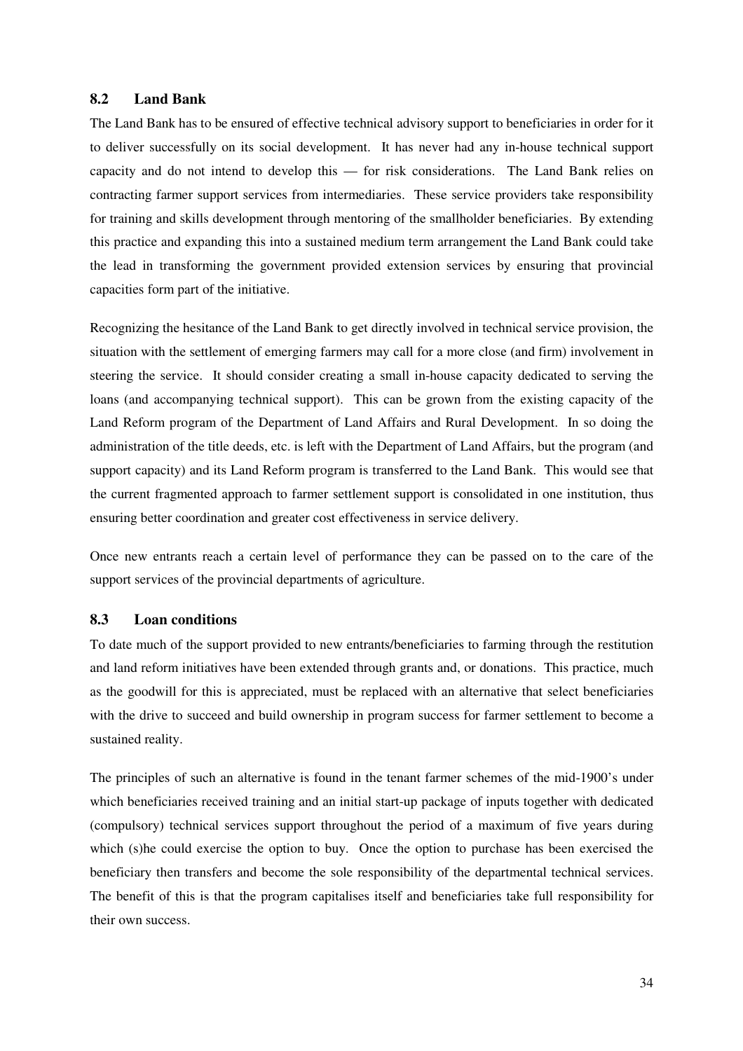## 8.2 Land Bank

The Land Bank has to be ensured of effective technical advisory support to beneficiaries in order for it to deliver successfully on its social development. It has never had any in-house technical support capacity and do not intend to develop this — for risk considerations. The Land Bank relies on contracting farmer support services from intermediaries. These service providers take responsibility for training and skills development through mentoring of the smallholder beneficiaries. By extending this practice and expanding this into a sustained medium term arrangement the Land Bank could take the lead in transforming the government provided extension services by ensuring that provincial capacities form part of the initiative.

Recognizing the hesitance of the Land Bank to get directly involved in technical service provision, the situation with the settlement of emerging farmers may call for a more close (and firm) involvement in steering the service. It should consider creating a small in-house capacity dedicated to serving the loans (and accompanying technical support). This can be grown from the existing capacity of the Land Reform program of the Department of Land Affairs and Rural Development. In so doing the administration of the title deeds, etc. is left with the Department of Land Affairs, but the program (and support capacity) and its Land Reform program is transferred to the Land Bank. This would see that the current fragmented approach to farmer settlement support is consolidated in one institution, thus ensuring better coordination and greater cost effectiveness in service delivery.

Once new entrants reach a certain level of performance they can be passed on to the care of the support services of the provincial departments of agriculture.

## 8.3 Loan conditions

To date much of the support provided to new entrants/beneficiaries to farming through the restitution and land reform initiatives have been extended through grants and, or donations. This practice, much as the goodwill for this is appreciated, must be replaced with an alternative that select beneficiaries with the drive to succeed and build ownership in program success for farmer settlement to become a sustained reality.

The principles of such an alternative is found in the tenant farmer schemes of the mid-1900's under which beneficiaries received training and an initial start-up package of inputs together with dedicated (compulsory) technical services support throughout the period of a maximum of five years during which (s)he could exercise the option to buy. Once the option to purchase has been exercised the beneficiary then transfers and become the sole responsibility of the departmental technical services. The benefit of this is that the program capitalises itself and beneficiaries take full responsibility for their own success.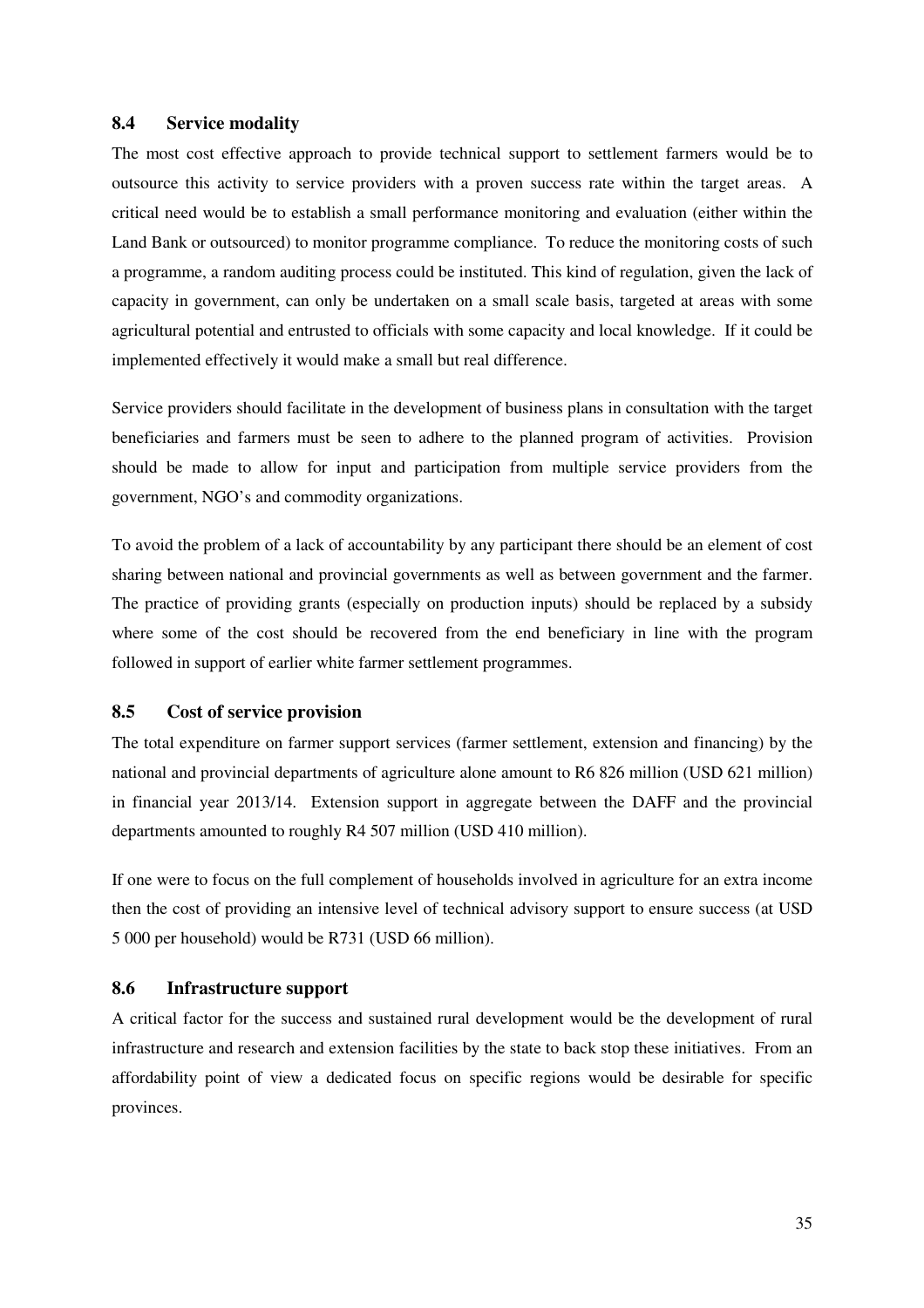## 8.4 Service modality

The most cost effective approach to provide technical support to settlement farmers would be to outsource this activity to service providers with a proven success rate within the target areas. A critical need would be to establish a small performance monitoring and evaluation (either within the Land Bank or outsourced) to monitor programme compliance. To reduce the monitoring costs of such a programme, a random auditing process could be instituted. This kind of regulation, given the lack of capacity in government, can only be undertaken on a small scale basis, targeted at areas with some agricultural potential and entrusted to officials with some capacity and local knowledge. If it could be implemented effectively it would make a small but real difference.

Service providers should facilitate in the development of business plans in consultation with the target beneficiaries and farmers must be seen to adhere to the planned program of activities. Provision should be made to allow for input and participation from multiple service providers from the government, NGO's and commodity organizations.

To avoid the problem of a lack of accountability by any participant there should be an element of cost sharing between national and provincial governments as well as between government and the farmer. The practice of providing grants (especially on production inputs) should be replaced by a subsidy where some of the cost should be recovered from the end beneficiary in line with the program followed in support of earlier white farmer settlement programmes.

## 8.5 Cost of service provision

The total expenditure on farmer support services (farmer settlement, extension and financing) by the national and provincial departments of agriculture alone amount to R6 826 million (USD 621 million) in financial year 2013/14. Extension support in aggregate between the DAFF and the provincial departments amounted to roughly R4 507 million (USD 410 million).

If one were to focus on the full complement of households involved in agriculture for an extra income then the cost of providing an intensive level of technical advisory support to ensure success (at USD 5 000 per household) would be R731 (USD 66 million).

## 8.6 Infrastructure support

A critical factor for the success and sustained rural development would be the development of rural infrastructure and research and extension facilities by the state to back stop these initiatives. From an affordability point of view a dedicated focus on specific regions would be desirable for specific provinces.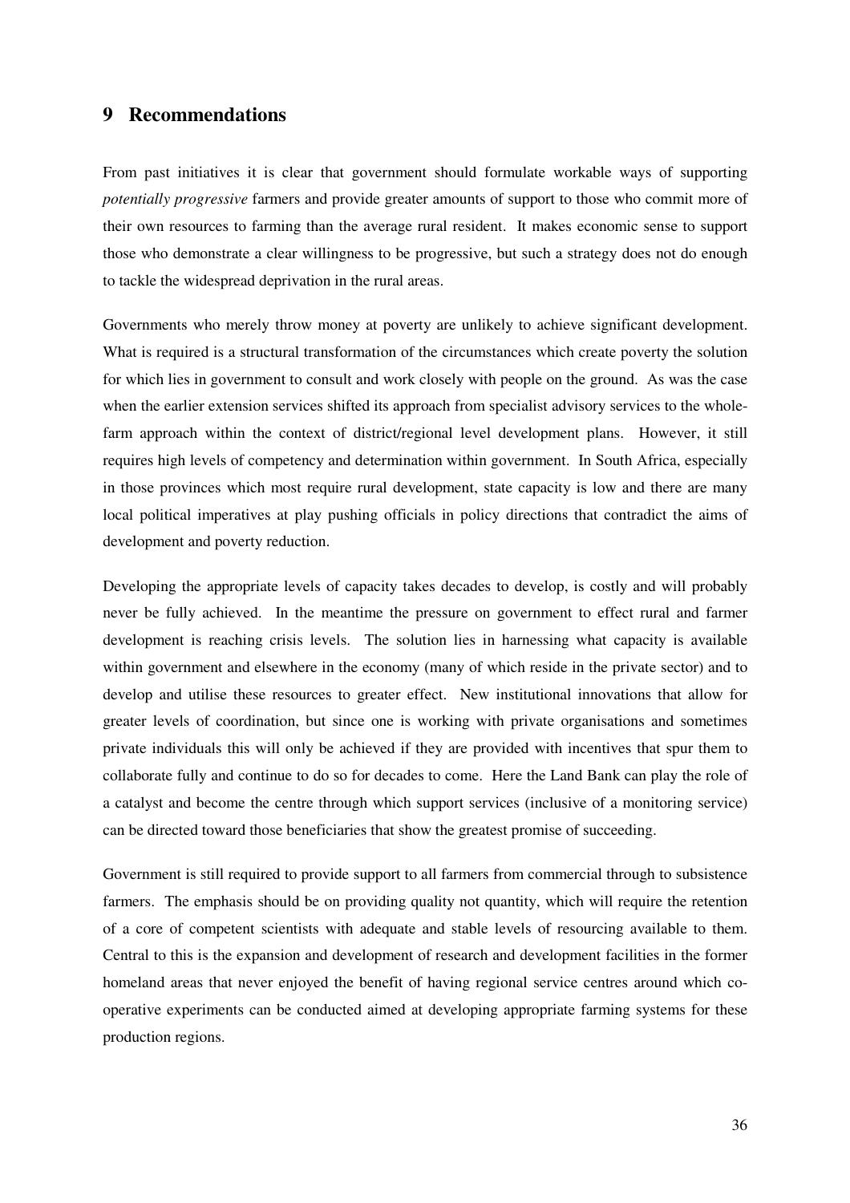# 9 Recommendations

From past initiatives it is clear that government should formulate workable ways of supporting *potentially progressive* farmers and provide greater amounts of support to those who commit more of their own resources to farming than the average rural resident. It makes economic sense to support those who demonstrate a clear willingness to be progressive, but such a strategy does not do enough to tackle the widespread deprivation in the rural areas.

Governments who merely throw money at poverty are unlikely to achieve significant development. What is required is a structural transformation of the circumstances which create poverty the solution for which lies in government to consult and work closely with people on the ground. As was the case when the earlier extension services shifted its approach from specialist advisory services to the whole-farm approach within the context of district/regional level development plans. However, it still requires high levels of competency and determination within government. In South Africa, especially in those provinces which most require rural development, state capacity is low and there are many local political imperatives at play pushing officials in policy directions that contradict the aims of development and poverty reduction.

Developing the appropriate levels of capacity takes decades to develop, is costly and will probably never be fully achieved. In the meantime the pressure on government to effect rural and farmer development is reaching crisis levels. The solution lies in harnessing what capacity is available within government and elsewhere in the economy (many of which reside in the private sector) and to develop and utilise these resources to greater effect. New institutional innovations that allow for greater levels of coordination, but since one is working with private organisations and sometimes private individuals this will only be achieved if they are provided with incentives that spur them to collaborate fully and continue to do so for decades to come. Here the Land Bank can play the role of a catalyst and become the centre through which support services (inclusive of a monitoring service) can be directed toward those beneficiaries that show the greatest promise of succeeding.

Government is still required to provide support to all farmers from commercial through to subsistence farmers. The emphasis should be on providing quality not quantity, which will require the retention of a core of competent scientists with adequate and stable levels of resourcing available to them. Central to this is the expansion and development of research and development facilities in the former homeland areas that never enjoyed the benefit of having regional service centres around which co-operative experiments can be conducted aimed at developing appropriate farming systems for these production regions.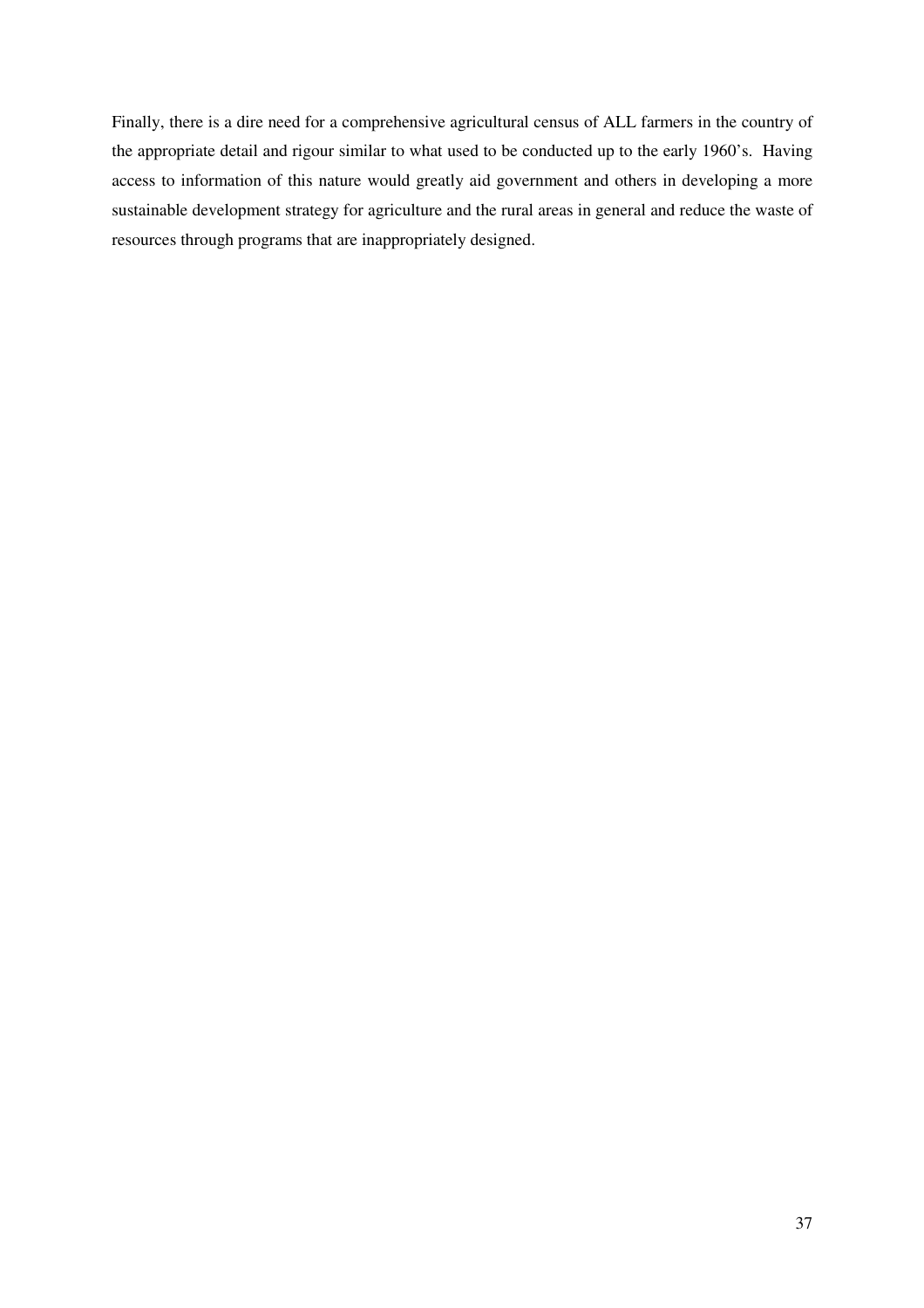Finally, there is a dire need for a comprehensive agricultural census of ALL farmers in the country of the appropriate detail and rigour similar to what used to be conducted up to the early 1960's. Having access to information of this nature would greatly aid government and others in developing a more sustainable development strategy for agriculture and the rural areas in general and reduce the waste of resources through programs that are inappropriately designed.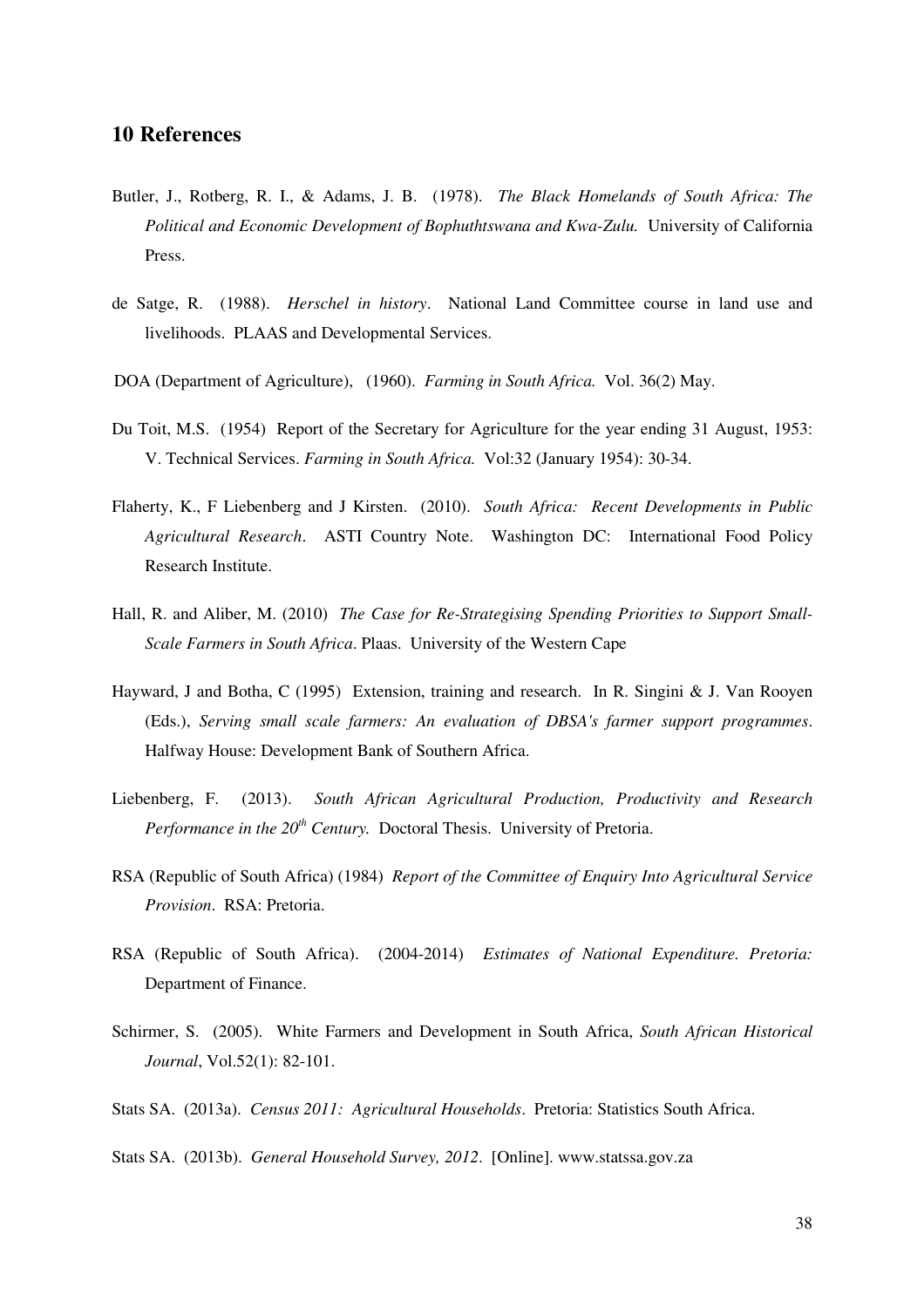# 10 References

Butler, J., Rotberg, R. I., & Adams, J. B. (1978). *The Black Homelands of South Africa: The Political and Economic Development of Bophuthtswana and Kwa-Zulu.* University of California Press.

de Satge, R. (1988). *Herschel in history*. National Land Committee course in land use and livelihoods. PLAAS and Developmental Services.

DOA (Department of Agriculture), (1960). *Farming in South Africa.* Vol. 36(2) May.

Du Toit, M.S. (1954) Report of the Secretary for Agriculture for the year ending 31 August, 1953: V. Technical Services. *Farming in South Africa.* Vol:32 (January 1954): 30-34.

Flaherty, K., F Liebenberg and J Kirsten. (2010). *South Africa: Recent Developments in Public Agricultural Research*. ASTI Country Note. Washington DC: International Food Policy Research Institute.

Hall, R. and Aliber, M. (2010) *The Case for Re-Strategising Spending Priorities to Support Small-Scale Farmers in South Africa*. Plaas. University of the Western Cape

Hayward, J and Botha, C (1995) Extension, training and research. In R. Singini & J. Van Rooyen (Eds.), *Serving small scale farmers: An evaluation of DBSA's farmer support programmes*. Halfway House: Development Bank of Southern Africa.

Liebenberg, F. (2013). *South African Agricultural Production, Productivity and Research Performance in the 20th Century.* Doctoral Thesis. University of Pretoria.

RSA (Republic of South Africa) (1984) *Report of the Committee of Enquiry Into Agricultural Service Provision*. RSA: Pretoria.

RSA (Republic of South Africa). (2004-2014) *Estimates of National Expenditure. Pretoria:* Department of Finance.

Schirmer, S. (2005). White Farmers and Development in South Africa, *South African Historical Journal*, Vol.52(1): 82-101.

Stats SA. (2013a). *Census 2011: Agricultural Households*. Pretoria: Statistics South Africa.

Stats SA. (2013b). *General Household Survey, 2012*. [Online]. www.statssa.gov.za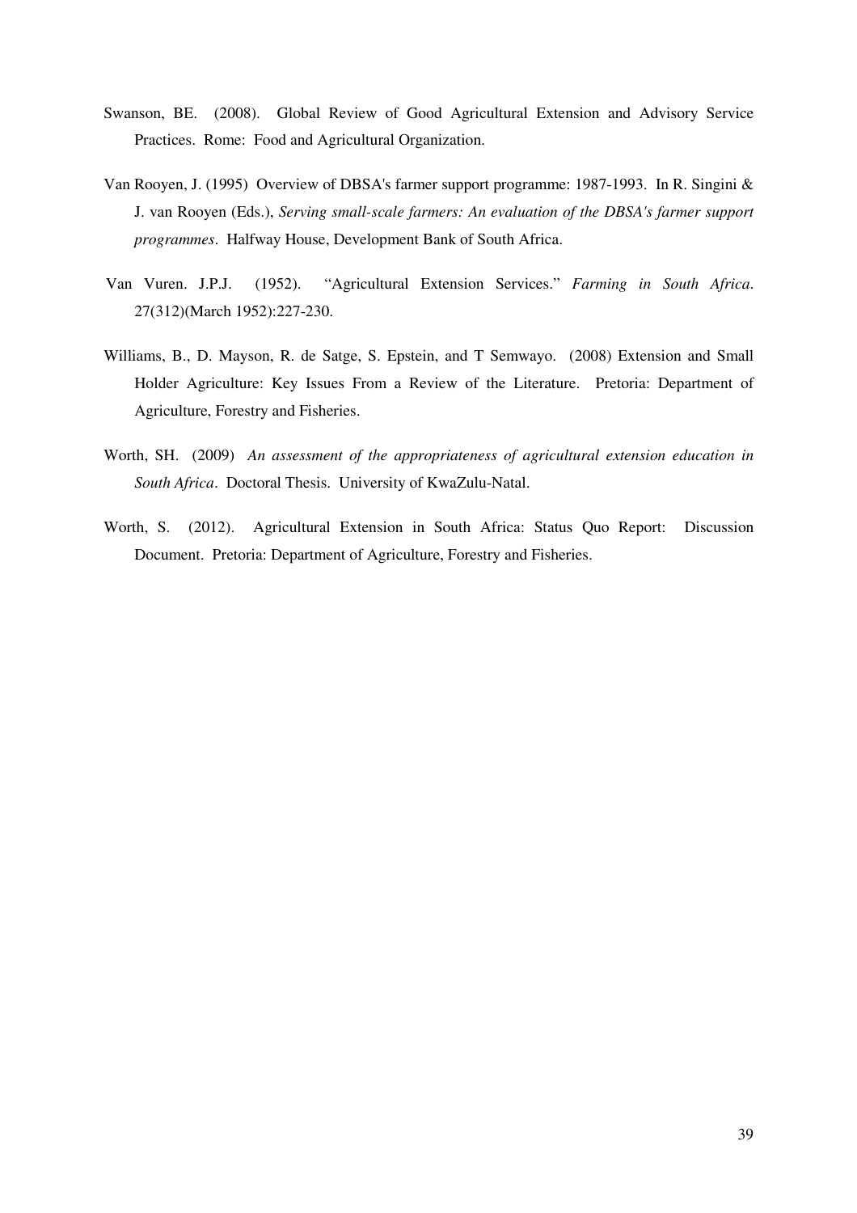Swanson, BE. (2008). Global Review of Good Agricultural Extension and Advisory Service Practices. Rome: Food and Agricultural Organization.

Van Rooyen, J. (1995) Overview of DBSA's farmer support programme: 1987-1993. In R. Singini & J. van Rooyen (Eds.), *Serving small-scale farmers: An evaluation of the DBSA's farmer support programmes*. Halfway House, Development Bank of South Africa.

Van Vuren. J.P.J. (1952). "Agricultural Extension Services." *Farming in South Africa*. 27(312)(March 1952):227-230.

Williams, B., D. Mayson, R. de Satge, S. Epstein, and T Semwayo. (2008) Extension and Small Holder Agriculture: Key Issues From a Review of the Literature. Pretoria: Department of Agriculture, Forestry and Fisheries.

Worth, SH. (2009) *An assessment of the appropriateness of agricultural extension education in South Africa*. Doctoral Thesis. University of KwaZulu-Natal.

Worth, S. (2012). Agricultural Extension in South Africa: Status Quo Report: Discussion Document. Pretoria: Department of Agriculture, Forestry and Fisheries.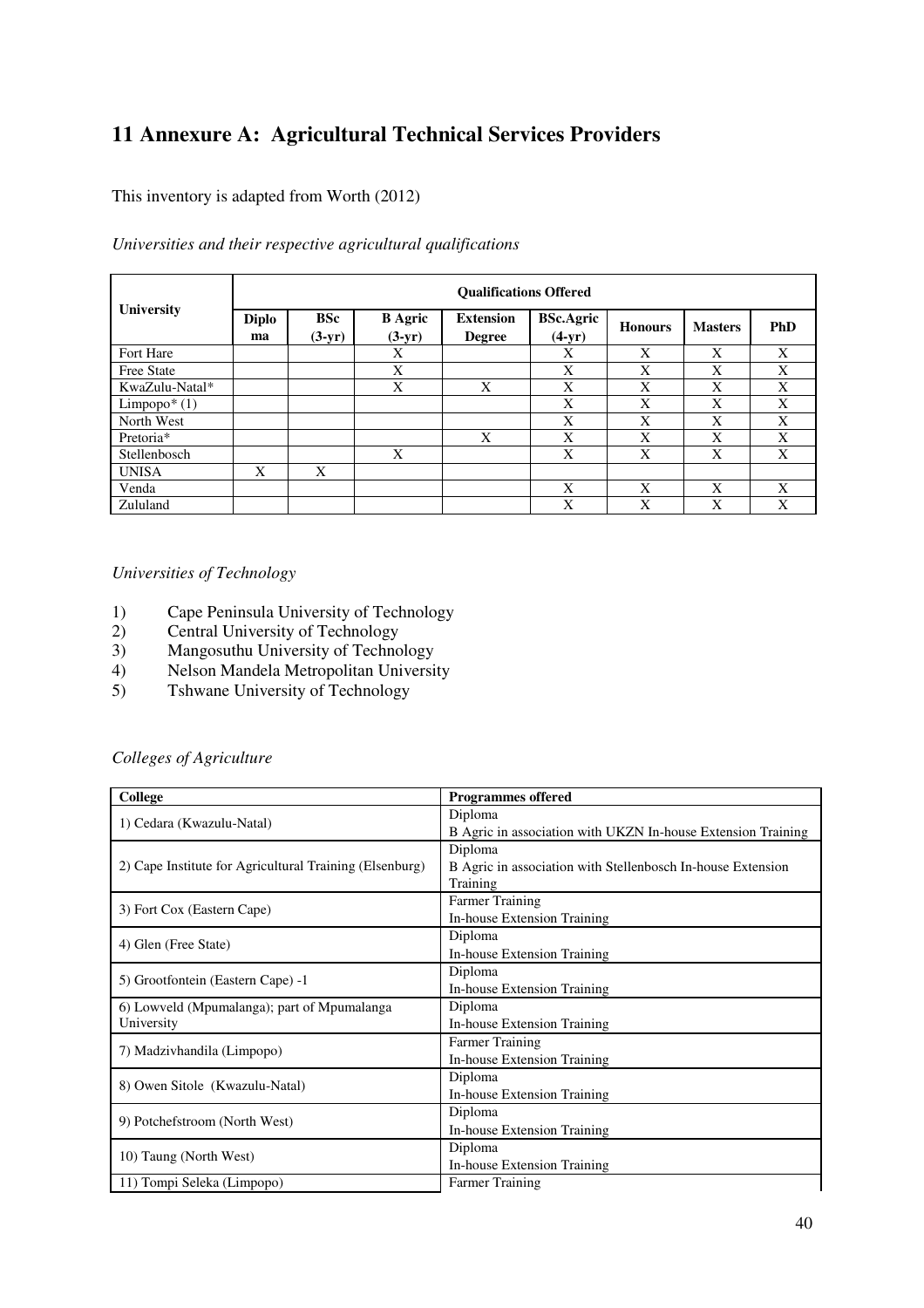# 11 Annexure A: Agricultural Technical Services Providers

This inventory is adapted from Worth (2012)

*Universities and their respective agricultural qualifications*

| University | Qualifications Offered | | | | | | | |
|---|---|---|---|---|---|---|---|---|
| | **Diploma** | **BSc (3-yr)** | **B Agric (3-yr)** | **Extension Degree** | **BSc.Agric (4-yr)** | **Honours** | **Masters** | **PhD** |
| Fort Hare | | | X | | X | X | X | X |
| Free State | | | X | | X | X | X | X |
| KwaZulu-Natal* | | | X | X | X | X | X | X |
| Limpopo* (1) | | | | | X | X | X | X |
| North West | | | | | X | X | X | X |
| Pretoria* | | | | X | X | X | X | X |
| Stellenbosch | | | X | | X | X | X | X |
| UNISA | X | X | | | | | | |
| Venda | | | | | X | X | X | X |
| Zululand | | | | | X | X | X | X |

*Universities of Technology*

1) Cape Peninsula University of Technology
2) Central University of Technology
3) Mangosuthu University of Technology
4) Nelson Mandela Metropolitan University
5) Tshwane University of Technology

*Colleges of Agriculture*

| College | Programmes offered |
|---|---|
| 1) Cedara (Kwazulu-Natal) | Diploma<br>B Agric in association with UKZN In-house Extension Training |
| 2) Cape Institute for Agricultural Training (Elsenburg) | Diploma<br>B Agric in association with Stellenbosch In-house Extension Training |
| 3) Fort Cox (Eastern Cape) | Farmer Training<br>In-house Extension Training |
| 4) Glen (Free State) | Diploma<br>In-house Extension Training |
| 5) Grootfontein (Eastern Cape) -1 | Diploma<br>In-house Extension Training |
| 6) Lowveld (Mpumalanga); part of Mpumalanga University | Diploma<br>In-house Extension Training |
| 7) Madzivhandila (Limpopo) | Farmer Training<br>In-house Extension Training |
| 8) Owen Sitole (Kwazulu-Natal) | Diploma<br>In-house Extension Training |
| 9) Potchefstroom (North West) | Diploma<br>In-house Extension Training |
| 10) Taung (North West) | Diploma<br>In-house Extension Training |
| 11) Tompi Seleka (Limpopo) | Farmer Training |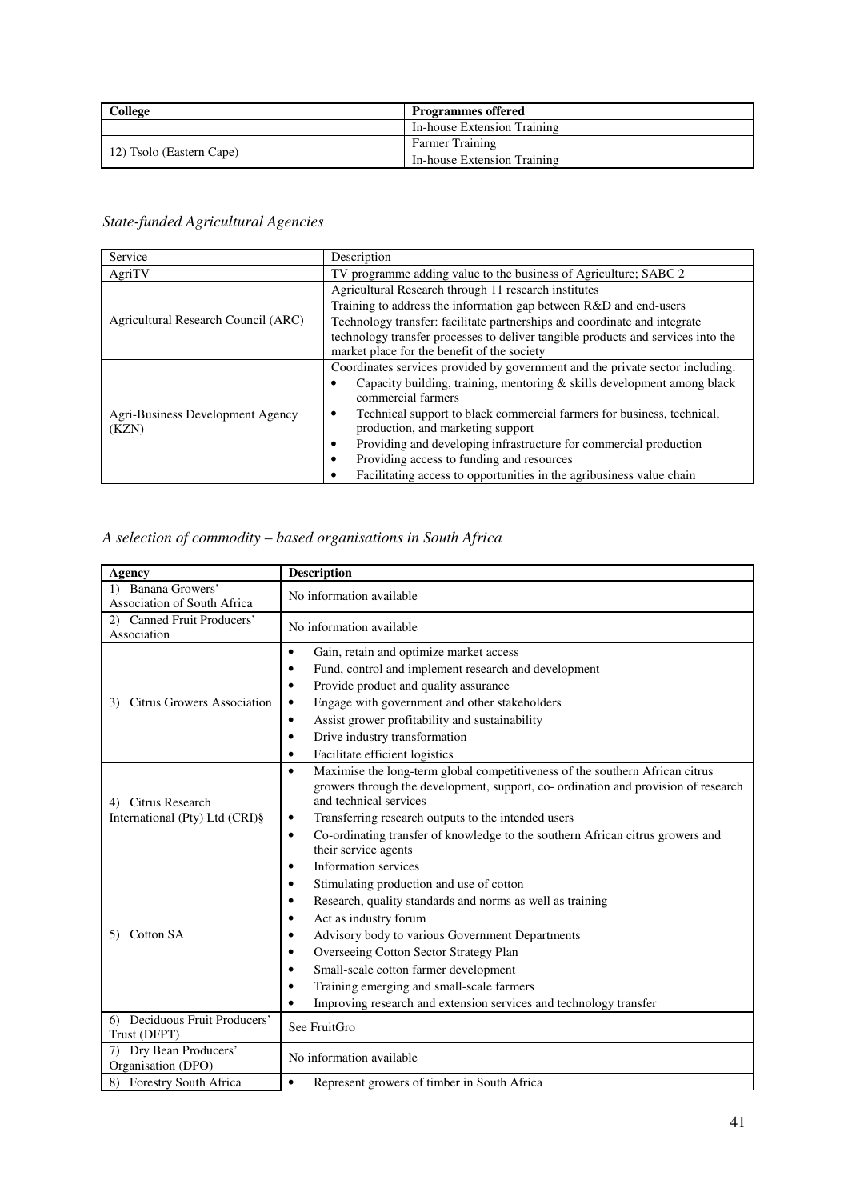| College | Programmes offered |
|---|---|
| | In-house Extension Training |
| 12) Tsolo (Eastern Cape) | Farmer Training<br>In-house Extension Training |

*State-funded Agricultural Agencies*

| Service | Description |
|---|---|
| AgriTV | TV programme adding value to the business of Agriculture; SABC 2 |
| Agricultural Research Council (ARC) | Agricultural Research through 11 research institutes<br>Training to address the information gap between R&D and end-users<br>Technology transfer: facilitate partnerships and coordinate and integrate technology transfer processes to deliver tangible products and services into the market place for the benefit of the society |
| Agri-Business Development Agency (KZN) | Coordinates services provided by government and the private sector including:<br>• Capacity building, training, mentoring & skills development among black commercial farmers<br>• Technical support to black commercial farmers for business, technical, production, and marketing support<br>• Providing and developing infrastructure for commercial production<br>• Providing access to funding and resources<br>• Facilitating access to opportunities in the agribusiness value chain |

*A selection of commodity – based organisations in South Africa*

| Agency | Description |
|---|---|
| 1) Banana Growers' Association of South Africa | No information available |
| 2) Canned Fruit Producers' Association | No information available |
| 3) Citrus Growers Association | • Gain, retain and optimize market access<br>• Fund, control and implement research and development<br>• Provide product and quality assurance<br>• Engage with government and other stakeholders<br>• Assist grower profitability and sustainability<br>• Drive industry transformation<br>• Facilitate efficient logistics |
| 4) Citrus Research International (Pty) Ltd (CRI)§ | • Maximise the long-term global competitiveness of the southern African citrus growers through the development, support, co- ordination and provision of research and technical services<br>• Transferring research outputs to the intended users<br>• Co-ordinating transfer of knowledge to the southern African citrus growers and their service agents |
| 5) Cotton SA | • Information services<br>• Stimulating production and use of cotton<br>• Research, quality standards and norms as well as training<br>• Act as industry forum<br>• Advisory body to various Government Departments<br>• Overseeing Cotton Sector Strategy Plan<br>• Small-scale cotton farmer development<br>• Training emerging and small-scale farmers<br>• Improving research and extension services and technology transfer |
| 6) Deciduous Fruit Producers' Trust (DFPT) | See FruitGro |
| 7) Dry Bean Producers' Organisation (DPO) | No information available |
| 8) Forestry South Africa | • Represent growers of timber in South Africa |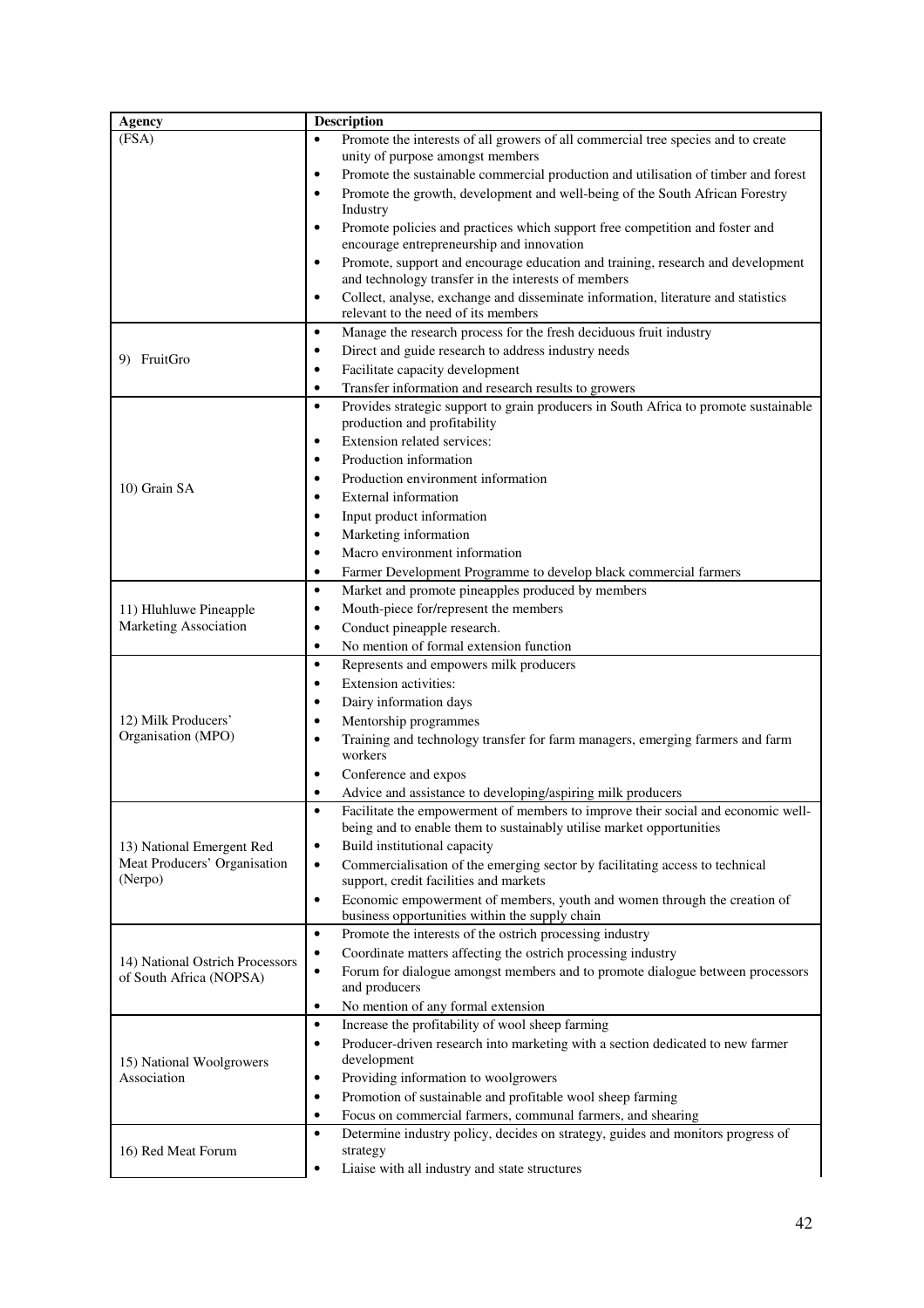| Agency | Description |
|---|---|
| (FSA) | • Promote the interests of all growers of all commercial tree species and to create unity of purpose amongst members<br>• Promote the sustainable commercial production and utilisation of timber and forest<br>• Promote the growth, development and well-being of the South African Forestry Industry<br>• Promote policies and practices which support free competition and foster and encourage entrepreneurship and innovation<br>• Promote, support and encourage education and training, research and development and technology transfer in the interests of members<br>• Collect, analyse, exchange and disseminate information, literature and statistics relevant to the need of its members |
| 9) FruitGro | • Manage the research process for the fresh deciduous fruit industry<br>• Direct and guide research to address industry needs<br>• Facilitate capacity development<br>• Transfer information and research results to growers |
| 10) Grain SA | • Provides strategic support to grain producers in South Africa to promote sustainable production and profitability<br>• Extension related services:<br>• Production information<br>• Production environment information<br>• External information<br>• Input product information<br>• Marketing information<br>• Macro environment information<br>• Farmer Development Programme to develop black commercial farmers |
| 11) Hluhluwe Pineapple Marketing Association | • Market and promote pineapples produced by members<br>• Mouth-piece for/represent the members<br>• Conduct pineapple research.<br>• No mention of formal extension function |
| 12) Milk Producers' Organisation (MPO) | • Represents and empowers milk producers<br>• Extension activities:<br>• Dairy information days<br>• Mentorship programmes<br>• Training and technology transfer for farm managers, emerging farmers and farm workers<br>• Conference and expos<br>• Advice and assistance to developing/aspiring milk producers |
| 13) National Emergent Red Meat Producers' Organisation (Nerpo) | • Facilitate the empowerment of members to improve their social and economic well-being and to enable them to sustainably utilise market opportunities<br>• Build institutional capacity<br>• Commercialisation of the emerging sector by facilitating access to technical support, credit facilities and markets<br>• Economic empowerment of members, youth and women through the creation of business opportunities within the supply chain |
| 14) National Ostrich Processors of South Africa (NOPSA) | • Promote the interests of the ostrich processing industry<br>• Coordinate matters affecting the ostrich processing industry<br>• Forum for dialogue amongst members and to promote dialogue between processors and producers<br>• No mention of any formal extension |
| 15) National Woolgrowers Association | • Increase the profitability of wool sheep farming<br>• Producer-driven research into marketing with a section dedicated to new farmer development<br>• Providing information to woolgrowers<br>• Promotion of sustainable and profitable wool sheep farming<br>• Focus on commercial farmers, communal farmers, and shearing |
| 16) Red Meat Forum | • Determine industry policy, decides on strategy, guides and monitors progress of strategy<br>• Liaise with all industry and state structures |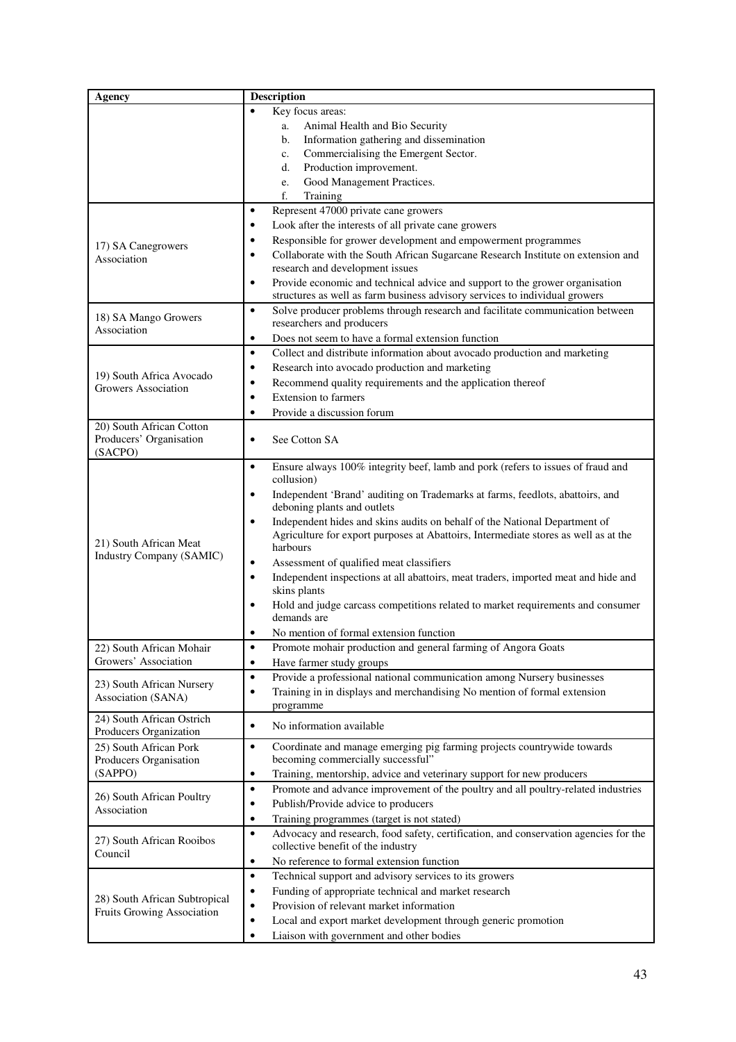| Agency | Description |
|---|---|
| | • Key focus areas:<br>a. Animal Health and Bio Security<br>b. Information gathering and dissemination<br>c. Commercialising the Emergent Sector.<br>d. Production improvement.<br>e. Good Management Practices.<br>f. Training |
| 17) SA Canegrowers Association | • Represent 47000 private cane growers<br>• Look after the interests of all private cane growers<br>• Responsible for grower development and empowerment programmes<br>• Collaborate with the South African Sugarcane Research Institute on extension and research and development issues<br>• Provide economic and technical advice and support to the grower organisation structures as well as farm business advisory services to individual growers |
| 18) SA Mango Growers Association | • Solve producer problems through research and facilitate communication between researchers and producers<br>• Does not seem to have a formal extension function |
| 19) South Africa Avocado Growers Association | • Collect and distribute information about avocado production and marketing<br>• Research into avocado production and marketing<br>• Recommend quality requirements and the application thereof<br>• Extension to farmers<br>• Provide a discussion forum |
| 20) South African Cotton Producers' Organisation (SACPO) | • See Cotton SA |
| 21) South African Meat Industry Company (SAMIC) | • Ensure always 100% integrity beef, lamb and pork (refers to issues of fraud and collusion)<br>• Independent 'Brand' auditing on Trademarks at farms, feedlots, abattoirs, and deboning plants and outlets<br>• Independent hides and skins audits on behalf of the National Department of Agriculture for export purposes at Abattoirs, Intermediate stores as well as at the harbours<br>• Assessment of qualified meat classifiers<br>• Independent inspections at all abattoirs, meat traders, imported meat and hide and skins plants<br>• Hold and judge carcass competitions related to market requirements and consumer demands are<br>• No mention of formal extension function |
| 22) South African Mohair Growers' Association | • Promote mohair production and general farming of Angora Goats<br>• Have farmer study groups |
| 23) South African Nursery Association (SANA) | • Provide a professional national communication among Nursery businesses<br>• Training in in displays and merchandising No mention of formal extension programme |
| 24) South African Ostrich Producers Organization | • No information available |
| 25) South African Pork Producers Organisation (SAPPO) | • Coordinate and manage emerging pig farming projects countrywide towards becoming commercially successful"<br>• Training, mentorship, advice and veterinary support for new producers |
| 26) South African Poultry Association | • Promote and advance improvement of the poultry and all poultry-related industries<br>• Publish/Provide advice to producers<br>• Training programmes (target is not stated) |
| 27) South African Rooibos Council | • Advocacy and research, food safety, certification, and conservation agencies for the collective benefit of the industry<br>• No reference to formal extension function |
| 28) South African Subtropical Fruits Growing Association | • Technical support and advisory services to its growers<br>• Funding of appropriate technical and market research<br>• Provision of relevant market information<br>• Local and export market development through generic promotion<br>• Liaison with government and other bodies |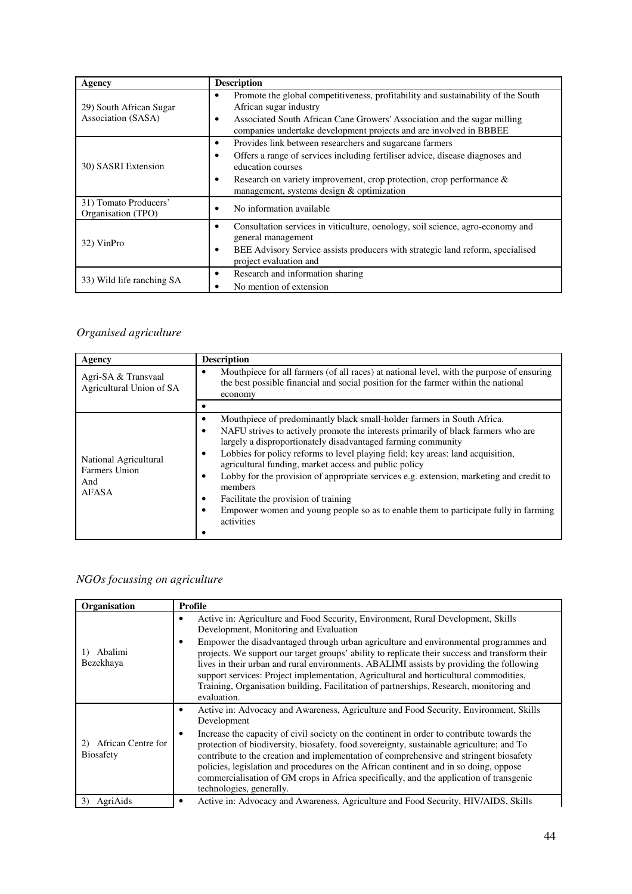| Agency | Description |
|---|---|
| 29) South African Sugar Association (SASA) | • Promote the global competitiveness, profitability and sustainability of the South African sugar industry<br>• Associated South African Cane Growers' Association and the sugar milling companies undertake development projects and are involved in BBBEE |
| 30) SASRI Extension | • Provides link between researchers and sugarcane farmers<br>• Offers a range of services including fertiliser advice, disease diagnoses and education courses<br>• Research on variety improvement, crop protection, crop performance & management, systems design & optimization |
| 31) Tomato Producers' Organisation (TPO) | • No information available |
| 32) VinPro | • Consultation services in viticulture, oenology, soil science, agro-economy and general management<br>• BEE Advisory Service assists producers with strategic land reform, specialised project evaluation and |
| 33) Wild life ranching SA | • Research and information sharing<br>• No mention of extension |

### *Organised agriculture*

| Agency | Description |
|---|---|
| Agri-SA & Transvaal Agricultural Union of SA | • Mouthpiece for all farmers (of all races) at national level, with the purpose of ensuring the best possible financial and social position for the farmer within the national economy<br>• |
| National Agricultural Farmers Union And AFASA | • Mouthpiece of predominantly black small-holder farmers in South Africa.<br>• NAFU strives to actively promote the interests primarily of black farmers who are largely a disproportionately disadvantaged farming community<br>• Lobbies for policy reforms to level playing field; key areas: land acquisition, agricultural funding, market access and public policy<br>• Lobby for the provision of appropriate services e.g. extension, marketing and credit to members<br>• Facilitate the provision of training<br>• Empower women and young people so as to enable them to participate fully in farming activities<br>• |

### *NGOs focussing on agriculture*

| Organisation | Profile |
|---|---|
| 1) Abalimi Bezekhaya | • Active in: Agriculture and Food Security, Environment, Rural Development, Skills Development, Monitoring and Evaluation<br>• Empower the disadvantaged through urban agriculture and environmental programmes and projects. We support our target groups' ability to replicate their success and transform their lives in their urban and rural environments. ABALIMI assists by providing the following support services: Project implementation, Agricultural and horticultural commodities, Training, Organisation building, Facilitation of partnerships, Research, monitoring and evaluation. |
| 2) African Centre for Biosafety | • Active in: Advocacy and Awareness, Agriculture and Food Security, Environment, Skills Development<br>• Increase the capacity of civil society on the continent in order to contribute towards the protection of biodiversity, biosafety, food sovereignty, sustainable agriculture; and To contribute to the creation and implementation of comprehensive and stringent biosafety policies, legislation and procedures on the African continent and in so doing, oppose commercialisation of GM crops in Africa specifically, and the application of transgenic technologies, generally. |
| 3) AgriAids | • Active in: Advocacy and Awareness, Agriculture and Food Security, HIV/AIDS, Skills |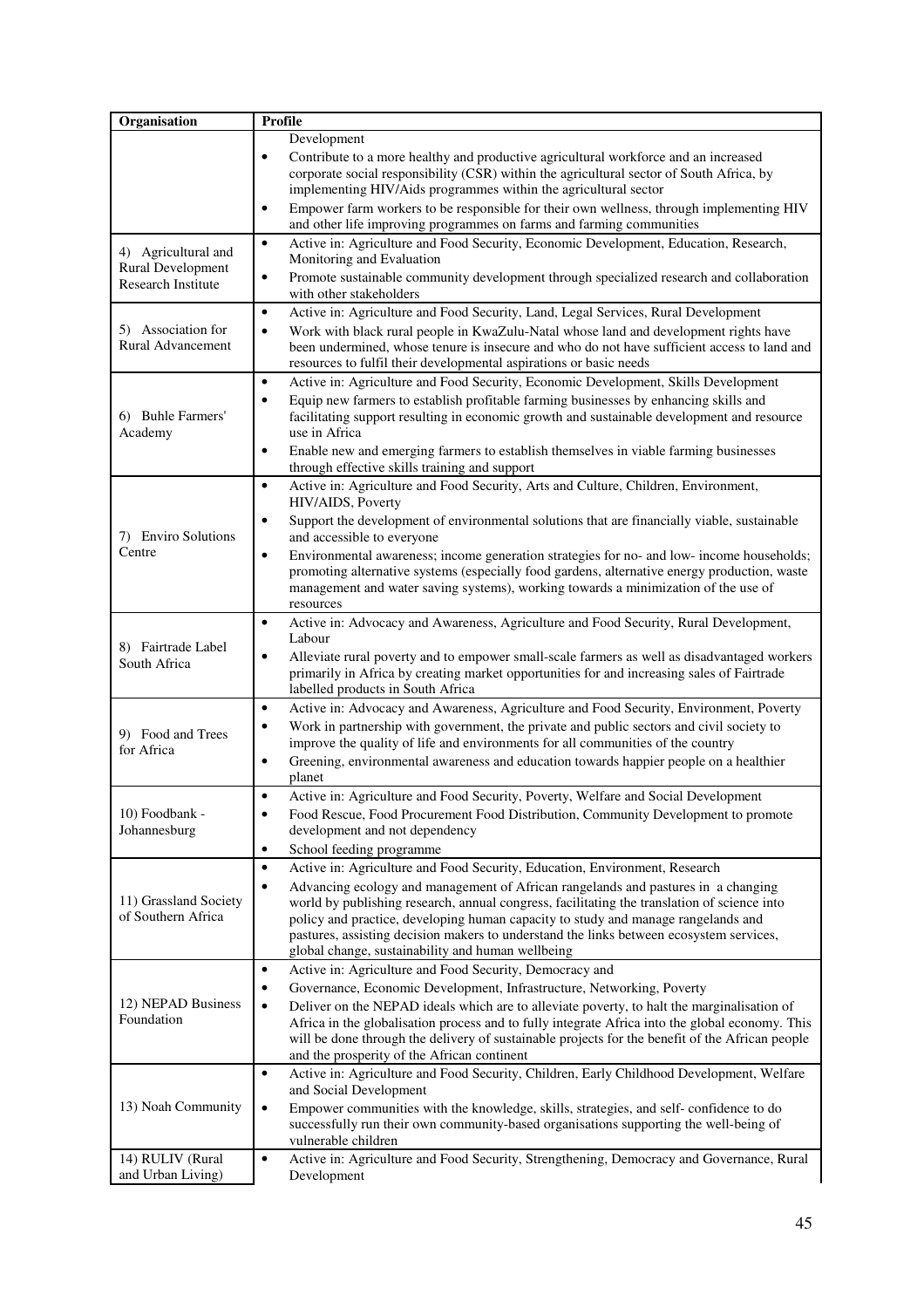| Organisation | Profile |
|---|---|
| | Development<br>• Contribute to a more healthy and productive agricultural workforce and an increased corporate social responsibility (CSR) within the agricultural sector of South Africa, by implementing HIV/Aids programmes within the agricultural sector<br>• Empower farm workers to be responsible for their own wellness, through implementing HIV and other life improving programmes on farms and farming communities |
| 4) Agricultural and Rural Development Research Institute | • Active in: Agriculture and Food Security, Economic Development, Education, Research, Monitoring and Evaluation<br>• Promote sustainable community development through specialized research and collaboration with other stakeholders |
| 5) Association for Rural Advancement | • Active in: Agriculture and Food Security, Land, Legal Services, Rural Development<br>• Work with black rural people in KwaZulu-Natal whose land and development rights have been undermined, whose tenure is insecure and who do not have sufficient access to land and resources to fulfil their developmental aspirations or basic needs |
| 6) Buhle Farmers' Academy | • Active in: Agriculture and Food Security, Economic Development, Skills Development<br>• Equip new farmers to establish profitable farming businesses by enhancing skills and facilitating support resulting in economic growth and sustainable development and resource use in Africa<br>• Enable new and emerging farmers to establish themselves in viable farming businesses through effective skills training and support |
| 7) Enviro Solutions Centre | • Active in: Agriculture and Food Security, Arts and Culture, Children, Environment, HIV/AIDS, Poverty<br>• Support the development of environmental solutions that are financially viable, sustainable and accessible to everyone<br>• Environmental awareness; income generation strategies for no- and low- income households; promoting alternative systems (especially food gardens, alternative energy production, waste management and water saving systems), working towards a minimization of the use of resources |
| 8) Fairtrade Label South Africa | • Active in: Advocacy and Awareness, Agriculture and Food Security, Rural Development, Labour<br>• Alleviate rural poverty and to empower small-scale farmers as well as disadvantaged workers primarily in Africa by creating market opportunities for and increasing sales of Fairtrade labelled products in South Africa |
| 9) Food and Trees for Africa | • Active in: Advocacy and Awareness, Agriculture and Food Security, Environment, Poverty<br>• Work in partnership with government, the private and public sectors and civil society to improve the quality of life and environments for all communities of the country<br>• Greening, environmental awareness and education towards happier people on a healthier planet |
| 10) Foodbank - Johannesburg | • Active in: Agriculture and Food Security, Poverty, Welfare and Social Development<br>• Food Rescue, Food Procurement Food Distribution, Community Development to promote development and not dependency<br>• School feeding programme |
| 11) Grassland Society of Southern Africa | • Active in: Agriculture and Food Security, Education, Environment, Research<br>• Advancing ecology and management of African rangelands and pastures in a changing world by publishing research, annual congress, facilitating the translation of science into policy and practice, developing human capacity to study and manage rangelands and pastures, assisting decision makers to understand the links between ecosystem services, global change, sustainability and human wellbeing |
| 12) NEPAD Business Foundation | • Active in: Agriculture and Food Security, Democracy and<br>• Governance, Economic Development, Infrastructure, Networking, Poverty<br>• Deliver on the NEPAD ideals which are to alleviate poverty, to halt the marginalisation of Africa in the globalisation process and to fully integrate Africa into the global economy. This will be done through the delivery of sustainable projects for the benefit of the African people and the prosperity of the African continent |
| 13) Noah Community | • Active in: Agriculture and Food Security, Children, Early Childhood Development, Welfare and Social Development<br>• Empower communities with the knowledge, skills, strategies, and self- confidence to do successfully run their own community-based organisations supporting the well-being of vulnerable children |
| 14) RULIV (Rural and Urban Living) | • Active in: Agriculture and Food Security, Strengthening, Democracy and Governance, Rural Development |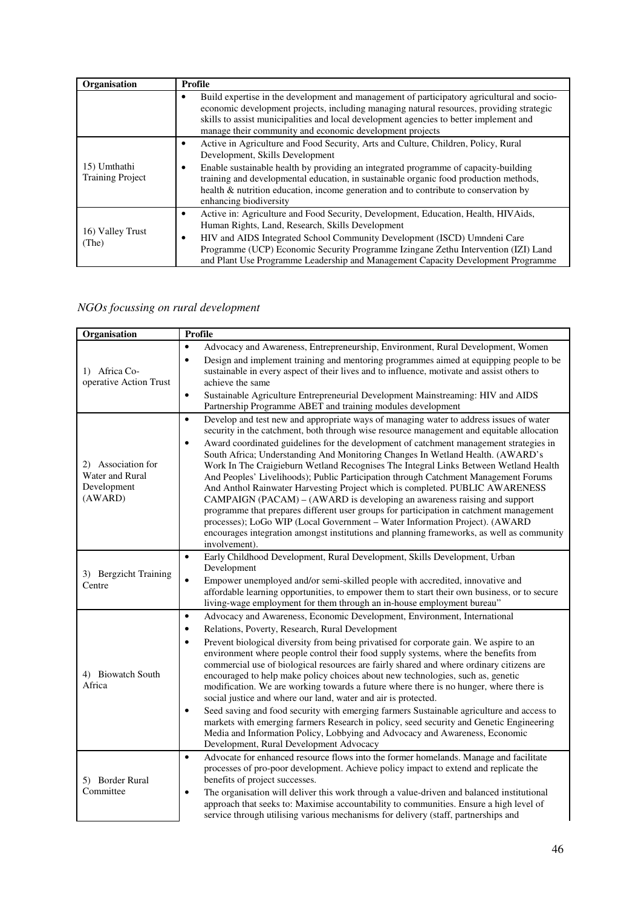| Organisation | Profile |
|---|---|
| | • Build expertise in the development and management of participatory agricultural and socio-economic development projects, including managing natural resources, providing strategic skills to assist municipalities and local development agencies to better implement and manage their community and economic development projects |
| 15) Umthathi Training Project | • Active in Agriculture and Food Security, Arts and Culture, Children, Policy, Rural Development, Skills Development<br>• Enable sustainable health by providing an integrated programme of capacity-building training and developmental education, in sustainable organic food production methods, health & nutrition education, income generation and to contribute to conservation by enhancing biodiversity |
| 16) Valley Trust (The) | • Active in: Agriculture and Food Security, Development, Education, Health, HIVAids, Human Rights, Land, Research, Skills Development<br>• HIV and AIDS Integrated School Community Development (ISCD) Umndeni Care Programme (UCP) Economic Security Programme Izingane Zethu Intervention (IZI) Land and Plant Use Programme Leadership and Management Capacity Development Programme |

*NGOs focussing on rural development*

| Organisation | Profile |
|---|---|
| 1) Africa Co-operative Action Trust | • Advocacy and Awareness, Entrepreneurship, Environment, Rural Development, Women<br>• Design and implement training and mentoring programmes aimed at equipping people to be sustainable in every aspect of their lives and to influence, motivate and assist others to achieve the same<br>• Sustainable Agriculture Entrepreneurial Development Mainstreaming: HIV and AIDS Partnership Programme ABET and training modules development |
| 2) Association for Water and Rural Development (AWARD) | • Develop and test new and appropriate ways of managing water to address issues of water security in the catchment, both through wise resource management and equitable allocation<br>• Award coordinated guidelines for the development of catchment management strategies in South Africa; Understanding And Monitoring Changes In Wetland Health. (AWARD's Work In The Craigieburn Wetland Recognises The Integral Links Between Wetland Health And Peoples' Livelihoods); Public Participation through Catchment Management Forums And Anthol Rainwater Harvesting Project which is completed. PUBLIC AWARENESS CAMPAIGN (PACAM) – (AWARD is developing an awareness raising and support programme that prepares different user groups for participation in catchment management processes); LoGo WIP (Local Government – Water Information Project). (AWARD encourages integration amongst institutions and planning frameworks, as well as community involvement). |
| 3) Bergzicht Training Centre | • Early Childhood Development, Rural Development, Skills Development, Urban Development<br>• Empower unemployed and/or semi-skilled people with accredited, innovative and affordable learning opportunities, to empower them to start their own business, or to secure living-wage employment for them through an in-house employment bureau" |
| 4) Biowatch South Africa | • Advocacy and Awareness, Economic Development, Environment, International<br>• Relations, Poverty, Research, Rural Development<br>• Prevent biological diversity from being privatised for corporate gain. We aspire to an environment where people control their food supply systems, where the benefits from commercial use of biological resources are fairly shared and where ordinary citizens are encouraged to help make policy choices about new technologies, such as, genetic modification. We are working towards a future where there is no hunger, where there is social justice and where our land, water and air is protected.<br>• Seed saving and food security with emerging farmers Sustainable agriculture and access to markets with emerging farmers Research in policy, seed security and Genetic Engineering Media and Information Policy, Lobbying and Advocacy and Awareness, Economic Development, Rural Development Advocacy |
| 5) Border Rural Committee | • Advocate for enhanced resource flows into the former homelands. Manage and facilitate processes of pro-poor development. Achieve policy impact to extend and replicate the benefits of project successes.<br>• The organisation will deliver this work through a value-driven and balanced institutional approach that seeks to: Maximise accountability to communities. Ensure a high level of service through utilising various mechanisms for delivery (staff, partnerships and |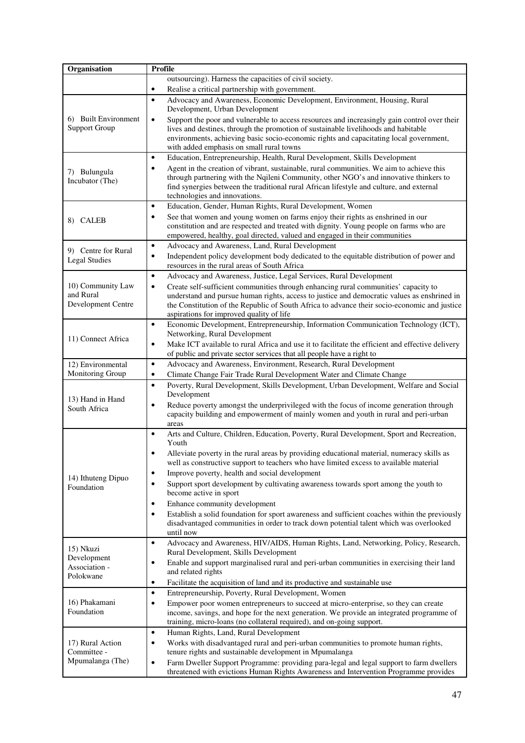| Organisation | Profile |
|---|---|
| | outsourcing). Harness the capacities of civil society.<br>• Realise a critical partnership with government. |
| 6) Built Environment Support Group | • Advocacy and Awareness, Economic Development, Environment, Housing, Rural Development, Urban Development<br>• Support the poor and vulnerable to access resources and increasingly gain control over their lives and destines, through the promotion of sustainable livelihoods and habitable environments, achieving basic socio-economic rights and capacitating local government, with added emphasis on small rural towns |
| 7) Bulungula Incubator (The) | • Education, Entrepreneurship, Health, Rural Development, Skills Development<br>• Agent in the creation of vibrant, sustainable, rural communities. We aim to achieve this through partnering with the Nqileni Community, other NGO's and innovative thinkers to find synergies between the traditional rural African lifestyle and culture, and external technologies and innovations. |
| 8) CALEB | • Education, Gender, Human Rights, Rural Development, Women<br>• See that women and young women on farms enjoy their rights as enshrined in our constitution and are respected and treated with dignity. Young people on farms who are empowered, healthy, goal directed, valued and engaged in their communities |
| 9) Centre for Rural Legal Studies | • Advocacy and Awareness, Land, Rural Development<br>• Independent policy development body dedicated to the equitable distribution of power and resources in the rural areas of South Africa |
| 10) Community Law and Rural Development Centre | • Advocacy and Awareness, Justice, Legal Services, Rural Development<br>• Create self-sufficient communities through enhancing rural communities' capacity to understand and pursue human rights, access to justice and democratic values as enshrined in the Constitution of the Republic of South Africa to advance their socio-economic and justice aspirations for improved quality of life |
| 11) Connect Africa | • Economic Development, Entrepreneurship, Information Communication Technology (ICT), Networking, Rural Development<br>• Make ICT available to rural Africa and use it to facilitate the efficient and effective delivery of public and private sector services that all people have a right to |
| 12) Environmental Monitoring Group | • Advocacy and Awareness, Environment, Research, Rural Development<br>• Climate Change Fair Trade Rural Development Water and Climate Change |
| 13) Hand in Hand South Africa | • Poverty, Rural Development, Skills Development, Urban Development, Welfare and Social Development<br>• Reduce poverty amongst the underprivileged with the focus of income generation through capacity building and empowerment of mainly women and youth in rural and peri-urban areas |
| 14) Ithuteng Dipuo Foundation | • Arts and Culture, Children, Education, Poverty, Rural Development, Sport and Recreation, Youth<br>• Alleviate poverty in the rural areas by providing educational material, numeracy skills as well as constructive support to teachers who have limited excess to available material<br>• Improve poverty, health and social development<br>• Support sport development by cultivating awareness towards sport among the youth to become active in sport<br>• Enhance community development<br>• Establish a solid foundation for sport awareness and sufficient coaches within the previously disadvantaged communities in order to track down potential talent which was overlooked until now |
| 15) Nkuzi Development Association - Polokwane | • Advocacy and Awareness, HIV/AIDS, Human Rights, Land, Networking, Policy, Research, Rural Development, Skills Development<br>• Enable and support marginalised rural and peri-urban communities in exercising their land and related rights<br>• Facilitate the acquisition of land and its productive and sustainable use |
| 16) Phakamani Foundation | • Entrepreneurship, Poverty, Rural Development, Women<br>• Empower poor women entrepreneurs to succeed at micro-enterprise, so they can create income, savings, and hope for the next generation. We provide an integrated programme of training, micro-loans (no collateral required), and on-going support. |
| 17) Rural Action Committee - Mpumalanga (The) | • Human Rights, Land, Rural Development<br>• Works with disadvantaged rural and peri-urban communities to promote human rights, tenure rights and sustainable development in Mpumalanga<br>• Farm Dweller Support Programme: providing para-legal and legal support to farm dwellers threatened with evictions Human Rights Awareness and Intervention Programme provides |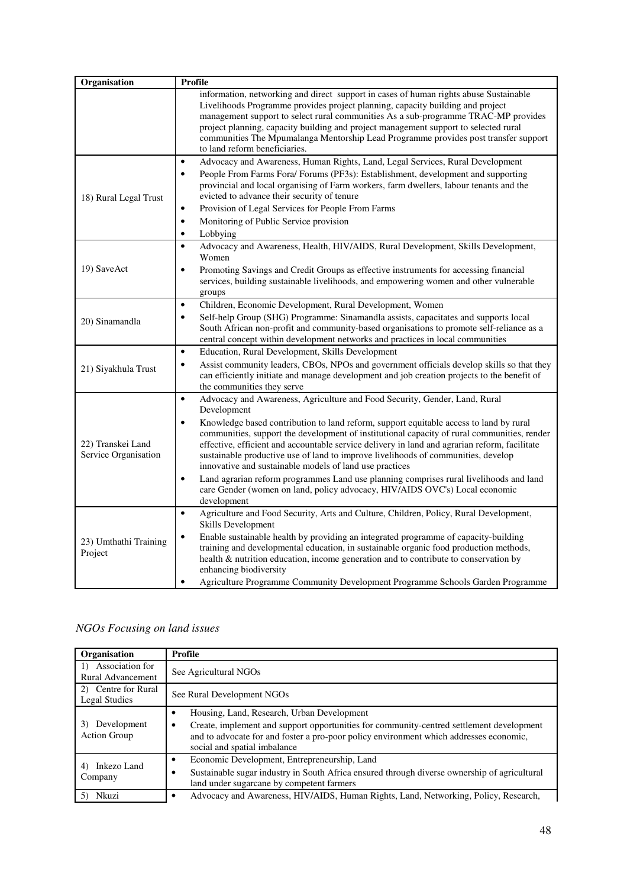| Organisation | Profile |
|---|---|
| | information, networking and direct support in cases of human rights abuse Sustainable Livelihoods Programme provides project planning, capacity building and project management support to select rural communities As a sub-programme TRAC-MP provides project planning, capacity building and project management support to selected rural communities The Mpumalanga Mentorship Lead Programme provides post transfer support to land reform beneficiaries. |
| 18) Rural Legal Trust | • Advocacy and Awareness, Human Rights, Land, Legal Services, Rural Development<br>• People From Farms Fora/ Forums (PF3s): Establishment, development and supporting provincial and local organising of Farm workers, farm dwellers, labour tenants and the evicted to advance their security of tenure<br>• Provision of Legal Services for People From Farms<br>• Monitoring of Public Service provision<br>• Lobbying |
| 19) SaveAct | • Advocacy and Awareness, Health, HIV/AIDS, Rural Development, Skills Development, Women<br>• Promoting Savings and Credit Groups as effective instruments for accessing financial services, building sustainable livelihoods, and empowering women and other vulnerable groups |
| 20) Sinamandla | • Children, Economic Development, Rural Development, Women<br>• Self-help Group (SHG) Programme: Sinamandla assists, capacitates and supports local South African non-profit and community-based organisations to promote self-reliance as a central concept within development networks and practices in local communities |
| 21) Siyakhula Trust | • Education, Rural Development, Skills Development<br>• Assist community leaders, CBOs, NPOs and government officials develop skills so that they can efficiently initiate and manage development and job creation projects to the benefit of the communities they serve |
| 22) Transkei Land Service Organisation | • Advocacy and Awareness, Agriculture and Food Security, Gender, Land, Rural Development<br>• Knowledge based contribution to land reform, support equitable access to land by rural communities, support the development of institutional capacity of rural communities, render effective, efficient and accountable service delivery in land and agrarian reform, facilitate sustainable productive use of land to improve livelihoods of communities, develop innovative and sustainable models of land use practices<br>• Land agrarian reform programmes Land use planning comprises rural livelihoods and land care Gender (women on land, policy advocacy, HIV/AIDS OVC's) Local economic development |
| 23) Umthathi Training Project | • Agriculture and Food Security, Arts and Culture, Children, Policy, Rural Development, Skills Development<br>• Enable sustainable health by providing an integrated programme of capacity-building training and developmental education, in sustainable organic food production methods, health & nutrition education, income generation and to contribute to conservation by enhancing biodiversity<br>• Agriculture Programme Community Development Programme Schools Garden Programme |

*NGOs Focusing on land issues*

| Organisation | Profile |
|---|---|
| 1) Association for Rural Advancement | See Agricultural NGOs |
| 2) Centre for Rural Legal Studies | See Rural Development NGOs |
| 3) Development Action Group | • Housing, Land, Research, Urban Development<br>• Create, implement and support opportunities for community-centred settlement development and to advocate for and foster a pro-poor policy environment which addresses economic, social and spatial imbalance |
| 4) Inkezo Land Company | • Economic Development, Entrepreneurship, Land<br>• Sustainable sugar industry in South Africa ensured through diverse ownership of agricultural land under sugarcane by competent farmers |
| 5) Nkuzi | • Advocacy and Awareness, HIV/AIDS, Human Rights, Land, Networking, Policy, Research, |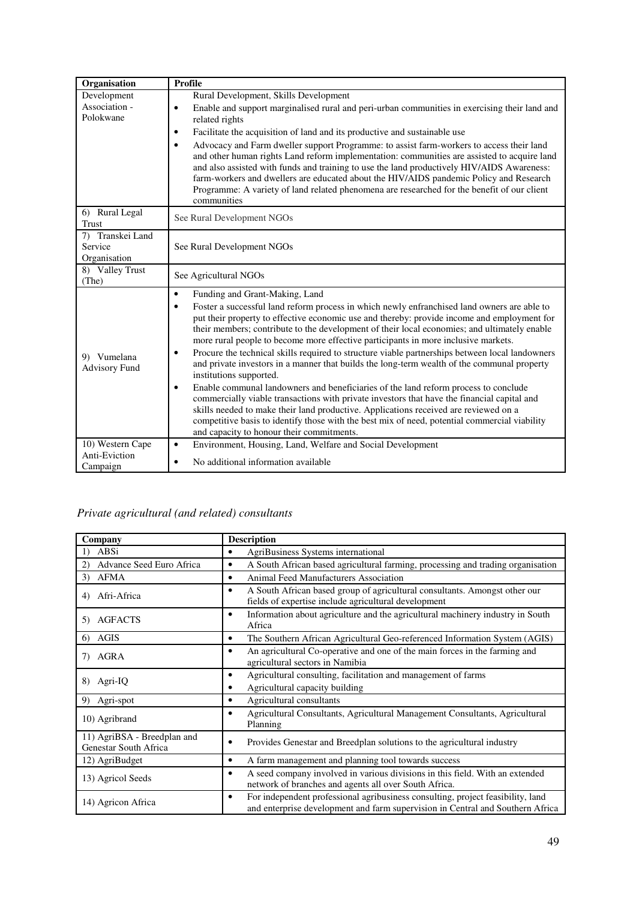| Organisation | Profile |
|---|---|
| Development Association - Polokwane | Rural Development, Skills Development<br>• Enable and support marginalised rural and peri-urban communities in exercising their land and related rights<br>• Facilitate the acquisition of land and its productive and sustainable use<br>• Advocacy and Farm dweller support Programme: to assist farm-workers to access their land and other human rights Land reform implementation: communities are assisted to acquire land and also assisted with funds and training to use the land productively HIV/AIDS Awareness: farm-workers and dwellers are educated about the HIV/AIDS pandemic Policy and Research Programme: A variety of land related phenomena are researched for the benefit of our client communities |
| 6) Rural Legal Trust | See Rural Development NGOs |
| 7) Transkei Land Service Organisation | See Rural Development NGOs |
| 8) Valley Trust (The) | See Agricultural NGOs |
| 9) Vumelana Advisory Fund | • Funding and Grant-Making, Land<br>• Foster a successful land reform process in which newly enfranchised land owners are able to put their property to effective economic use and thereby: provide income and employment for their members; contribute to the development of their local economies; and ultimately enable more rural people to become more effective participants in more inclusive markets.<br>• Procure the technical skills required to structure viable partnerships between local landowners and private investors in a manner that builds the long-term wealth of the communal property institutions supported.<br>• Enable communal landowners and beneficiaries of the land reform process to conclude commercially viable transactions with private investors that have the financial capital and skills needed to make their land productive. Applications received are reviewed on a competitive basis to identify those with the best mix of need, potential commercial viability and capacity to honour their commitments. |
| 10) Western Cape Anti-Eviction Campaign | • Environment, Housing, Land, Welfare and Social Development<br>• No additional information available |

## *Private agricultural (and related) consultants*

| Company | Description |
|---|---|
| 1) ABSi | • AgriBusiness Systems international |
| 2) Advance Seed Euro Africa | • A South African based agricultural farming, processing and trading organisation |
| 3) AFMA | • Animal Feed Manufacturers Association |
| 4) Afri-Africa | • A South African based group of agricultural consultants. Amongst other our fields of expertise include agricultural development |
| 5) AGFACTS | • Information about agriculture and the agricultural machinery industry in South Africa |
| 6) AGIS | • The Southern African Agricultural Geo-referenced Information System (AGIS) |
| 7) AGRA | • An agricultural Co-operative and one of the main forces in the farming and agricultural sectors in Namibia |
| 8) Agri-IQ | • Agricultural consulting, facilitation and management of farms<br>• Agricultural capacity building |
| 9) Agri-spot | • Agricultural consultants |
| 10) Agribrand | • Agricultural Consultants, Agricultural Management Consultants, Agricultural Planning |
| 11) AgriBSA - Breedplan and Genestar South Africa | • Provides Genestar and Breedplan solutions to the agricultural industry |
| 12) AgriBudget | • A farm management and planning tool towards success |
| 13) Agricol Seeds | • A seed company involved in various divisions in this field. With an extended network of branches and agents all over South Africa. |
| 14) Agricon Africa | • For independent professional agribusiness consulting, project feasibility, land and enterprise development and farm supervision in Central and Southern Africa |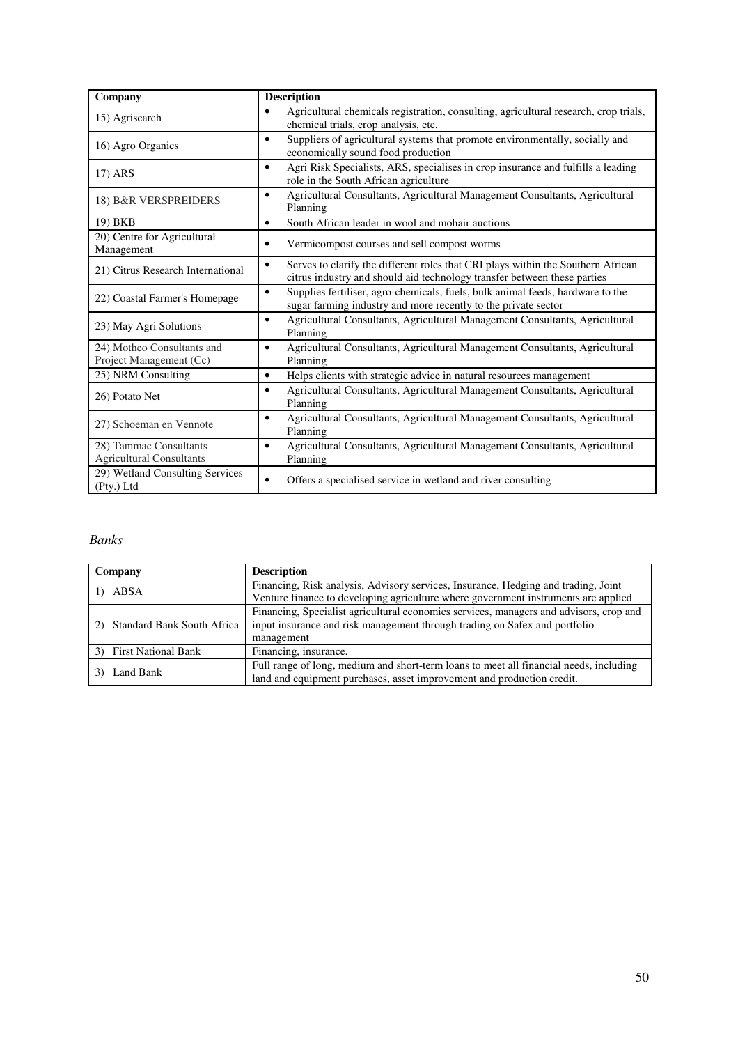| Company | Description |
| --- | --- |
| 15) Agrisearch | • Agricultural chemicals registration, consulting, agricultural research, crop trials, chemical trials, crop analysis, etc. |
| 16) Agro Organics | • Suppliers of agricultural systems that promote environmentally, socially and economically sound food production |
| 17) ARS | • Agri Risk Specialists, ARS, specialises in crop insurance and fulfills a leading role in the South African agriculture |
| 18) B&R VERSPREIDERS | • Agricultural Consultants, Agricultural Management Consultants, Agricultural Planning |
| 19) BKB | • South African leader in wool and mohair auctions |
| 20) Centre for Agricultural Management | • Vermicompost courses and sell compost worms |
| 21) Citrus Research International | • Serves to clarify the different roles that CRI plays within the Southern African citrus industry and should aid technology transfer between these parties |
| 22) Coastal Farmer's Homepage | • Supplies fertiliser, agro-chemicals, fuels, bulk animal feeds, hardware to the sugar farming industry and more recently to the private sector |
| 23) May Agri Solutions | • Agricultural Consultants, Agricultural Management Consultants, Agricultural Planning |
| 24) Motheo Consultants and Project Management (Cc) | • Agricultural Consultants, Agricultural Management Consultants, Agricultural Planning |
| 25) NRM Consulting | • Helps clients with strategic advice in natural resources management |
| 26) Potato Net | • Agricultural Consultants, Agricultural Management Consultants, Agricultural Planning |
| 27) Schoeman en Vennote | • Agricultural Consultants, Agricultural Management Consultants, Agricultural Planning |
| 28) Tammac Consultants Agricultural Consultants | • Agricultural Consultants, Agricultural Management Consultants, Agricultural Planning |
| 29) Wetland Consulting Services (Pty.) Ltd | • Offers a specialised service in wetland and river consulting |

*Banks*

| Company | Description |
| --- | --- |
| 1) ABSA | Financing, Risk analysis, Advisory services, Insurance, Hedging and trading, Joint Venture finance to developing agriculture where government instruments are applied |
| 2) Standard Bank South Africa | Financing, Specialist agricultural economics services, managers and advisors, crop and input insurance and risk management through trading on Safex and portfolio management |
| 3) First National Bank | Financing, insurance, |
| 3) Land Bank | Full range of long, medium and short-term loans to meet all financial needs, including land and equipment purchases, asset improvement and production credit. |